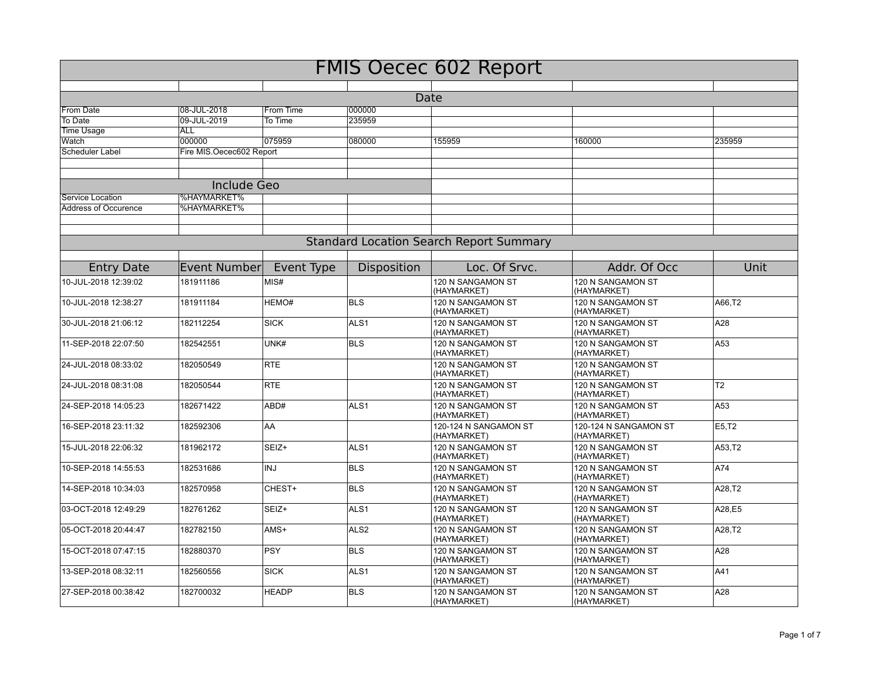# FMIS Oecec 602 Report

## Date

| | | | | | | |
|---|---|---|---|---|---|---|
| From Date | 08-JUL-2018 | From Time | 000000 | | | |
| To Date | 09-JUL-2019 | To Time | 235959 | | | |
| Time Usage | ALL | | | | | |
| Watch | 000000 | 075959 | 080000 | 155959 | 160000 | 235959 |
| Scheduler Label | Fire MIS.Oecec602 Report | | | | | |

## Include Geo

| | |
|---|---|
| Service Location | %HAYMARKET% |
| Address of Occurence | %HAYMARKET% |

## Standard Location Search Report Summary

| Entry Date | Event Number | Event Type | Disposition | Loc. Of Srvc. | Addr. Of Occ | Unit |
|---|---|---|---|---|---|---|
| 10-JUL-2018 12:39:02 | 181911186 | MIS# | | 120 N SANGAMON ST (HAYMARKET) | 120 N SANGAMON ST (HAYMARKET) | |
| 10-JUL-2018 12:38:27 | 181911184 | HEMO# | BLS | 120 N SANGAMON ST (HAYMARKET) | 120 N SANGAMON ST (HAYMARKET) | A66,T2 |
| 30-JUL-2018 21:06:12 | 182112254 | SICK | ALS1 | 120 N SANGAMON ST (HAYMARKET) | 120 N SANGAMON ST (HAYMARKET) | A28 |
| 11-SEP-2018 22:07:50 | 182542551 | UNK# | BLS | 120 N SANGAMON ST (HAYMARKET) | 120 N SANGAMON ST (HAYMARKET) | A53 |
| 24-JUL-2018 08:33:02 | 182050549 | RTE | | 120 N SANGAMON ST (HAYMARKET) | 120 N SANGAMON ST (HAYMARKET) | |
| 24-JUL-2018 08:31:08 | 182050544 | RTE | | 120 N SANGAMON ST (HAYMARKET) | 120 N SANGAMON ST (HAYMARKET) | T2 |
| 24-SEP-2018 14:05:23 | 182671422 | ABD# | ALS1 | 120 N SANGAMON ST (HAYMARKET) | 120 N SANGAMON ST (HAYMARKET) | A53 |
| 16-SEP-2018 23:11:32 | 182592306 | AA | | 120-124 N SANGAMON ST (HAYMARKET) | 120-124 N SANGAMON ST (HAYMARKET) | E5,T2 |
| 15-JUL-2018 22:06:32 | 181962172 | SEIZ+ | ALS1 | 120 N SANGAMON ST (HAYMARKET) | 120 N SANGAMON ST (HAYMARKET) | A53,T2 |
| 10-SEP-2018 14:55:53 | 182531686 | INJ | BLS | 120 N SANGAMON ST (HAYMARKET) | 120 N SANGAMON ST (HAYMARKET) | A74 |
| 14-SEP-2018 10:34:03 | 182570958 | CHEST+ | BLS | 120 N SANGAMON ST (HAYMARKET) | 120 N SANGAMON ST (HAYMARKET) | A28,T2 |
| 03-OCT-2018 12:49:29 | 182761262 | SEIZ+ | ALS1 | 120 N SANGAMON ST (HAYMARKET) | 120 N SANGAMON ST (HAYMARKET) | A28,E5 |
| 05-OCT-2018 20:44:47 | 182782150 | AMS+ | ALS2 | 120 N SANGAMON ST (HAYMARKET) | 120 N SANGAMON ST (HAYMARKET) | A28,T2 |
| 15-OCT-2018 07:47:15 | 182880370 | PSY | BLS | 120 N SANGAMON ST (HAYMARKET) | 120 N SANGAMON ST (HAYMARKET) | A28 |
| 13-SEP-2018 08:32:11 | 182560556 | SICK | ALS1 | 120 N SANGAMON ST (HAYMARKET) | 120 N SANGAMON ST (HAYMARKET) | A41 |
| 27-SEP-2018 00:38:42 | 182700032 | HEADP | BLS | 120 N SANGAMON ST (HAYMARKET) | 120 N SANGAMON ST (HAYMARKET) | A28 |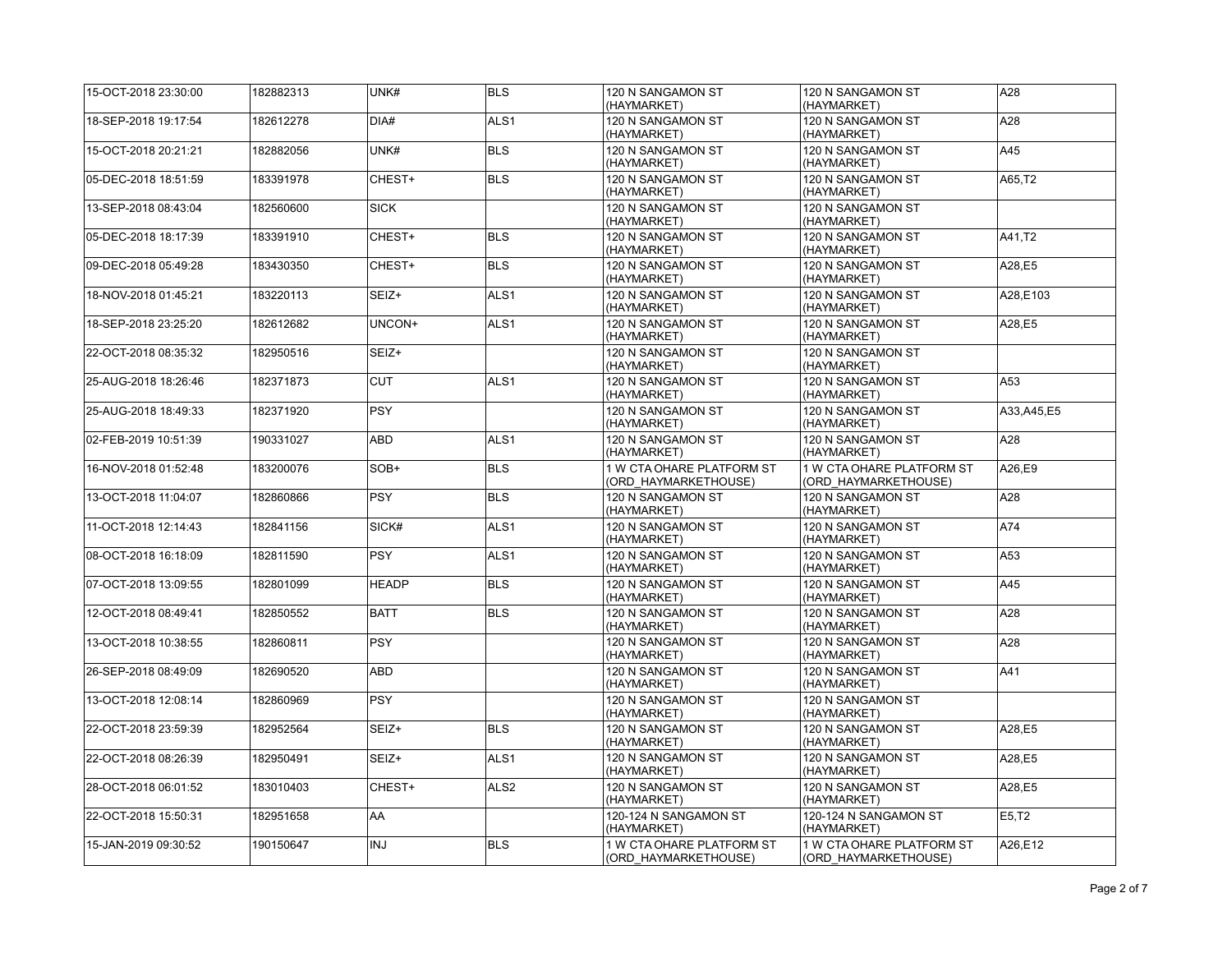| | | | | | | |
|---|---|---|---|---|---|---|
| 15-OCT-2018 23:30:00 | 182882313 | UNK# | BLS | 120 N SANGAMON ST (HAYMARKET) | 120 N SANGAMON ST (HAYMARKET) | A28 |
| 18-SEP-2018 19:17:54 | 182612278 | DIA# | ALS1 | 120 N SANGAMON ST (HAYMARKET) | 120 N SANGAMON ST (HAYMARKET) | A28 |
| 15-OCT-2018 20:21:21 | 182882056 | UNK# | BLS | 120 N SANGAMON ST (HAYMARKET) | 120 N SANGAMON ST (HAYMARKET) | A45 |
| 05-DEC-2018 18:51:59 | 183391978 | CHEST+ | BLS | 120 N SANGAMON ST (HAYMARKET) | 120 N SANGAMON ST (HAYMARKET) | A65,T2 |
| 13-SEP-2018 08:43:04 | 182560600 | SICK | | 120 N SANGAMON ST (HAYMARKET) | 120 N SANGAMON ST (HAYMARKET) | |
| 05-DEC-2018 18:17:39 | 183391910 | CHEST+ | BLS | 120 N SANGAMON ST (HAYMARKET) | 120 N SANGAMON ST (HAYMARKET) | A41,T2 |
| 09-DEC-2018 05:49:28 | 183430350 | CHEST+ | BLS | 120 N SANGAMON ST (HAYMARKET) | 120 N SANGAMON ST (HAYMARKET) | A28,E5 |
| 18-NOV-2018 01:45:21 | 183220113 | SEIZ+ | ALS1 | 120 N SANGAMON ST (HAYMARKET) | 120 N SANGAMON ST (HAYMARKET) | A28,E103 |
| 18-SEP-2018 23:25:20 | 182612682 | UNCON+ | ALS1 | 120 N SANGAMON ST (HAYMARKET) | 120 N SANGAMON ST (HAYMARKET) | A28,E5 |
| 22-OCT-2018 08:35:32 | 182950516 | SEIZ+ | | 120 N SANGAMON ST (HAYMARKET) | 120 N SANGAMON ST (HAYMARKET) | |
| 25-AUG-2018 18:26:46 | 182371873 | CUT | ALS1 | 120 N SANGAMON ST (HAYMARKET) | 120 N SANGAMON ST (HAYMARKET) | A53 |
| 25-AUG-2018 18:49:33 | 182371920 | PSY | | 120 N SANGAMON ST (HAYMARKET) | 120 N SANGAMON ST (HAYMARKET) | A33,A45,E5 |
| 02-FEB-2019 10:51:39 | 190331027 | ABD | ALS1 | 120 N SANGAMON ST (HAYMARKET) | 120 N SANGAMON ST (HAYMARKET) | A28 |
| 16-NOV-2018 01:52:48 | 183200076 | SOB+ | BLS | 1 W CTA OHARE PLATFORM ST (ORD_HAYMARKETHOUSE) | 1 W CTA OHARE PLATFORM ST (ORD_HAYMARKETHOUSE) | A26,E9 |
| 13-OCT-2018 11:04:07 | 182860866 | PSY | BLS | 120 N SANGAMON ST (HAYMARKET) | 120 N SANGAMON ST (HAYMARKET) | A28 |
| 11-OCT-2018 12:14:43 | 182841156 | SICK# | ALS1 | 120 N SANGAMON ST (HAYMARKET) | 120 N SANGAMON ST (HAYMARKET) | A74 |
| 08-OCT-2018 16:18:09 | 182811590 | PSY | ALS1 | 120 N SANGAMON ST (HAYMARKET) | 120 N SANGAMON ST (HAYMARKET) | A53 |
| 07-OCT-2018 13:09:55 | 182801099 | HEADP | BLS | 120 N SANGAMON ST (HAYMARKET) | 120 N SANGAMON ST (HAYMARKET) | A45 |
| 12-OCT-2018 08:49:41 | 182850552 | BATT | BLS | 120 N SANGAMON ST (HAYMARKET) | 120 N SANGAMON ST (HAYMARKET) | A28 |
| 13-OCT-2018 10:38:55 | 182860811 | PSY | | 120 N SANGAMON ST (HAYMARKET) | 120 N SANGAMON ST (HAYMARKET) | A28 |
| 26-SEP-2018 08:49:09 | 182690520 | ABD | | 120 N SANGAMON ST (HAYMARKET) | 120 N SANGAMON ST (HAYMARKET) | A41 |
| 13-OCT-2018 12:08:14 | 182860969 | PSY | | 120 N SANGAMON ST (HAYMARKET) | 120 N SANGAMON ST (HAYMARKET) | |
| 22-OCT-2018 23:59:39 | 182952564 | SEIZ+ | BLS | 120 N SANGAMON ST (HAYMARKET) | 120 N SANGAMON ST (HAYMARKET) | A28,E5 |
| 22-OCT-2018 08:26:39 | 182950491 | SEIZ+ | ALS1 | 120 N SANGAMON ST (HAYMARKET) | 120 N SANGAMON ST (HAYMARKET) | A28,E5 |
| 28-OCT-2018 06:01:52 | 183010403 | CHEST+ | ALS2 | 120 N SANGAMON ST (HAYMARKET) | 120 N SANGAMON ST (HAYMARKET) | A28,E5 |
| 22-OCT-2018 15:50:31 | 182951658 | AA | | 120-124 N SANGAMON ST (HAYMARKET) | 120-124 N SANGAMON ST (HAYMARKET) | E5,T2 |
| 15-JAN-2019 09:30:52 | 190150647 | INJ | BLS | 1 W CTA OHARE PLATFORM ST (ORD_HAYMARKETHOUSE) | 1 W CTA OHARE PLATFORM ST (ORD_HAYMARKETHOUSE) | A26,E12 |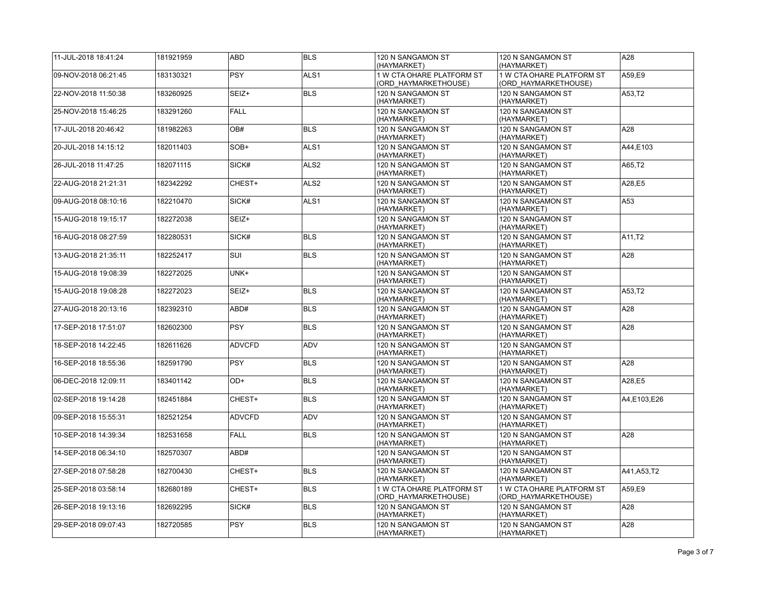| | | | | | | |
|---|---|---|---|---|---|---|
| 11-JUL-2018 18:41:24 | 181921959 | ABD | BLS | 120 N SANGAMON ST (HAYMARKET) | 120 N SANGAMON ST (HAYMARKET) | A28 |
| 09-NOV-2018 06:21:45 | 183130321 | PSY | ALS1 | 1 W CTA OHARE PLATFORM ST (ORD_HAYMARKETHOUSE) | 1 W CTA OHARE PLATFORM ST (ORD_HAYMARKETHOUSE) | A59,E9 |
| 22-NOV-2018 11:50:38 | 183260925 | SEIZ+ | BLS | 120 N SANGAMON ST (HAYMARKET) | 120 N SANGAMON ST (HAYMARKET) | A53,T2 |
| 25-NOV-2018 15:46:25 | 183291260 | FALL | | 120 N SANGAMON ST (HAYMARKET) | 120 N SANGAMON ST (HAYMARKET) | |
| 17-JUL-2018 20:46:42 | 181982263 | OB# | BLS | 120 N SANGAMON ST (HAYMARKET) | 120 N SANGAMON ST (HAYMARKET) | A28 |
| 20-JUL-2018 14:15:12 | 182011403 | SOB+ | ALS1 | 120 N SANGAMON ST (HAYMARKET) | 120 N SANGAMON ST (HAYMARKET) | A44,E103 |
| 26-JUL-2018 11:47:25 | 182071115 | SICK# | ALS2 | 120 N SANGAMON ST (HAYMARKET) | 120 N SANGAMON ST (HAYMARKET) | A65,T2 |
| 22-AUG-2018 21:21:31 | 182342292 | CHEST+ | ALS2 | 120 N SANGAMON ST (HAYMARKET) | 120 N SANGAMON ST (HAYMARKET) | A28,E5 |
| 09-AUG-2018 08:10:16 | 182210470 | SICK# | ALS1 | 120 N SANGAMON ST (HAYMARKET) | 120 N SANGAMON ST (HAYMARKET) | A53 |
| 15-AUG-2018 19:15:17 | 182272038 | SEIZ+ | | 120 N SANGAMON ST (HAYMARKET) | 120 N SANGAMON ST (HAYMARKET) | |
| 16-AUG-2018 08:27:59 | 182280531 | SICK# | BLS | 120 N SANGAMON ST (HAYMARKET) | 120 N SANGAMON ST (HAYMARKET) | A11,T2 |
| 13-AUG-2018 21:35:11 | 182252417 | SUI | BLS | 120 N SANGAMON ST (HAYMARKET) | 120 N SANGAMON ST (HAYMARKET) | A28 |
| 15-AUG-2018 19:08:39 | 182272025 | UNK+ | | 120 N SANGAMON ST (HAYMARKET) | 120 N SANGAMON ST (HAYMARKET) | |
| 15-AUG-2018 19:08:28 | 182272023 | SEIZ+ | BLS | 120 N SANGAMON ST (HAYMARKET) | 120 N SANGAMON ST (HAYMARKET) | A53,T2 |
| 27-AUG-2018 20:13:16 | 182392310 | ABD# | BLS | 120 N SANGAMON ST (HAYMARKET) | 120 N SANGAMON ST (HAYMARKET) | A28 |
| 17-SEP-2018 17:51:07 | 182602300 | PSY | BLS | 120 N SANGAMON ST (HAYMARKET) | 120 N SANGAMON ST (HAYMARKET) | A28 |
| 18-SEP-2018 14:22:45 | 182611626 | ADVCFD | ADV | 120 N SANGAMON ST (HAYMARKET) | 120 N SANGAMON ST (HAYMARKET) | |
| 16-SEP-2018 18:55:36 | 182591790 | PSY | BLS | 120 N SANGAMON ST (HAYMARKET) | 120 N SANGAMON ST (HAYMARKET) | A28 |
| 06-DEC-2018 12:09:11 | 183401142 | OD+ | BLS | 120 N SANGAMON ST (HAYMARKET) | 120 N SANGAMON ST (HAYMARKET) | A28,E5 |
| 02-SEP-2018 19:14:28 | 182451884 | CHEST+ | BLS | 120 N SANGAMON ST (HAYMARKET) | 120 N SANGAMON ST (HAYMARKET) | A4,E103,E26 |
| 09-SEP-2018 15:55:31 | 182521254 | ADVCFD | ADV | 120 N SANGAMON ST (HAYMARKET) | 120 N SANGAMON ST (HAYMARKET) | |
| 10-SEP-2018 14:39:34 | 182531658 | FALL | BLS | 120 N SANGAMON ST (HAYMARKET) | 120 N SANGAMON ST (HAYMARKET) | A28 |
| 14-SEP-2018 06:34:10 | 182570307 | ABD# | | 120 N SANGAMON ST (HAYMARKET) | 120 N SANGAMON ST (HAYMARKET) | |
| 27-SEP-2018 07:58:28 | 182700430 | CHEST+ | BLS | 120 N SANGAMON ST (HAYMARKET) | 120 N SANGAMON ST (HAYMARKET) | A41,A53,T2 |
| 25-SEP-2018 03:58:14 | 182680189 | CHEST+ | BLS | 1 W CTA OHARE PLATFORM ST (ORD_HAYMARKETHOUSE) | 1 W CTA OHARE PLATFORM ST (ORD_HAYMARKETHOUSE) | A59,E9 |
| 26-SEP-2018 19:13:16 | 182692295 | SICK# | BLS | 120 N SANGAMON ST (HAYMARKET) | 120 N SANGAMON ST (HAYMARKET) | A28 |
| 29-SEP-2018 09:07:43 | 182720585 | PSY | BLS | 120 N SANGAMON ST (HAYMARKET) | 120 N SANGAMON ST (HAYMARKET) | A28 |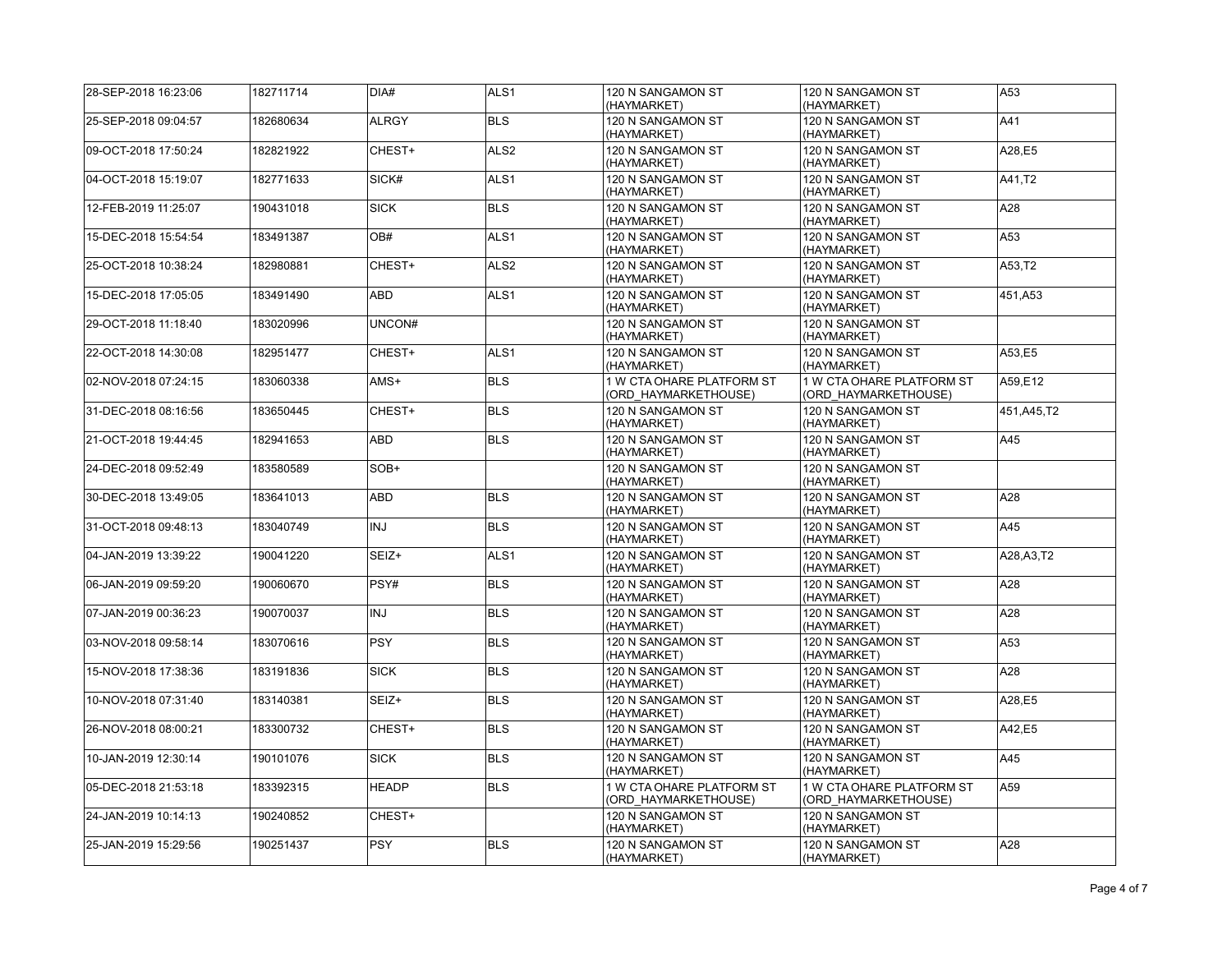| | | | | | | |
|---|---|---|---|---|---|---|
| 28-SEP-2018 16:23:06 | 182711714 | DIA# | ALS1 | 120 N SANGAMON ST (HAYMARKET) | 120 N SANGAMON ST (HAYMARKET) | A53 |
| 25-SEP-2018 09:04:57 | 182680634 | ALRGY | BLS | 120 N SANGAMON ST (HAYMARKET) | 120 N SANGAMON ST (HAYMARKET) | A41 |
| 09-OCT-2018 17:50:24 | 182821922 | CHEST+ | ALS2 | 120 N SANGAMON ST (HAYMARKET) | 120 N SANGAMON ST (HAYMARKET) | A28,E5 |
| 04-OCT-2018 15:19:07 | 182771633 | SICK# | ALS1 | 120 N SANGAMON ST (HAYMARKET) | 120 N SANGAMON ST (HAYMARKET) | A41,T2 |
| 12-FEB-2019 11:25:07 | 190431018 | SICK | BLS | 120 N SANGAMON ST (HAYMARKET) | 120 N SANGAMON ST (HAYMARKET) | A28 |
| 15-DEC-2018 15:54:54 | 183491387 | OB# | ALS1 | 120 N SANGAMON ST (HAYMARKET) | 120 N SANGAMON ST (HAYMARKET) | A53 |
| 25-OCT-2018 10:38:24 | 182980881 | CHEST+ | ALS2 | 120 N SANGAMON ST (HAYMARKET) | 120 N SANGAMON ST (HAYMARKET) | A53,T2 |
| 15-DEC-2018 17:05:05 | 183491490 | ABD | ALS1 | 120 N SANGAMON ST (HAYMARKET) | 120 N SANGAMON ST (HAYMARKET) | 451,A53 |
| 29-OCT-2018 11:18:40 | 183020996 | UNCON# | | 120 N SANGAMON ST (HAYMARKET) | 120 N SANGAMON ST (HAYMARKET) | |
| 22-OCT-2018 14:30:08 | 182951477 | CHEST+ | ALS1 | 120 N SANGAMON ST (HAYMARKET) | 120 N SANGAMON ST (HAYMARKET) | A53,E5 |
| 02-NOV-2018 07:24:15 | 183060338 | AMS+ | BLS | 1 W CTA OHARE PLATFORM ST (ORD_HAYMARKETHOUSE) | 1 W CTA OHARE PLATFORM ST (ORD_HAYMARKETHOUSE) | A59,E12 |
| 31-DEC-2018 08:16:56 | 183650445 | CHEST+ | BLS | 120 N SANGAMON ST (HAYMARKET) | 120 N SANGAMON ST (HAYMARKET) | 451,A45,T2 |
| 21-OCT-2018 19:44:45 | 182941653 | ABD | BLS | 120 N SANGAMON ST (HAYMARKET) | 120 N SANGAMON ST (HAYMARKET) | A45 |
| 24-DEC-2018 09:52:49 | 183580589 | SOB+ | | 120 N SANGAMON ST (HAYMARKET) | 120 N SANGAMON ST (HAYMARKET) | |
| 30-DEC-2018 13:49:05 | 183641013 | ABD | BLS | 120 N SANGAMON ST (HAYMARKET) | 120 N SANGAMON ST (HAYMARKET) | A28 |
| 31-OCT-2018 09:48:13 | 183040749 | INJ | BLS | 120 N SANGAMON ST (HAYMARKET) | 120 N SANGAMON ST (HAYMARKET) | A45 |
| 04-JAN-2019 13:39:22 | 190041220 | SEIZ+ | ALS1 | 120 N SANGAMON ST (HAYMARKET) | 120 N SANGAMON ST (HAYMARKET) | A28,A3,T2 |
| 06-JAN-2019 09:59:20 | 190060670 | PSY# | BLS | 120 N SANGAMON ST (HAYMARKET) | 120 N SANGAMON ST (HAYMARKET) | A28 |
| 07-JAN-2019 00:36:23 | 190070037 | INJ | BLS | 120 N SANGAMON ST (HAYMARKET) | 120 N SANGAMON ST (HAYMARKET) | A28 |
| 03-NOV-2018 09:58:14 | 183070616 | PSY | BLS | 120 N SANGAMON ST (HAYMARKET) | 120 N SANGAMON ST (HAYMARKET) | A53 |
| 15-NOV-2018 17:38:36 | 183191836 | SICK | BLS | 120 N SANGAMON ST (HAYMARKET) | 120 N SANGAMON ST (HAYMARKET) | A28 |
| 10-NOV-2018 07:31:40 | 183140381 | SEIZ+ | BLS | 120 N SANGAMON ST (HAYMARKET) | 120 N SANGAMON ST (HAYMARKET) | A28,E5 |
| 26-NOV-2018 08:00:21 | 183300732 | CHEST+ | BLS | 120 N SANGAMON ST (HAYMARKET) | 120 N SANGAMON ST (HAYMARKET) | A42,E5 |
| 10-JAN-2019 12:30:14 | 190101076 | SICK | BLS | 120 N SANGAMON ST (HAYMARKET) | 120 N SANGAMON ST (HAYMARKET) | A45 |
| 05-DEC-2018 21:53:18 | 183392315 | HEADP | BLS | 1 W CTA OHARE PLATFORM ST (ORD_HAYMARKETHOUSE) | 1 W CTA OHARE PLATFORM ST (ORD_HAYMARKETHOUSE) | A59 |
| 24-JAN-2019 10:14:13 | 190240852 | CHEST+ | | 120 N SANGAMON ST (HAYMARKET) | 120 N SANGAMON ST (HAYMARKET) | |
| 25-JAN-2019 15:29:56 | 190251437 | PSY | BLS | 120 N SANGAMON ST (HAYMARKET) | 120 N SANGAMON ST (HAYMARKET) | A28 |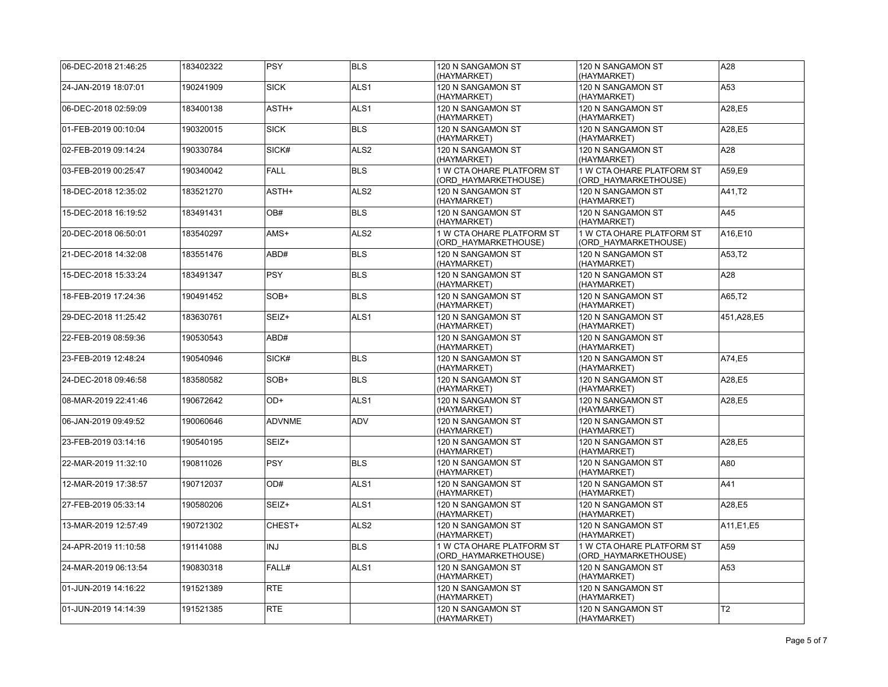| | | | | | | |
|---|---|---|---|---|---|---|
| 06-DEC-2018 21:46:25 | 183402322 | PSY | BLS | 120 N SANGAMON ST (HAYMARKET) | 120 N SANGAMON ST (HAYMARKET) | A28 |
| 24-JAN-2019 18:07:01 | 190241909 | SICK | ALS1 | 120 N SANGAMON ST (HAYMARKET) | 120 N SANGAMON ST (HAYMARKET) | A53 |
| 06-DEC-2018 02:59:09 | 183400138 | ASTH+ | ALS1 | 120 N SANGAMON ST (HAYMARKET) | 120 N SANGAMON ST (HAYMARKET) | A28,E5 |
| 01-FEB-2019 00:10:04 | 190320015 | SICK | BLS | 120 N SANGAMON ST (HAYMARKET) | 120 N SANGAMON ST (HAYMARKET) | A28,E5 |
| 02-FEB-2019 09:14:24 | 190330784 | SICK# | ALS2 | 120 N SANGAMON ST (HAYMARKET) | 120 N SANGAMON ST (HAYMARKET) | A28 |
| 03-FEB-2019 00:25:47 | 190340042 | FALL | BLS | 1 W CTA OHARE PLATFORM ST (ORD_HAYMARKETHOUSE) | 1 W CTA OHARE PLATFORM ST (ORD_HAYMARKETHOUSE) | A59,E9 |
| 18-DEC-2018 12:35:02 | 183521270 | ASTH+ | ALS2 | 120 N SANGAMON ST (HAYMARKET) | 120 N SANGAMON ST (HAYMARKET) | A41,T2 |
| 15-DEC-2018 16:19:52 | 183491431 | OB# | BLS | 120 N SANGAMON ST (HAYMARKET) | 120 N SANGAMON ST (HAYMARKET) | A45 |
| 20-DEC-2018 06:50:01 | 183540297 | AMS+ | ALS2 | 1 W CTA OHARE PLATFORM ST (ORD_HAYMARKETHOUSE) | 1 W CTA OHARE PLATFORM ST (ORD_HAYMARKETHOUSE) | A16,E10 |
| 21-DEC-2018 14:32:08 | 183551476 | ABD# | BLS | 120 N SANGAMON ST (HAYMARKET) | 120 N SANGAMON ST (HAYMARKET) | A53,T2 |
| 15-DEC-2018 15:33:24 | 183491347 | PSY | BLS | 120 N SANGAMON ST (HAYMARKET) | 120 N SANGAMON ST (HAYMARKET) | A28 |
| 18-FEB-2019 17:24:36 | 190491452 | SOB+ | BLS | 120 N SANGAMON ST (HAYMARKET) | 120 N SANGAMON ST (HAYMARKET) | A65,T2 |
| 29-DEC-2018 11:25:42 | 183630761 | SEIZ+ | ALS1 | 120 N SANGAMON ST (HAYMARKET) | 120 N SANGAMON ST (HAYMARKET) | 451,A28,E5 |
| 22-FEB-2019 08:59:36 | 190530543 | ABD# | | 120 N SANGAMON ST (HAYMARKET) | 120 N SANGAMON ST (HAYMARKET) | |
| 23-FEB-2019 12:48:24 | 190540946 | SICK# | BLS | 120 N SANGAMON ST (HAYMARKET) | 120 N SANGAMON ST (HAYMARKET) | A74,E5 |
| 24-DEC-2018 09:46:58 | 183580582 | SOB+ | BLS | 120 N SANGAMON ST (HAYMARKET) | 120 N SANGAMON ST (HAYMARKET) | A28,E5 |
| 08-MAR-2019 22:41:46 | 190672642 | OD+ | ALS1 | 120 N SANGAMON ST (HAYMARKET) | 120 N SANGAMON ST (HAYMARKET) | A28,E5 |
| 06-JAN-2019 09:49:52 | 190060646 | ADVNME | ADV | 120 N SANGAMON ST (HAYMARKET) | 120 N SANGAMON ST (HAYMARKET) | |
| 23-FEB-2019 03:14:16 | 190540195 | SEIZ+ | | 120 N SANGAMON ST (HAYMARKET) | 120 N SANGAMON ST (HAYMARKET) | A28,E5 |
| 22-MAR-2019 11:32:10 | 190811026 | PSY | BLS | 120 N SANGAMON ST (HAYMARKET) | 120 N SANGAMON ST (HAYMARKET) | A80 |
| 12-MAR-2019 17:38:57 | 190712037 | OD# | ALS1 | 120 N SANGAMON ST (HAYMARKET) | 120 N SANGAMON ST (HAYMARKET) | A41 |
| 27-FEB-2019 05:33:14 | 190580206 | SEIZ+ | ALS1 | 120 N SANGAMON ST (HAYMARKET) | 120 N SANGAMON ST (HAYMARKET) | A28,E5 |
| 13-MAR-2019 12:57:49 | 190721302 | CHEST+ | ALS2 | 120 N SANGAMON ST (HAYMARKET) | 120 N SANGAMON ST (HAYMARKET) | A11,E1,E5 |
| 24-APR-2019 11:10:58 | 191141088 | INJ | BLS | 1 W CTA OHARE PLATFORM ST (ORD_HAYMARKETHOUSE) | 1 W CTA OHARE PLATFORM ST (ORD_HAYMARKETHOUSE) | A59 |
| 24-MAR-2019 06:13:54 | 190830318 | FALL# | ALS1 | 120 N SANGAMON ST (HAYMARKET) | 120 N SANGAMON ST (HAYMARKET) | A53 |
| 01-JUN-2019 14:16:22 | 191521389 | RTE | | 120 N SANGAMON ST (HAYMARKET) | 120 N SANGAMON ST (HAYMARKET) | |
| 01-JUN-2019 14:14:39 | 191521385 | RTE | | 120 N SANGAMON ST (HAYMARKET) | 120 N SANGAMON ST (HAYMARKET) | T2 |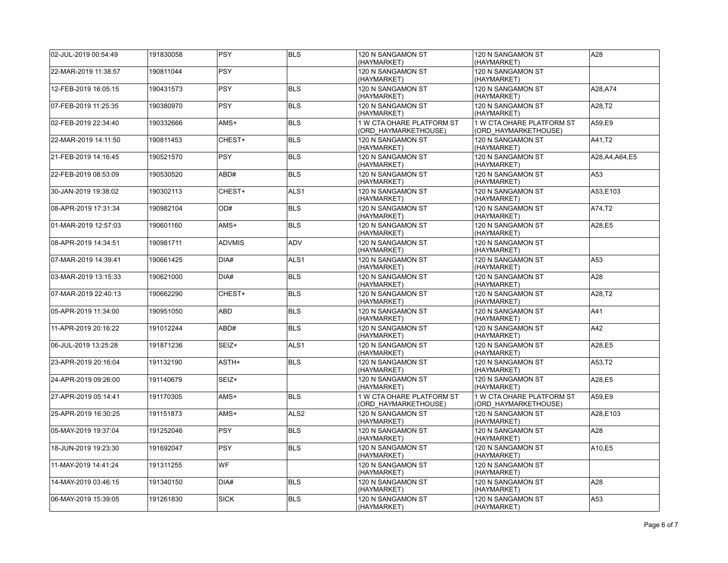| | | | | | | |
|---|---|---|---|---|---|---|
| 02-JUL-2019 00:54:49 | 191830058 | PSY | BLS | 120 N SANGAMON ST (HAYMARKET) | 120 N SANGAMON ST (HAYMARKET) | A28 |
| 22-MAR-2019 11:38:57 | 190811044 | PSY | | 120 N SANGAMON ST (HAYMARKET) | 120 N SANGAMON ST (HAYMARKET) | |
| 12-FEB-2019 16:05:15 | 190431573 | PSY | BLS | 120 N SANGAMON ST (HAYMARKET) | 120 N SANGAMON ST (HAYMARKET) | A28,A74 |
| 07-FEB-2019 11:25:35 | 190380970 | PSY | BLS | 120 N SANGAMON ST (HAYMARKET) | 120 N SANGAMON ST (HAYMARKET) | A28,T2 |
| 02-FEB-2019 22:34:40 | 190332666 | AMS+ | BLS | 1 W CTA OHARE PLATFORM ST (ORD_HAYMARKETHOUSE) | 1 W CTA OHARE PLATFORM ST (ORD_HAYMARKETHOUSE) | A59,E9 |
| 22-MAR-2019 14:11:50 | 190811453 | CHEST+ | BLS | 120 N SANGAMON ST (HAYMARKET) | 120 N SANGAMON ST (HAYMARKET) | A41,T2 |
| 21-FEB-2019 14:16:45 | 190521570 | PSY | BLS | 120 N SANGAMON ST (HAYMARKET) | 120 N SANGAMON ST (HAYMARKET) | A28,A4,A64,E5 |
| 22-FEB-2019 08:53:09 | 190530520 | ABD# | BLS | 120 N SANGAMON ST (HAYMARKET) | 120 N SANGAMON ST (HAYMARKET) | A53 |
| 30-JAN-2019 19:38:02 | 190302113 | CHEST+ | ALS1 | 120 N SANGAMON ST (HAYMARKET) | 120 N SANGAMON ST (HAYMARKET) | A53,E103 |
| 08-APR-2019 17:31:34 | 190982104 | OD# | BLS | 120 N SANGAMON ST (HAYMARKET) | 120 N SANGAMON ST (HAYMARKET) | A74,T2 |
| 01-MAR-2019 12:57:03 | 190601160 | AMS+ | BLS | 120 N SANGAMON ST (HAYMARKET) | 120 N SANGAMON ST (HAYMARKET) | A28,E5 |
| 08-APR-2019 14:34:51 | 190981711 | ADVMIS | ADV | 120 N SANGAMON ST (HAYMARKET) | 120 N SANGAMON ST (HAYMARKET) | |
| 07-MAR-2019 14:39:41 | 190661425 | DIA# | ALS1 | 120 N SANGAMON ST (HAYMARKET) | 120 N SANGAMON ST (HAYMARKET) | A53 |
| 03-MAR-2019 13:15:33 | 190621000 | DIA# | BLS | 120 N SANGAMON ST (HAYMARKET) | 120 N SANGAMON ST (HAYMARKET) | A28 |
| 07-MAR-2019 22:40:13 | 190662290 | CHEST+ | BLS | 120 N SANGAMON ST (HAYMARKET) | 120 N SANGAMON ST (HAYMARKET) | A28,T2 |
| 05-APR-2019 11:34:00 | 190951050 | ABD | BLS | 120 N SANGAMON ST (HAYMARKET) | 120 N SANGAMON ST (HAYMARKET) | A41 |
| 11-APR-2019 20:16:22 | 191012244 | ABD# | BLS | 120 N SANGAMON ST (HAYMARKET) | 120 N SANGAMON ST (HAYMARKET) | A42 |
| 06-JUL-2019 13:25:28 | 191871236 | SEIZ+ | ALS1 | 120 N SANGAMON ST (HAYMARKET) | 120 N SANGAMON ST (HAYMARKET) | A28,E5 |
| 23-APR-2019 20:16:04 | 191132190 | ASTH+ | BLS | 120 N SANGAMON ST (HAYMARKET) | 120 N SANGAMON ST (HAYMARKET) | A53,T2 |
| 24-APR-2019 09:26:00 | 191140679 | SEIZ+ | | 120 N SANGAMON ST (HAYMARKET) | 120 N SANGAMON ST (HAYMARKET) | A28,E5 |
| 27-APR-2019 05:14:41 | 191170305 | AMS+ | BLS | 1 W CTA OHARE PLATFORM ST (ORD_HAYMARKETHOUSE) | 1 W CTA OHARE PLATFORM ST (ORD_HAYMARKETHOUSE) | A59,E9 |
| 25-APR-2019 16:30:25 | 191151873 | AMS+ | ALS2 | 120 N SANGAMON ST (HAYMARKET) | 120 N SANGAMON ST (HAYMARKET) | A28,E103 |
| 05-MAY-2019 19:37:04 | 191252046 | PSY | BLS | 120 N SANGAMON ST (HAYMARKET) | 120 N SANGAMON ST (HAYMARKET) | A28 |
| 18-JUN-2019 19:23:30 | 191692047 | PSY | BLS | 120 N SANGAMON ST (HAYMARKET) | 120 N SANGAMON ST (HAYMARKET) | A10,E5 |
| 11-MAY-2019 14:41:24 | 191311255 | WF | | 120 N SANGAMON ST (HAYMARKET) | 120 N SANGAMON ST (HAYMARKET) | |
| 14-MAY-2019 03:46:15 | 191340150 | DIA# | BLS | 120 N SANGAMON ST (HAYMARKET) | 120 N SANGAMON ST (HAYMARKET) | A28 |
| 06-MAY-2019 15:39:05 | 191261830 | SICK | BLS | 120 N SANGAMON ST (HAYMARKET) | 120 N SANGAMON ST (HAYMARKET) | A53 |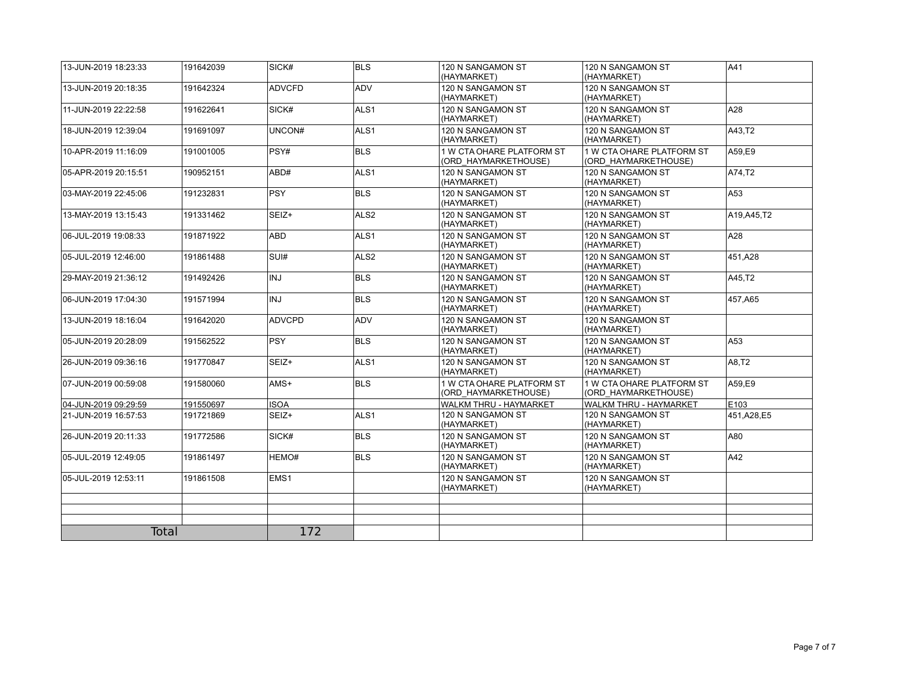| | | | | | | |
|---|---|---|---|---|---|---|
| 13-JUN-2019 18:23:33 | 191642039 | SICK# | BLS | 120 N SANGAMON ST (HAYMARKET) | 120 N SANGAMON ST (HAYMARKET) | A41 |
| 13-JUN-2019 20:18:35 | 191642324 | ADVCFD | ADV | 120 N SANGAMON ST (HAYMARKET) | 120 N SANGAMON ST (HAYMARKET) | |
| 11-JUN-2019 22:22:58 | 191622641 | SICK# | ALS1 | 120 N SANGAMON ST (HAYMARKET) | 120 N SANGAMON ST (HAYMARKET) | A28 |
| 18-JUN-2019 12:39:04 | 191691097 | UNCON# | ALS1 | 120 N SANGAMON ST (HAYMARKET) | 120 N SANGAMON ST (HAYMARKET) | A43,T2 |
| 10-APR-2019 11:16:09 | 191001005 | PSY# | BLS | 1 W CTA OHARE PLATFORM ST (ORD_HAYMARKETHOUSE) | 1 W CTA OHARE PLATFORM ST (ORD_HAYMARKETHOUSE) | A59,E9 |
| 05-APR-2019 20:15:51 | 190952151 | ABD# | ALS1 | 120 N SANGAMON ST (HAYMARKET) | 120 N SANGAMON ST (HAYMARKET) | A74,T2 |
| 03-MAY-2019 22:45:06 | 191232831 | PSY | BLS | 120 N SANGAMON ST (HAYMARKET) | 120 N SANGAMON ST (HAYMARKET) | A53 |
| 13-MAY-2019 13:15:43 | 191331462 | SEIZ+ | ALS2 | 120 N SANGAMON ST (HAYMARKET) | 120 N SANGAMON ST (HAYMARKET) | A19,A45,T2 |
| 06-JUL-2019 19:08:33 | 191871922 | ABD | ALS1 | 120 N SANGAMON ST (HAYMARKET) | 120 N SANGAMON ST (HAYMARKET) | A28 |
| 05-JUL-2019 12:46:00 | 191861488 | SUI# | ALS2 | 120 N SANGAMON ST (HAYMARKET) | 120 N SANGAMON ST (HAYMARKET) | 451,A28 |
| 29-MAY-2019 21:36:12 | 191492426 | INJ | BLS | 120 N SANGAMON ST (HAYMARKET) | 120 N SANGAMON ST (HAYMARKET) | A45,T2 |
| 06-JUN-2019 17:04:30 | 191571994 | INJ | BLS | 120 N SANGAMON ST (HAYMARKET) | 120 N SANGAMON ST (HAYMARKET) | 457,A65 |
| 13-JUN-2019 18:16:04 | 191642020 | ADVCPD | ADV | 120 N SANGAMON ST (HAYMARKET) | 120 N SANGAMON ST (HAYMARKET) | |
| 05-JUN-2019 20:28:09 | 191562522 | PSY | BLS | 120 N SANGAMON ST (HAYMARKET) | 120 N SANGAMON ST (HAYMARKET) | A53 |
| 26-JUN-2019 09:36:16 | 191770847 | SEIZ+ | ALS1 | 120 N SANGAMON ST (HAYMARKET) | 120 N SANGAMON ST (HAYMARKET) | A8,T2 |
| 07-JUN-2019 00:59:08 | 191580060 | AMS+ | BLS | 1 W CTA OHARE PLATFORM ST (ORD_HAYMARKETHOUSE) | 1 W CTA OHARE PLATFORM ST (ORD_HAYMARKETHOUSE) | A59,E9 |
| 04-JUN-2019 09:29:59 | 191550697 | ISOA | | WALKM THRU - HAYMARKET | WALKM THRU - HAYMARKET | E103 |
| 21-JUN-2019 16:57:53 | 191721869 | SEIZ+ | ALS1 | 120 N SANGAMON ST (HAYMARKET) | 120 N SANGAMON ST (HAYMARKET) | 451,A28,E5 |
| 26-JUN-2019 20:11:33 | 191772586 | SICK# | BLS | 120 N SANGAMON ST (HAYMARKET) | 120 N SANGAMON ST (HAYMARKET) | A80 |
| 05-JUL-2019 12:49:05 | 191861497 | HEMO# | BLS | 120 N SANGAMON ST (HAYMARKET) | 120 N SANGAMON ST (HAYMARKET) | A42 |
| 05-JUL-2019 12:53:11 | 191861508 | EMS1 | | 120 N SANGAMON ST (HAYMARKET) | 120 N SANGAMON ST (HAYMARKET) | |
| | | | | | | |
| | | | | | | |
| | | | | | | |
| Total | | 172 | | | | |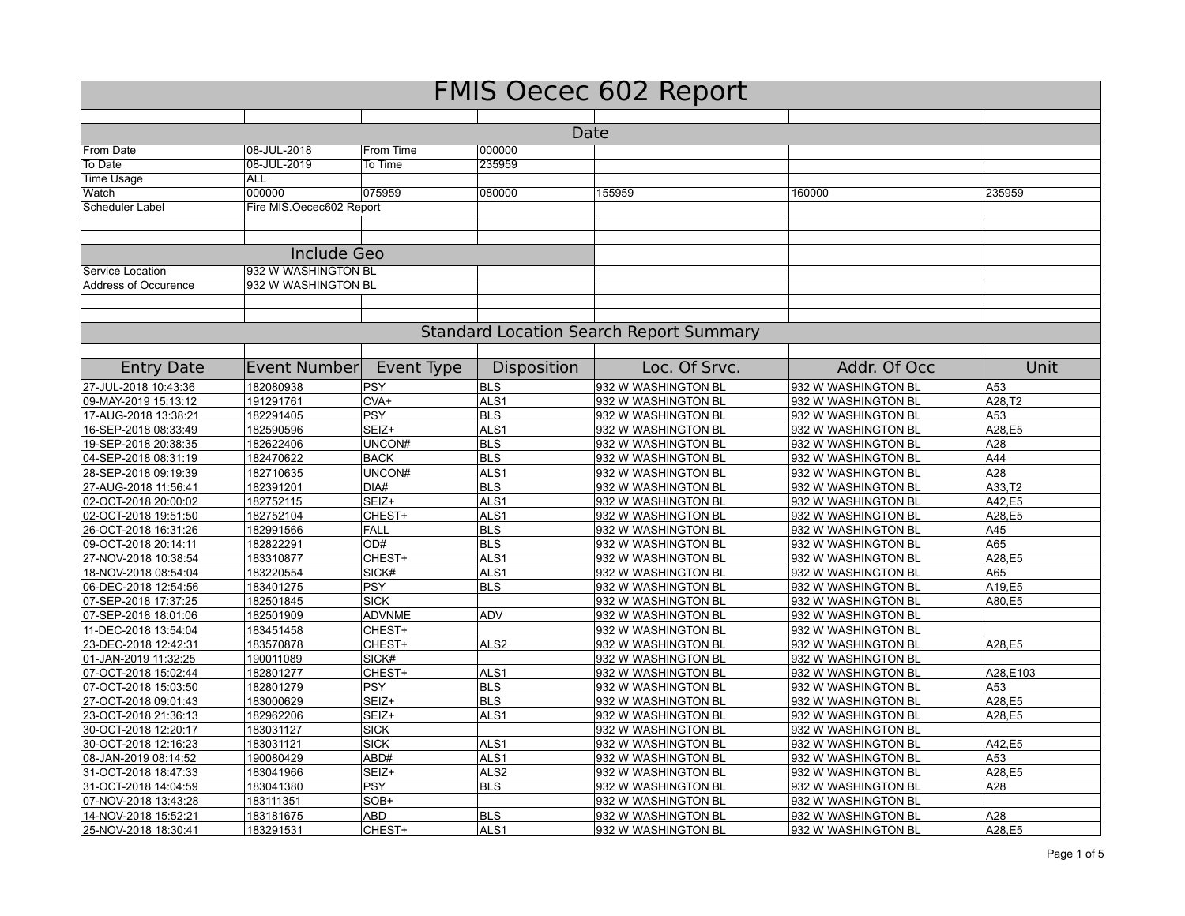# FMIS Oecec 602 Report

## Date

| | | | | | | |
|---|---|---|---|---|---|---|
| From Date | 08-JUL-2018 | From Time | 000000 | | | |
| To Date | 08-JUL-2019 | To Time | 235959 | | | |
| Time Usage | ALL | | | | | |
| Watch | 000000 | 075959 | 080000 | 155959 | 160000 | 235959 |
| Scheduler Label | Fire MIS.Oecec602 Report | | | | | |

## Include Geo

| | |
|---|---|
| Service Location | 932 W WASHINGTON BL |
| Address of Occurence | 932 W WASHINGTON BL |

## Standard Location Search Report Summary

| Entry Date | Event Number | Event Type | Disposition | Loc. Of Srvc. | Addr. Of Occ | Unit |
|---|---|---|---|---|---|---|
| 27-JUL-2018 10:43:36 | 182080938 | PSY | BLS | 932 W WASHINGTON BL | 932 W WASHINGTON BL | A53 |
| 09-MAY-2019 15:13:12 | 191291761 | CVA+ | ALS1 | 932 W WASHINGTON BL | 932 W WASHINGTON BL | A28,T2 |
| 17-AUG-2018 13:38:21 | 182291405 | PSY | BLS | 932 W WASHINGTON BL | 932 W WASHINGTON BL | A53 |
| 16-SEP-2018 08:33:49 | 182590596 | SEIZ+ | ALS1 | 932 W WASHINGTON BL | 932 W WASHINGTON BL | A28,E5 |
| 19-SEP-2018 20:38:35 | 182622406 | UNCON# | BLS | 932 W WASHINGTON BL | 932 W WASHINGTON BL | A28 |
| 04-SEP-2018 08:31:19 | 182470622 | BACK | BLS | 932 W WASHINGTON BL | 932 W WASHINGTON BL | A44 |
| 28-SEP-2018 09:19:39 | 182710635 | UNCON# | ALS1 | 932 W WASHINGTON BL | 932 W WASHINGTON BL | A28 |
| 27-AUG-2018 11:56:41 | 182391201 | DIA# | BLS | 932 W WASHINGTON BL | 932 W WASHINGTON BL | A33,T2 |
| 02-OCT-2018 20:00:02 | 182752115 | SEIZ+ | ALS1 | 932 W WASHINGTON BL | 932 W WASHINGTON BL | A42,E5 |
| 02-OCT-2018 19:51:50 | 182752104 | CHEST+ | ALS1 | 932 W WASHINGTON BL | 932 W WASHINGTON BL | A28,E5 |
| 26-OCT-2018 16:31:26 | 182991566 | FALL | BLS | 932 W WASHINGTON BL | 932 W WASHINGTON BL | A45 |
| 09-OCT-2018 20:14:11 | 182822291 | OD# | BLS | 932 W WASHINGTON BL | 932 W WASHINGTON BL | A65 |
| 27-NOV-2018 10:38:54 | 183310877 | CHEST+ | ALS1 | 932 W WASHINGTON BL | 932 W WASHINGTON BL | A28,E5 |
| 18-NOV-2018 08:54:04 | 183220554 | SICK# | ALS1 | 932 W WASHINGTON BL | 932 W WASHINGTON BL | A65 |
| 06-DEC-2018 12:54:56 | 183401275 | PSY | BLS | 932 W WASHINGTON BL | 932 W WASHINGTON BL | A19,E5 |
| 07-SEP-2018 17:37:25 | 182501845 | SICK | | 932 W WASHINGTON BL | 932 W WASHINGTON BL | A80,E5 |
| 07-SEP-2018 18:01:06 | 182501909 | ADVNME | ADV | 932 W WASHINGTON BL | 932 W WASHINGTON BL | |
| 11-DEC-2018 13:54:04 | 183451458 | CHEST+ | | 932 W WASHINGTON BL | 932 W WASHINGTON BL | |
| 23-DEC-2018 12:42:31 | 183570878 | CHEST+ | ALS2 | 932 W WASHINGTON BL | 932 W WASHINGTON BL | A28,E5 |
| 01-JAN-2019 11:32:25 | 190011089 | SICK# | | 932 W WASHINGTON BL | 932 W WASHINGTON BL | |
| 07-OCT-2018 15:02:44 | 182801277 | CHEST+ | ALS1 | 932 W WASHINGTON BL | 932 W WASHINGTON BL | A28,E103 |
| 07-OCT-2018 15:03:50 | 182801279 | PSY | BLS | 932 W WASHINGTON BL | 932 W WASHINGTON BL | A53 |
| 27-OCT-2018 09:01:43 | 183000629 | SEIZ+ | BLS | 932 W WASHINGTON BL | 932 W WASHINGTON BL | A28,E5 |
| 23-OCT-2018 21:36:13 | 182962206 | SEIZ+ | ALS1 | 932 W WASHINGTON BL | 932 W WASHINGTON BL | A28,E5 |
| 30-OCT-2018 12:20:17 | 183031127 | SICK | | 932 W WASHINGTON BL | 932 W WASHINGTON BL | |
| 30-OCT-2018 12:16:23 | 183031121 | SICK | ALS1 | 932 W WASHINGTON BL | 932 W WASHINGTON BL | A42,E5 |
| 08-JAN-2019 08:14:52 | 190080429 | ABD# | ALS1 | 932 W WASHINGTON BL | 932 W WASHINGTON BL | A53 |
| 31-OCT-2018 18:47:33 | 183041966 | SEIZ+ | ALS2 | 932 W WASHINGTON BL | 932 W WASHINGTON BL | A28,E5 |
| 31-OCT-2018 14:04:59 | 183041380 | PSY | BLS | 932 W WASHINGTON BL | 932 W WASHINGTON BL | A28 |
| 07-NOV-2018 13:43:28 | 183111351 | SOB+ | | 932 W WASHINGTON BL | 932 W WASHINGTON BL | |
| 14-NOV-2018 15:52:21 | 183181675 | ABD | BLS | 932 W WASHINGTON BL | 932 W WASHINGTON BL | A28 |
| 25-NOV-2018 18:30:41 | 183291531 | CHEST+ | ALS1 | 932 W WASHINGTON BL | 932 W WASHINGTON BL | A28,E5 |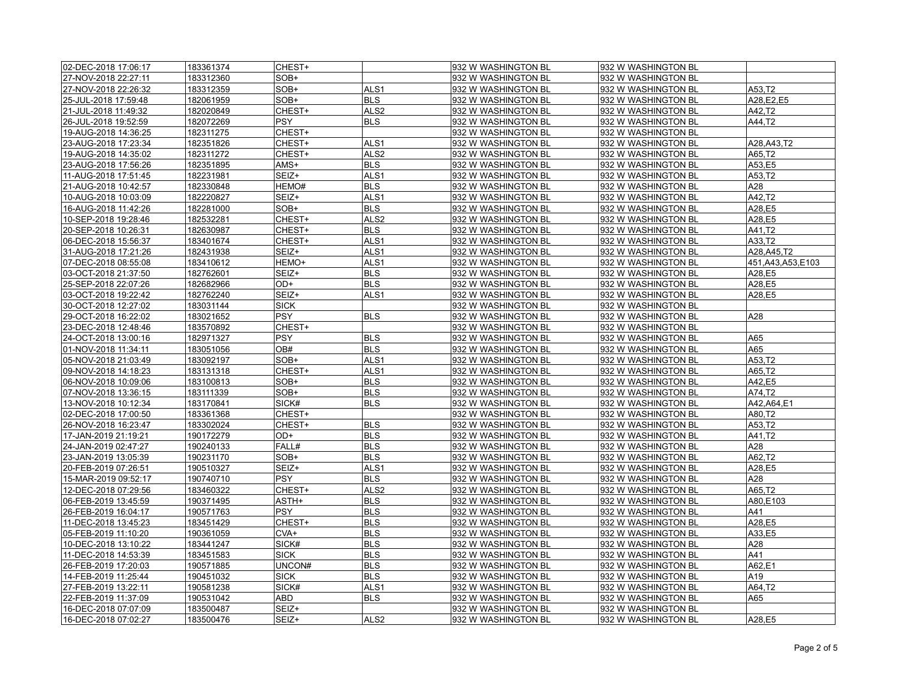| | | | | | | |
|---|---|---|---|---|---|---|
| 02-DEC-2018 17:06:17 | 183361374 | CHEST+ | | 932 W WASHINGTON BL | 932 W WASHINGTON BL | |
| 27-NOV-2018 22:27:11 | 183312360 | SOB+ | | 932 W WASHINGTON BL | 932 W WASHINGTON BL | |
| 27-NOV-2018 22:26:32 | 183312359 | SOB+ | ALS1 | 932 W WASHINGTON BL | 932 W WASHINGTON BL | A53,T2 |
| 25-JUL-2018 17:59:48 | 182061959 | SOB+ | BLS | 932 W WASHINGTON BL | 932 W WASHINGTON BL | A28,E2,E5 |
| 21-JUL-2018 11:49:32 | 182020849 | CHEST+ | ALS2 | 932 W WASHINGTON BL | 932 W WASHINGTON BL | A42,T2 |
| 26-JUL-2018 19:52:59 | 182072269 | PSY | BLS | 932 W WASHINGTON BL | 932 W WASHINGTON BL | A44,T2 |
| 19-AUG-2018 14:36:25 | 182311275 | CHEST+ | | 932 W WASHINGTON BL | 932 W WASHINGTON BL | |
| 23-AUG-2018 17:23:34 | 182351826 | CHEST+ | ALS1 | 932 W WASHINGTON BL | 932 W WASHINGTON BL | A28,A43,T2 |
| 19-AUG-2018 14:35:02 | 182311272 | CHEST+ | ALS2 | 932 W WASHINGTON BL | 932 W WASHINGTON BL | A65,T2 |
| 23-AUG-2018 17:56:26 | 182351895 | AMS+ | BLS | 932 W WASHINGTON BL | 932 W WASHINGTON BL | A53,E5 |
| 11-AUG-2018 17:51:45 | 182231981 | SEIZ+ | ALS1 | 932 W WASHINGTON BL | 932 W WASHINGTON BL | A53,T2 |
| 21-AUG-2018 10:42:57 | 182330848 | HEMO# | BLS | 932 W WASHINGTON BL | 932 W WASHINGTON BL | A28 |
| 10-AUG-2018 10:03:09 | 182220827 | SEIZ+ | ALS1 | 932 W WASHINGTON BL | 932 W WASHINGTON BL | A42,T2 |
| 16-AUG-2018 11:42:26 | 182281000 | SOB+ | BLS | 932 W WASHINGTON BL | 932 W WASHINGTON BL | A28,E5 |
| 10-SEP-2018 19:28:46 | 182532281 | CHEST+ | ALS2 | 932 W WASHINGTON BL | 932 W WASHINGTON BL | A28,E5 |
| 20-SEP-2018 10:26:31 | 182630987 | CHEST+ | BLS | 932 W WASHINGTON BL | 932 W WASHINGTON BL | A41,T2 |
| 06-DEC-2018 15:56:37 | 183401674 | CHEST+ | ALS1 | 932 W WASHINGTON BL | 932 W WASHINGTON BL | A33,T2 |
| 31-AUG-2018 17:21:26 | 182431938 | SEIZ+ | ALS1 | 932 W WASHINGTON BL | 932 W WASHINGTON BL | A28,A45,T2 |
| 07-DEC-2018 08:55:08 | 183410612 | HEMO+ | ALS1 | 932 W WASHINGTON BL | 932 W WASHINGTON BL | 451,A43,A53,E103 |
| 03-OCT-2018 21:37:50 | 182762601 | SEIZ+ | BLS | 932 W WASHINGTON BL | 932 W WASHINGTON BL | A28,E5 |
| 25-SEP-2018 22:07:26 | 182682966 | OD+ | BLS | 932 W WASHINGTON BL | 932 W WASHINGTON BL | A28,E5 |
| 03-OCT-2018 19:22:42 | 182762240 | SEIZ+ | ALS1 | 932 W WASHINGTON BL | 932 W WASHINGTON BL | A28,E5 |
| 30-OCT-2018 12:27:02 | 183031144 | SICK | | 932 W WASHINGTON BL | 932 W WASHINGTON BL | |
| 29-OCT-2018 16:22:02 | 183021652 | PSY | BLS | 932 W WASHINGTON BL | 932 W WASHINGTON BL | A28 |
| 23-DEC-2018 12:48:46 | 183570892 | CHEST+ | | 932 W WASHINGTON BL | 932 W WASHINGTON BL | |
| 24-OCT-2018 13:00:16 | 182971327 | PSY | BLS | 932 W WASHINGTON BL | 932 W WASHINGTON BL | A65 |
| 01-NOV-2018 11:34:11 | 183051056 | OB# | BLS | 932 W WASHINGTON BL | 932 W WASHINGTON BL | A65 |
| 05-NOV-2018 21:03:49 | 183092197 | SOB+ | ALS1 | 932 W WASHINGTON BL | 932 W WASHINGTON BL | A53,T2 |
| 09-NOV-2018 14:18:23 | 183131318 | CHEST+ | ALS1 | 932 W WASHINGTON BL | 932 W WASHINGTON BL | A65,T2 |
| 06-NOV-2018 10:09:06 | 183100813 | SOB+ | BLS | 932 W WASHINGTON BL | 932 W WASHINGTON BL | A42,E5 |
| 07-NOV-2018 13:36:15 | 183111339 | SOB+ | BLS | 932 W WASHINGTON BL | 932 W WASHINGTON BL | A74,T2 |
| 13-NOV-2018 10:12:34 | 183170841 | SICK# | BLS | 932 W WASHINGTON BL | 932 W WASHINGTON BL | A42,A64,E1 |
| 02-DEC-2018 17:00:50 | 183361368 | CHEST+ | | 932 W WASHINGTON BL | 932 W WASHINGTON BL | A80,T2 |
| 26-NOV-2018 16:23:47 | 183302024 | CHEST+ | BLS | 932 W WASHINGTON BL | 932 W WASHINGTON BL | A53,T2 |
| 17-JAN-2019 21:19:21 | 190172279 | OD+ | BLS | 932 W WASHINGTON BL | 932 W WASHINGTON BL | A41,T2 |
| 24-JAN-2019 02:47:27 | 190240133 | FALL# | BLS | 932 W WASHINGTON BL | 932 W WASHINGTON BL | A28 |
| 23-JAN-2019 13:05:39 | 190231170 | SOB+ | BLS | 932 W WASHINGTON BL | 932 W WASHINGTON BL | A62,T2 |
| 20-FEB-2019 07:26:51 | 190510327 | SEIZ+ | ALS1 | 932 W WASHINGTON BL | 932 W WASHINGTON BL | A28,E5 |
| 15-MAR-2019 09:52:17 | 190740710 | PSY | BLS | 932 W WASHINGTON BL | 932 W WASHINGTON BL | A28 |
| 12-DEC-2018 07:29:56 | 183460322 | CHEST+ | ALS2 | 932 W WASHINGTON BL | 932 W WASHINGTON BL | A65,T2 |
| 06-FEB-2019 13:45:59 | 190371495 | ASTH+ | BLS | 932 W WASHINGTON BL | 932 W WASHINGTON BL | A80,E103 |
| 26-FEB-2019 16:04:17 | 190571763 | PSY | BLS | 932 W WASHINGTON BL | 932 W WASHINGTON BL | A41 |
| 11-DEC-2018 13:45:23 | 183451429 | CHEST+ | BLS | 932 W WASHINGTON BL | 932 W WASHINGTON BL | A28,E5 |
| 05-FEB-2019 11:10:20 | 190361059 | CVA+ | BLS | 932 W WASHINGTON BL | 932 W WASHINGTON BL | A33,E5 |
| 10-DEC-2018 13:10:22 | 183441247 | SICK# | BLS | 932 W WASHINGTON BL | 932 W WASHINGTON BL | A28 |
| 11-DEC-2018 14:53:39 | 183451583 | SICK | BLS | 932 W WASHINGTON BL | 932 W WASHINGTON BL | A41 |
| 26-FEB-2019 17:20:03 | 190571885 | UNCON# | BLS | 932 W WASHINGTON BL | 932 W WASHINGTON BL | A62,E1 |
| 14-FEB-2019 11:25:44 | 190451032 | SICK | BLS | 932 W WASHINGTON BL | 932 W WASHINGTON BL | A19 |
| 27-FEB-2019 13:22:11 | 190581238 | SICK# | ALS1 | 932 W WASHINGTON BL | 932 W WASHINGTON BL | A64,T2 |
| 22-FEB-2019 11:37:09 | 190531042 | ABD | BLS | 932 W WASHINGTON BL | 932 W WASHINGTON BL | A65 |
| 16-DEC-2018 07:07:09 | 183500487 | SEIZ+ | | 932 W WASHINGTON BL | 932 W WASHINGTON BL | |
| 16-DEC-2018 07:02:27 | 183500476 | SEIZ+ | ALS2 | 932 W WASHINGTON BL | 932 W WASHINGTON BL | A28,E5 |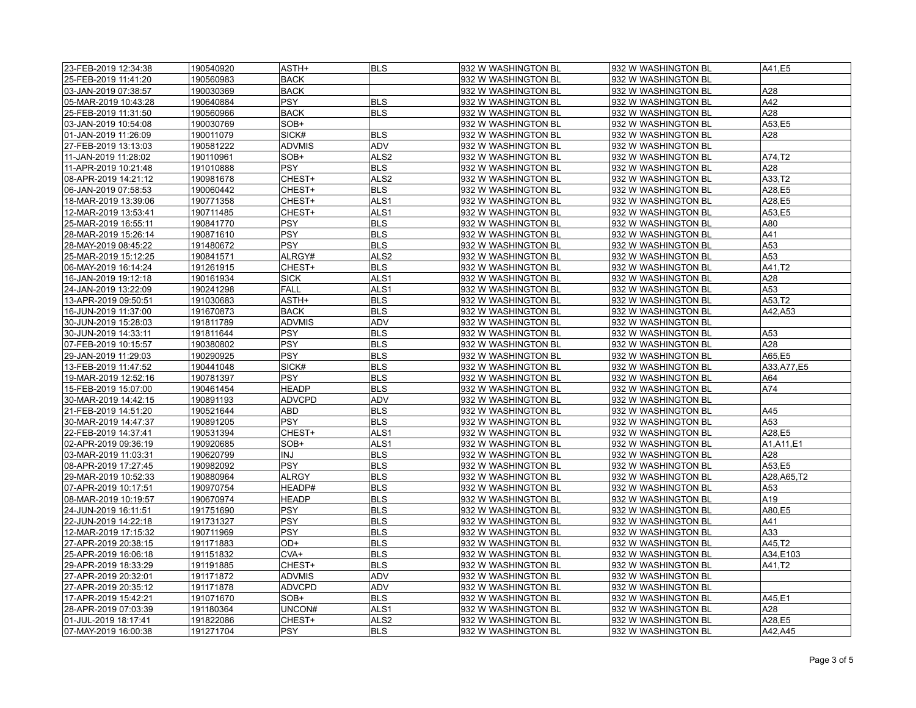| | | | | | | |
|---|---|---|---|---|---|---|
| 23-FEB-2019 12:34:38 | 190540920 | ASTH+ | BLS | 932 W WASHINGTON BL | 932 W WASHINGTON BL | A41,E5 |
| 25-FEB-2019 11:41:20 | 190560983 | BACK | | 932 W WASHINGTON BL | 932 W WASHINGTON BL | |
| 03-JAN-2019 07:38:57 | 190030369 | BACK | | 932 W WASHINGTON BL | 932 W WASHINGTON BL | A28 |
| 05-MAR-2019 10:43:28 | 190640884 | PSY | BLS | 932 W WASHINGTON BL | 932 W WASHINGTON BL | A42 |
| 25-FEB-2019 11:31:50 | 190560966 | BACK | BLS | 932 W WASHINGTON BL | 932 W WASHINGTON BL | A28 |
| 03-JAN-2019 10:54:08 | 190030769 | SOB+ | | 932 W WASHINGTON BL | 932 W WASHINGTON BL | A53,E5 |
| 01-JAN-2019 11:26:09 | 190011079 | SICK# | BLS | 932 W WASHINGTON BL | 932 W WASHINGTON BL | A28 |
| 27-FEB-2019 13:13:03 | 190581222 | ADVMIS | ADV | 932 W WASHINGTON BL | 932 W WASHINGTON BL | |
| 11-JAN-2019 11:28:02 | 190110961 | SOB+ | ALS2 | 932 W WASHINGTON BL | 932 W WASHINGTON BL | A74,T2 |
| 11-APR-2019 10:21:48 | 191010888 | PSY | BLS | 932 W WASHINGTON BL | 932 W WASHINGTON BL | A28 |
| 08-APR-2019 14:21:12 | 190981678 | CHEST+ | ALS2 | 932 W WASHINGTON BL | 932 W WASHINGTON BL | A33,T2 |
| 06-JAN-2019 07:58:53 | 190060442 | CHEST+ | BLS | 932 W WASHINGTON BL | 932 W WASHINGTON BL | A28,E5 |
| 18-MAR-2019 13:39:06 | 190771358 | CHEST+ | ALS1 | 932 W WASHINGTON BL | 932 W WASHINGTON BL | A28,E5 |
| 12-MAR-2019 13:53:41 | 190711485 | CHEST+ | ALS1 | 932 W WASHINGTON BL | 932 W WASHINGTON BL | A53,E5 |
| 25-MAR-2019 16:55:11 | 190841770 | PSY | BLS | 932 W WASHINGTON BL | 932 W WASHINGTON BL | A80 |
| 28-MAR-2019 15:26:14 | 190871610 | PSY | BLS | 932 W WASHINGTON BL | 932 W WASHINGTON BL | A41 |
| 28-MAY-2019 08:45:22 | 191480672 | PSY | BLS | 932 W WASHINGTON BL | 932 W WASHINGTON BL | A53 |
| 25-MAR-2019 15:12:25 | 190841571 | ALRGY# | ALS2 | 932 W WASHINGTON BL | 932 W WASHINGTON BL | A53 |
| 06-MAY-2019 16:14:24 | 191261915 | CHEST+ | BLS | 932 W WASHINGTON BL | 932 W WASHINGTON BL | A41,T2 |
| 16-JAN-2019 19:12:18 | 190161934 | SICK | ALS1 | 932 W WASHINGTON BL | 932 W WASHINGTON BL | A28 |
| 24-JAN-2019 13:22:09 | 190241298 | FALL | ALS1 | 932 W WASHINGTON BL | 932 W WASHINGTON BL | A53 |
| 13-APR-2019 09:50:51 | 191030683 | ASTH+ | BLS | 932 W WASHINGTON BL | 932 W WASHINGTON BL | A53,T2 |
| 16-JUN-2019 11:37:00 | 191670873 | BACK | BLS | 932 W WASHINGTON BL | 932 W WASHINGTON BL | A42,A53 |
| 30-JUN-2019 15:28:03 | 191811789 | ADVMIS | ADV | 932 W WASHINGTON BL | 932 W WASHINGTON BL | |
| 30-JUN-2019 14:33:11 | 191811644 | PSY | BLS | 932 W WASHINGTON BL | 932 W WASHINGTON BL | A53 |
| 07-FEB-2019 10:15:57 | 190380802 | PSY | BLS | 932 W WASHINGTON BL | 932 W WASHINGTON BL | A28 |
| 29-JAN-2019 11:29:03 | 190290925 | PSY | BLS | 932 W WASHINGTON BL | 932 W WASHINGTON BL | A65,E5 |
| 13-FEB-2019 11:47:52 | 190441048 | SICK# | BLS | 932 W WASHINGTON BL | 932 W WASHINGTON BL | A33,A77,E5 |
| 19-MAR-2019 12:52:16 | 190781397 | PSY | BLS | 932 W WASHINGTON BL | 932 W WASHINGTON BL | A64 |
| 15-FEB-2019 15:07:00 | 190461454 | HEADP | BLS | 932 W WASHINGTON BL | 932 W WASHINGTON BL | A74 |
| 30-MAR-2019 14:42:15 | 190891193 | ADVCPD | ADV | 932 W WASHINGTON BL | 932 W WASHINGTON BL | |
| 21-FEB-2019 14:51:20 | 190521644 | ABD | BLS | 932 W WASHINGTON BL | 932 W WASHINGTON BL | A45 |
| 30-MAR-2019 14:47:37 | 190891205 | PSY | BLS | 932 W WASHINGTON BL | 932 W WASHINGTON BL | A53 |
| 22-FEB-2019 14:37:41 | 190531394 | CHEST+ | ALS1 | 932 W WASHINGTON BL | 932 W WASHINGTON BL | A28,E5 |
| 02-APR-2019 09:36:19 | 190920685 | SOB+ | ALS1 | 932 W WASHINGTON BL | 932 W WASHINGTON BL | A1,A11,E1 |
| 03-MAR-2019 11:03:31 | 190620799 | INJ | BLS | 932 W WASHINGTON BL | 932 W WASHINGTON BL | A28 |
| 08-APR-2019 17:27:45 | 190982092 | PSY | BLS | 932 W WASHINGTON BL | 932 W WASHINGTON BL | A53,E5 |
| 29-MAR-2019 10:52:33 | 190880964 | ALRGY | BLS | 932 W WASHINGTON BL | 932 W WASHINGTON BL | A28,A65,T2 |
| 07-APR-2019 10:17:51 | 190970754 | HEADP# | BLS | 932 W WASHINGTON BL | 932 W WASHINGTON BL | A53 |
| 08-MAR-2019 10:19:57 | 190670974 | HEADP | BLS | 932 W WASHINGTON BL | 932 W WASHINGTON BL | A19 |
| 24-JUN-2019 16:11:51 | 191751690 | PSY | BLS | 932 W WASHINGTON BL | 932 W WASHINGTON BL | A80,E5 |
| 22-JUN-2019 14:22:18 | 191731327 | PSY | BLS | 932 W WASHINGTON BL | 932 W WASHINGTON BL | A41 |
| 12-MAR-2019 17:15:32 | 190711969 | PSY | BLS | 932 W WASHINGTON BL | 932 W WASHINGTON BL | A33 |
| 27-APR-2019 20:38:15 | 191171883 | OD+ | BLS | 932 W WASHINGTON BL | 932 W WASHINGTON BL | A45,T2 |
| 25-APR-2019 16:06:18 | 191151832 | CVA+ | BLS | 932 W WASHINGTON BL | 932 W WASHINGTON BL | A34,E103 |
| 29-APR-2019 18:33:29 | 191191885 | CHEST+ | BLS | 932 W WASHINGTON BL | 932 W WASHINGTON BL | A41,T2 |
| 27-APR-2019 20:32:01 | 191171872 | ADVMIS | ADV | 932 W WASHINGTON BL | 932 W WASHINGTON BL | |
| 27-APR-2019 20:35:12 | 191171878 | ADVCPD | ADV | 932 W WASHINGTON BL | 932 W WASHINGTON BL | |
| 17-APR-2019 15:42:21 | 191071670 | SOB+ | BLS | 932 W WASHINGTON BL | 932 W WASHINGTON BL | A45,E1 |
| 28-APR-2019 07:03:39 | 191180364 | UNCON# | ALS1 | 932 W WASHINGTON BL | 932 W WASHINGTON BL | A28 |
| 01-JUL-2019 18:17:41 | 191822086 | CHEST+ | ALS2 | 932 W WASHINGTON BL | 932 W WASHINGTON BL | A28,E5 |
| 07-MAY-2019 16:00:38 | 191271704 | PSY | BLS | 932 W WASHINGTON BL | 932 W WASHINGTON BL | A42,A45 |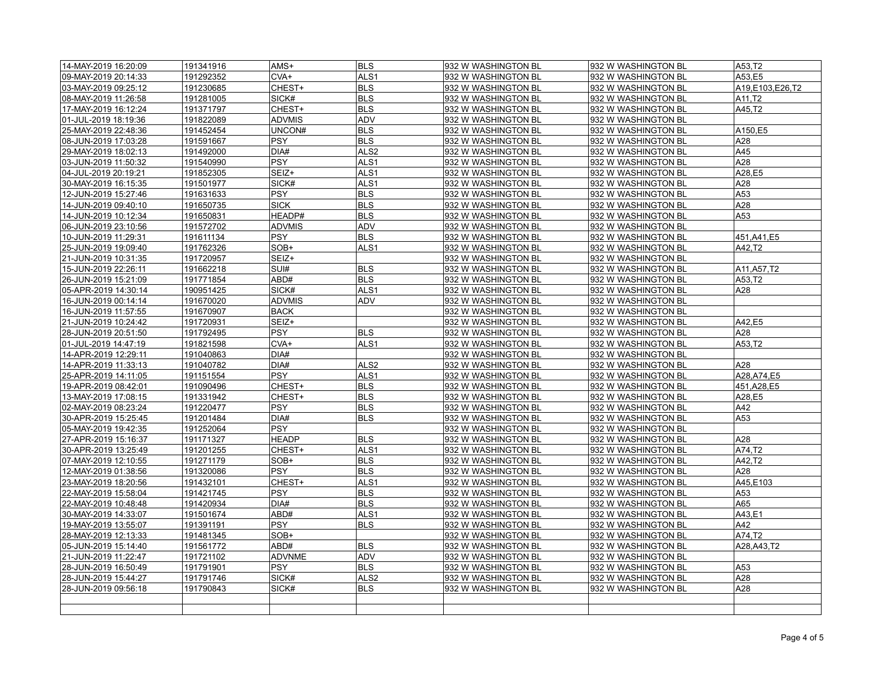| | | | | | | |
|---|---|---|---|---|---|---|
| 14-MAY-2019 16:20:09 | 191341916 | AMS+ | BLS | 932 W WASHINGTON BL | 932 W WASHINGTON BL | A53,T2 |
| 09-MAY-2019 20:14:33 | 191292352 | CVA+ | ALS1 | 932 W WASHINGTON BL | 932 W WASHINGTON BL | A53,E5 |
| 03-MAY-2019 09:25:12 | 191230685 | CHEST+ | BLS | 932 W WASHINGTON BL | 932 W WASHINGTON BL | A19,E103,E26,T2 |
| 08-MAY-2019 11:26:58 | 191281005 | SICK# | BLS | 932 W WASHINGTON BL | 932 W WASHINGTON BL | A11,T2 |
| 17-MAY-2019 16:12:24 | 191371797 | CHEST+ | BLS | 932 W WASHINGTON BL | 932 W WASHINGTON BL | A45,T2 |
| 01-JUL-2019 18:19:36 | 191822089 | ADVMIS | ADV | 932 W WASHINGTON BL | 932 W WASHINGTON BL | |
| 25-MAY-2019 22:48:36 | 191452454 | UNCON# | BLS | 932 W WASHINGTON BL | 932 W WASHINGTON BL | A150,E5 |
| 08-JUN-2019 17:03:28 | 191591667 | PSY | BLS | 932 W WASHINGTON BL | 932 W WASHINGTON BL | A28 |
| 29-MAY-2019 18:02:13 | 191492000 | DIA# | ALS2 | 932 W WASHINGTON BL | 932 W WASHINGTON BL | A45 |
| 03-JUN-2019 11:50:32 | 191540990 | PSY | ALS1 | 932 W WASHINGTON BL | 932 W WASHINGTON BL | A28 |
| 04-JUL-2019 20:19:21 | 191852305 | SEIZ+ | ALS1 | 932 W WASHINGTON BL | 932 W WASHINGTON BL | A28,E5 |
| 30-MAY-2019 16:15:35 | 191501977 | SICK# | ALS1 | 932 W WASHINGTON BL | 932 W WASHINGTON BL | A28 |
| 12-JUN-2019 15:27:46 | 191631633 | PSY | BLS | 932 W WASHINGTON BL | 932 W WASHINGTON BL | A53 |
| 14-JUN-2019 09:40:10 | 191650735 | SICK | BLS | 932 W WASHINGTON BL | 932 W WASHINGTON BL | A28 |
| 14-JUN-2019 10:12:34 | 191650831 | HEADP# | BLS | 932 W WASHINGTON BL | 932 W WASHINGTON BL | A53 |
| 06-JUN-2019 23:10:56 | 191572702 | ADVMIS | ADV | 932 W WASHINGTON BL | 932 W WASHINGTON BL | |
| 10-JUN-2019 11:29:31 | 191611134 | PSY | BLS | 932 W WASHINGTON BL | 932 W WASHINGTON BL | 451,A41,E5 |
| 25-JUN-2019 19:09:40 | 191762326 | SOB+ | ALS1 | 932 W WASHINGTON BL | 932 W WASHINGTON BL | A42,T2 |
| 21-JUN-2019 10:31:35 | 191720957 | SEIZ+ | | 932 W WASHINGTON BL | 932 W WASHINGTON BL | |
| 15-JUN-2019 22:26:11 | 191662218 | SUI# | BLS | 932 W WASHINGTON BL | 932 W WASHINGTON BL | A11,A57,T2 |
| 26-JUN-2019 15:21:09 | 191771854 | ABD# | BLS | 932 W WASHINGTON BL | 932 W WASHINGTON BL | A53,T2 |
| 05-APR-2019 14:30:14 | 190951425 | SICK# | ALS1 | 932 W WASHINGTON BL | 932 W WASHINGTON BL | A28 |
| 16-JUN-2019 00:14:14 | 191670020 | ADVMIS | ADV | 932 W WASHINGTON BL | 932 W WASHINGTON BL | |
| 16-JUN-2019 11:57:55 | 191670907 | BACK | | 932 W WASHINGTON BL | 932 W WASHINGTON BL | |
| 21-JUN-2019 10:24:42 | 191720931 | SEIZ+ | | 932 W WASHINGTON BL | 932 W WASHINGTON BL | A42,E5 |
| 28-JUN-2019 20:51:50 | 191792495 | PSY | BLS | 932 W WASHINGTON BL | 932 W WASHINGTON BL | A28 |
| 01-JUL-2019 14:47:19 | 191821598 | CVA+ | ALS1 | 932 W WASHINGTON BL | 932 W WASHINGTON BL | A53,T2 |
| 14-APR-2019 12:29:11 | 191040863 | DIA# | | 932 W WASHINGTON BL | 932 W WASHINGTON BL | |
| 14-APR-2019 11:33:13 | 191040782 | DIA# | ALS2 | 932 W WASHINGTON BL | 932 W WASHINGTON BL | A28 |
| 25-APR-2019 14:11:05 | 191151554 | PSY | ALS1 | 932 W WASHINGTON BL | 932 W WASHINGTON BL | A28,A74,E5 |
| 19-APR-2019 08:42:01 | 191090496 | CHEST+ | BLS | 932 W WASHINGTON BL | 932 W WASHINGTON BL | 451,A28,E5 |
| 13-MAY-2019 17:08:15 | 191331942 | CHEST+ | BLS | 932 W WASHINGTON BL | 932 W WASHINGTON BL | A28,E5 |
| 02-MAY-2019 08:23:24 | 191220477 | PSY | BLS | 932 W WASHINGTON BL | 932 W WASHINGTON BL | A42 |
| 30-APR-2019 15:25:45 | 191201484 | DIA# | BLS | 932 W WASHINGTON BL | 932 W WASHINGTON BL | A53 |
| 05-MAY-2019 19:42:35 | 191252064 | PSY | | 932 W WASHINGTON BL | 932 W WASHINGTON BL | |
| 27-APR-2019 15:16:37 | 191171327 | HEADP | BLS | 932 W WASHINGTON BL | 932 W WASHINGTON BL | A28 |
| 30-APR-2019 13:25:49 | 191201255 | CHEST+ | ALS1 | 932 W WASHINGTON BL | 932 W WASHINGTON BL | A74,T2 |
| 07-MAY-2019 12:10:55 | 191271179 | SOB+ | BLS | 932 W WASHINGTON BL | 932 W WASHINGTON BL | A42,T2 |
| 12-MAY-2019 01:38:56 | 191320086 | PSY | BLS | 932 W WASHINGTON BL | 932 W WASHINGTON BL | A28 |
| 23-MAY-2019 18:20:56 | 191432101 | CHEST+ | ALS1 | 932 W WASHINGTON BL | 932 W WASHINGTON BL | A45,E103 |
| 22-MAY-2019 15:58:04 | 191421745 | PSY | BLS | 932 W WASHINGTON BL | 932 W WASHINGTON BL | A53 |
| 22-MAY-2019 10:48:48 | 191420934 | DIA# | BLS | 932 W WASHINGTON BL | 932 W WASHINGTON BL | A65 |
| 30-MAY-2019 14:33:07 | 191501674 | ABD# | ALS1 | 932 W WASHINGTON BL | 932 W WASHINGTON BL | A43,E1 |
| 19-MAY-2019 13:55:07 | 191391191 | PSY | BLS | 932 W WASHINGTON BL | 932 W WASHINGTON BL | A42 |
| 28-MAY-2019 12:13:33 | 191481345 | SOB+ | | 932 W WASHINGTON BL | 932 W WASHINGTON BL | A74,T2 |
| 05-JUN-2019 15:14:40 | 191561772 | ABD# | BLS | 932 W WASHINGTON BL | 932 W WASHINGTON BL | A28,A43,T2 |
| 21-JUN-2019 11:22:47 | 191721102 | ADVNME | ADV | 932 W WASHINGTON BL | 932 W WASHINGTON BL | |
| 28-JUN-2019 16:50:49 | 191791901 | PSY | BLS | 932 W WASHINGTON BL | 932 W WASHINGTON BL | A53 |
| 28-JUN-2019 15:44:27 | 191791746 | SICK# | ALS2 | 932 W WASHINGTON BL | 932 W WASHINGTON BL | A28 |
| 28-JUN-2019 09:56:18 | 191790843 | SICK# | BLS | 932 W WASHINGTON BL | 932 W WASHINGTON BL | A28 |
| | | | | | | |
| | | | | | | |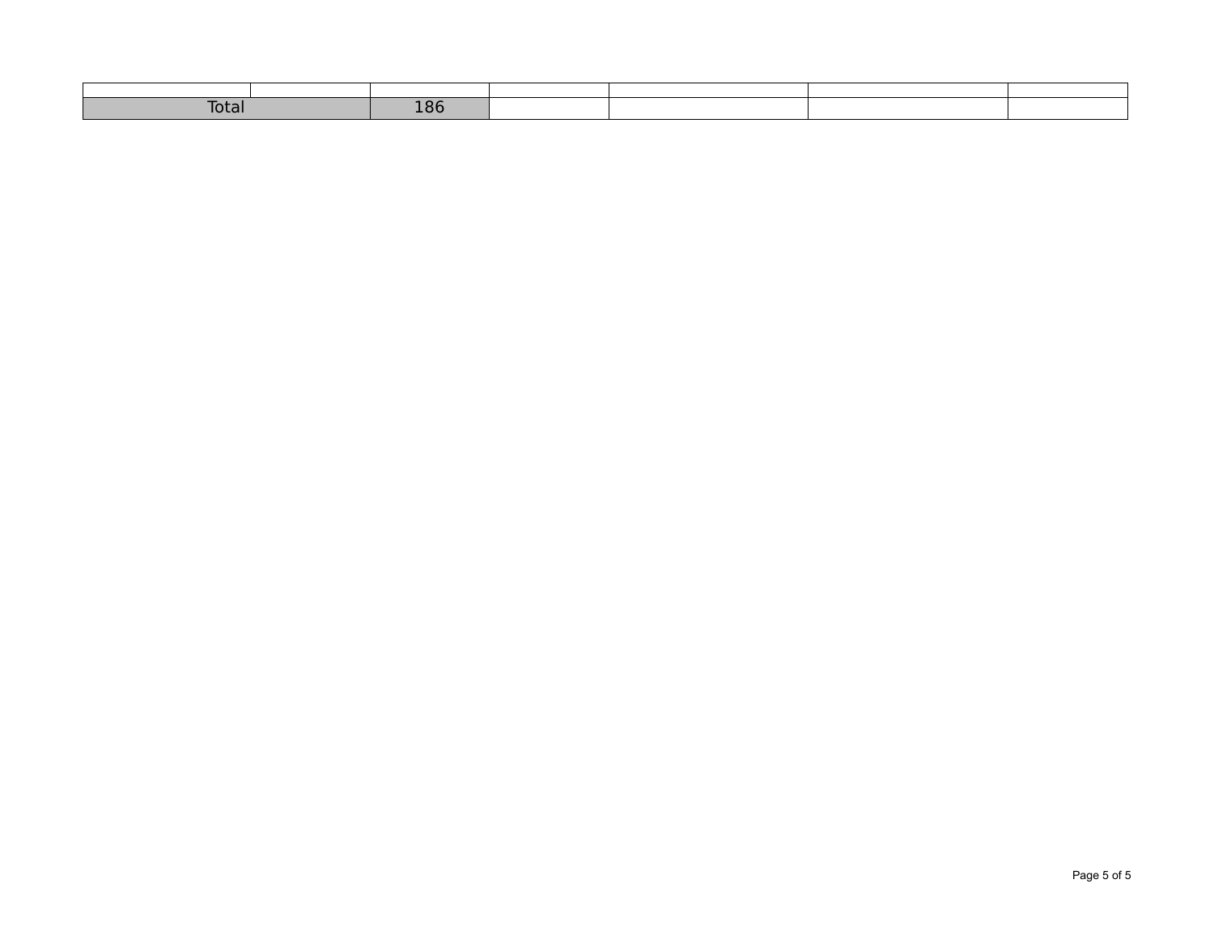| | | | | | | |
|---|---|---|---|---|---|---|
| | | | | | | |
| Total | | 186 | | | | |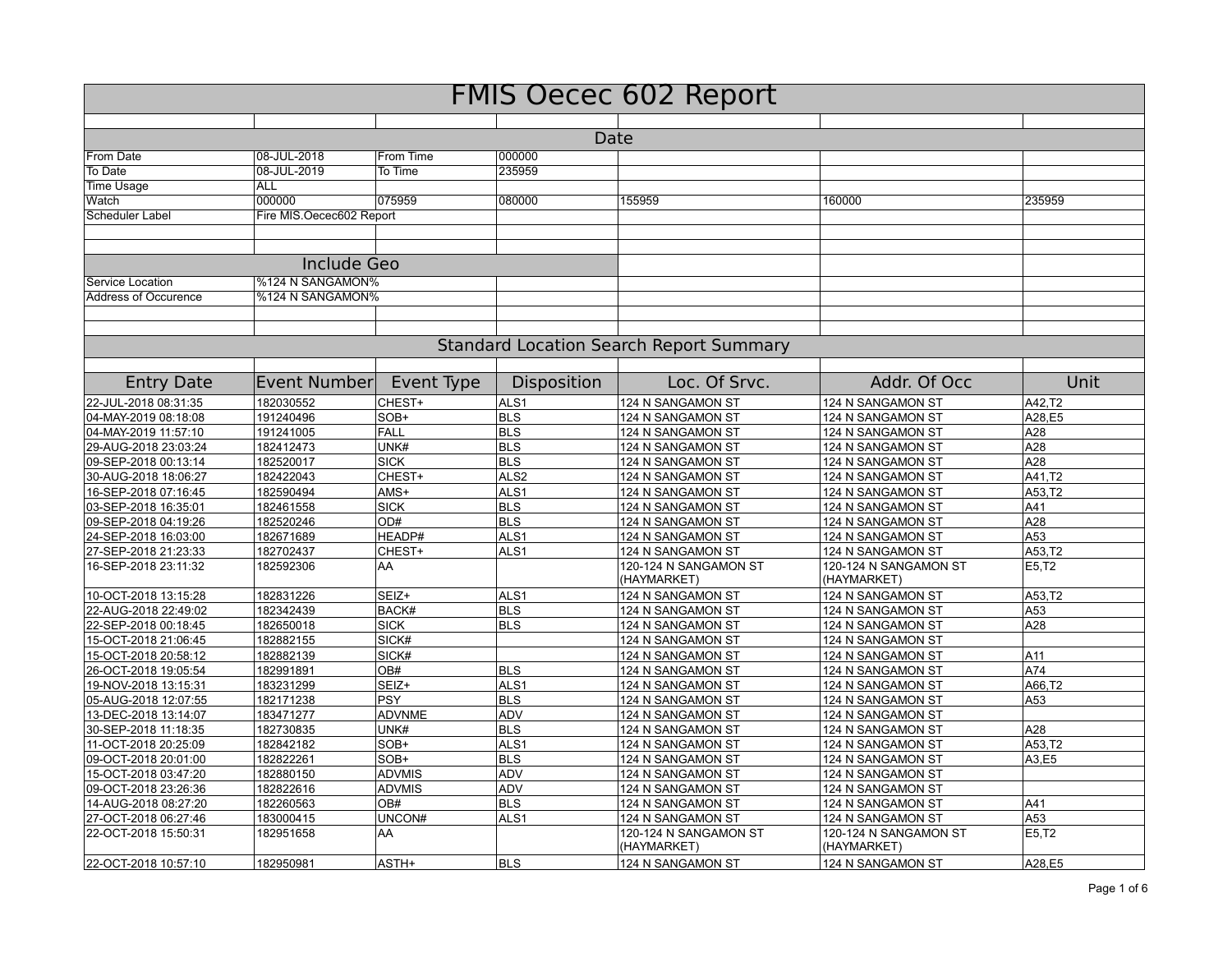# FMIS Oecec 602 Report

## Date

| | | | | | | |
|---|---|---|---|---|---|---|
| From Date | 08-JUL-2018 | From Time | 000000 | | | |
| To Date | 08-JUL-2019 | To Time | 235959 | | | |
| Time Usage | ALL | | | | | |
| Watch | 000000 | 075959 | 080000 | 155959 | 160000 | 235959 |
| Scheduler Label | Fire MIS.Oecec602 Report | | | | | |

## Include Geo

| | |
|---|---|
| Service Location | %124 N SANGAMON% |
| Address of Occurence | %124 N SANGAMON% |

## Standard Location Search Report Summary

| Entry Date | Event Number | Event Type | Disposition | Loc. Of Srvc. | Addr. Of Occ | Unit |
|---|---|---|---|---|---|---|
| 22-JUL-2018 08:31:35 | 182030552 | CHEST+ | ALS1 | 124 N SANGAMON ST | 124 N SANGAMON ST | A42,T2 |
| 04-MAY-2019 08:18:08 | 191240496 | SOB+ | BLS | 124 N SANGAMON ST | 124 N SANGAMON ST | A28,E5 |
| 04-MAY-2019 11:57:10 | 191241005 | FALL | BLS | 124 N SANGAMON ST | 124 N SANGAMON ST | A28 |
| 29-AUG-2018 23:03:24 | 182412473 | UNK# | BLS | 124 N SANGAMON ST | 124 N SANGAMON ST | A28 |
| 09-SEP-2018 00:13:14 | 182520017 | SICK | BLS | 124 N SANGAMON ST | 124 N SANGAMON ST | A28 |
| 30-AUG-2018 18:06:27 | 182422043 | CHEST+ | ALS2 | 124 N SANGAMON ST | 124 N SANGAMON ST | A41,T2 |
| 16-SEP-2018 07:16:45 | 182590494 | AMS+ | ALS1 | 124 N SANGAMON ST | 124 N SANGAMON ST | A53,T2 |
| 03-SEP-2018 16:35:01 | 182461558 | SICK | BLS | 124 N SANGAMON ST | 124 N SANGAMON ST | A41 |
| 09-SEP-2018 04:19:26 | 182520246 | OD# | BLS | 124 N SANGAMON ST | 124 N SANGAMON ST | A28 |
| 24-SEP-2018 16:03:00 | 182671689 | HEADP# | ALS1 | 124 N SANGAMON ST | 124 N SANGAMON ST | A53 |
| 27-SEP-2018 21:23:33 | 182702437 | CHEST+ | ALS1 | 124 N SANGAMON ST | 124 N SANGAMON ST | A53,T2 |
| 16-SEP-2018 23:11:32 | 182592306 | AA | | 120-124 N SANGAMON ST (HAYMARKET) | 120-124 N SANGAMON ST (HAYMARKET) | E5,T2 |
| 10-OCT-2018 13:15:28 | 182831226 | SEIZ+ | ALS1 | 124 N SANGAMON ST | 124 N SANGAMON ST | A53,T2 |
| 22-AUG-2018 22:49:02 | 182342439 | BACK# | BLS | 124 N SANGAMON ST | 124 N SANGAMON ST | A53 |
| 22-SEP-2018 00:18:45 | 182650018 | SICK | BLS | 124 N SANGAMON ST | 124 N SANGAMON ST | A28 |
| 15-OCT-2018 21:06:45 | 182882155 | SICK# | | 124 N SANGAMON ST | 124 N SANGAMON ST | |
| 15-OCT-2018 20:58:12 | 182882139 | SICK# | | 124 N SANGAMON ST | 124 N SANGAMON ST | A11 |
| 26-OCT-2018 19:05:54 | 182991891 | OB# | BLS | 124 N SANGAMON ST | 124 N SANGAMON ST | A74 |
| 19-NOV-2018 13:15:31 | 183231299 | SEIZ+ | ALS1 | 124 N SANGAMON ST | 124 N SANGAMON ST | A66,T2 |
| 05-AUG-2018 12:07:55 | 182171238 | PSY | BLS | 124 N SANGAMON ST | 124 N SANGAMON ST | A53 |
| 13-DEC-2018 13:14:07 | 183471277 | ADVNME | ADV | 124 N SANGAMON ST | 124 N SANGAMON ST | |
| 30-SEP-2018 11:18:35 | 182730835 | UNK# | BLS | 124 N SANGAMON ST | 124 N SANGAMON ST | A28 |
| 11-OCT-2018 20:25:09 | 182842182 | SOB+ | ALS1 | 124 N SANGAMON ST | 124 N SANGAMON ST | A53,T2 |
| 09-OCT-2018 20:01:00 | 182822261 | SOB+ | BLS | 124 N SANGAMON ST | 124 N SANGAMON ST | A3,E5 |
| 15-OCT-2018 03:47:20 | 182880150 | ADVMIS | ADV | 124 N SANGAMON ST | 124 N SANGAMON ST | |
| 09-OCT-2018 23:26:36 | 182822616 | ADVMIS | ADV | 124 N SANGAMON ST | 124 N SANGAMON ST | |
| 14-AUG-2018 08:27:20 | 182260563 | OB# | BLS | 124 N SANGAMON ST | 124 N SANGAMON ST | A41 |
| 27-OCT-2018 06:27:46 | 183000415 | UNCON# | ALS1 | 124 N SANGAMON ST | 124 N SANGAMON ST | A53 |
| 22-OCT-2018 15:50:31 | 182951658 | AA | | 120-124 N SANGAMON ST (HAYMARKET) | 120-124 N SANGAMON ST (HAYMARKET) | E5,T2 |
| 22-OCT-2018 10:57:10 | 182950981 | ASTH+ | BLS | 124 N SANGAMON ST | 124 N SANGAMON ST | A28,E5 |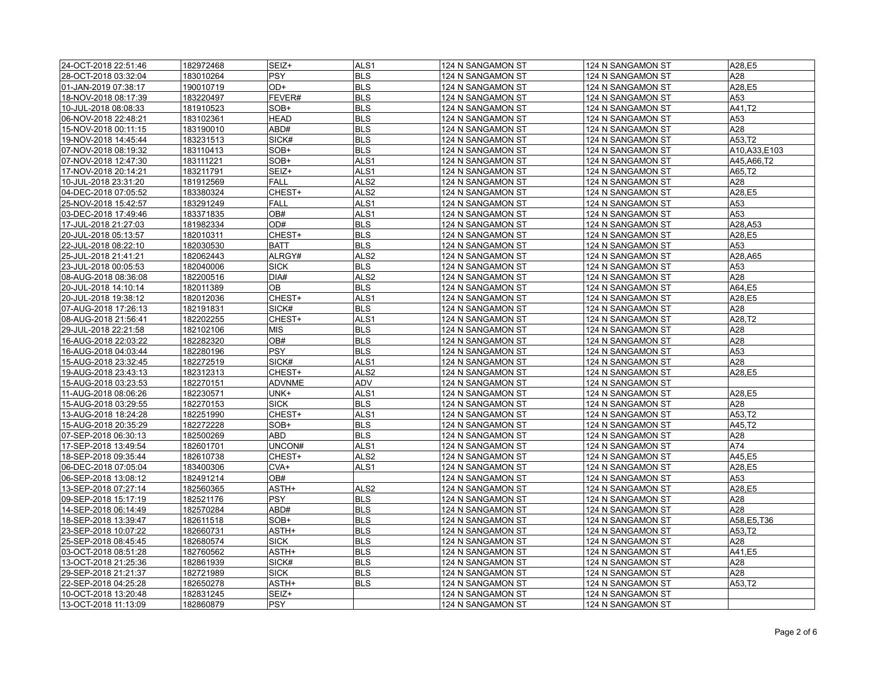| | | | | | | |
|---|---|---|---|---|---|---|
| 24-OCT-2018 22:51:46 | 182972468 | SEIZ+ | ALS1 | 124 N SANGAMON ST | 124 N SANGAMON ST | A28,E5 |
| 28-OCT-2018 03:32:04 | 183010264 | PSY | BLS | 124 N SANGAMON ST | 124 N SANGAMON ST | A28 |
| 01-JAN-2019 07:38:17 | 190010719 | OD+ | BLS | 124 N SANGAMON ST | 124 N SANGAMON ST | A28,E5 |
| 18-NOV-2018 08:17:39 | 183220497 | FEVER# | BLS | 124 N SANGAMON ST | 124 N SANGAMON ST | A53 |
| 10-JUL-2018 08:08:33 | 181910523 | SOB+ | BLS | 124 N SANGAMON ST | 124 N SANGAMON ST | A41,T2 |
| 06-NOV-2018 22:48:21 | 183102361 | HEAD | BLS | 124 N SANGAMON ST | 124 N SANGAMON ST | A53 |
| 15-NOV-2018 00:11:15 | 183190010 | ABD# | BLS | 124 N SANGAMON ST | 124 N SANGAMON ST | A28 |
| 19-NOV-2018 14:45:44 | 183231513 | SICK# | BLS | 124 N SANGAMON ST | 124 N SANGAMON ST | A53,T2 |
| 07-NOV-2018 08:19:32 | 183110413 | SOB+ | BLS | 124 N SANGAMON ST | 124 N SANGAMON ST | A10,A33,E103 |
| 07-NOV-2018 12:47:30 | 183111221 | SOB+ | ALS1 | 124 N SANGAMON ST | 124 N SANGAMON ST | A45,A66,T2 |
| 17-NOV-2018 20:14:21 | 183211791 | SEIZ+ | ALS1 | 124 N SANGAMON ST | 124 N SANGAMON ST | A65,T2 |
| 10-JUL-2018 23:31:20 | 181912569 | FALL | ALS2 | 124 N SANGAMON ST | 124 N SANGAMON ST | A28 |
| 04-DEC-2018 07:05:52 | 183380324 | CHEST+ | ALS2 | 124 N SANGAMON ST | 124 N SANGAMON ST | A28,E5 |
| 25-NOV-2018 15:42:57 | 183291249 | FALL | ALS1 | 124 N SANGAMON ST | 124 N SANGAMON ST | A53 |
| 03-DEC-2018 17:49:46 | 183371835 | OB# | ALS1 | 124 N SANGAMON ST | 124 N SANGAMON ST | A53 |
| 17-JUL-2018 21:27:03 | 181982334 | OD# | BLS | 124 N SANGAMON ST | 124 N SANGAMON ST | A28,A53 |
| 20-JUL-2018 05:13:57 | 182010311 | CHEST+ | BLS | 124 N SANGAMON ST | 124 N SANGAMON ST | A28,E5 |
| 22-JUL-2018 08:22:10 | 182030530 | BATT | BLS | 124 N SANGAMON ST | 124 N SANGAMON ST | A53 |
| 25-JUL-2018 21:41:21 | 182062443 | ALRGY# | ALS2 | 124 N SANGAMON ST | 124 N SANGAMON ST | A28,A65 |
| 23-JUL-2018 00:05:53 | 182040006 | SICK | BLS | 124 N SANGAMON ST | 124 N SANGAMON ST | A53 |
| 08-AUG-2018 08:36:08 | 182200516 | DIA# | ALS2 | 124 N SANGAMON ST | 124 N SANGAMON ST | A28 |
| 20-JUL-2018 14:10:14 | 182011389 | OB | BLS | 124 N SANGAMON ST | 124 N SANGAMON ST | A64,E5 |
| 20-JUL-2018 19:38:12 | 182012036 | CHEST+ | ALS1 | 124 N SANGAMON ST | 124 N SANGAMON ST | A28,E5 |
| 07-AUG-2018 17:26:13 | 182191831 | SICK# | BLS | 124 N SANGAMON ST | 124 N SANGAMON ST | A28 |
| 08-AUG-2018 21:56:41 | 182202255 | CHEST+ | ALS1 | 124 N SANGAMON ST | 124 N SANGAMON ST | A28,T2 |
| 29-JUL-2018 22:21:58 | 182102106 | MIS | BLS | 124 N SANGAMON ST | 124 N SANGAMON ST | A28 |
| 16-AUG-2018 22:03:22 | 182282320 | OB# | BLS | 124 N SANGAMON ST | 124 N SANGAMON ST | A28 |
| 16-AUG-2018 04:03:44 | 182280196 | PSY | BLS | 124 N SANGAMON ST | 124 N SANGAMON ST | A53 |
| 15-AUG-2018 23:32:45 | 182272519 | SICK# | ALS1 | 124 N SANGAMON ST | 124 N SANGAMON ST | A28 |
| 19-AUG-2018 23:43:13 | 182312313 | CHEST+ | ALS2 | 124 N SANGAMON ST | 124 N SANGAMON ST | A28,E5 |
| 15-AUG-2018 03:23:53 | 182270151 | ADVNME | ADV | 124 N SANGAMON ST | 124 N SANGAMON ST | |
| 11-AUG-2018 08:06:26 | 182230571 | UNK+ | ALS1 | 124 N SANGAMON ST | 124 N SANGAMON ST | A28,E5 |
| 15-AUG-2018 03:29:55 | 182270153 | SICK | BLS | 124 N SANGAMON ST | 124 N SANGAMON ST | A28 |
| 13-AUG-2018 18:24:28 | 182251990 | CHEST+ | ALS1 | 124 N SANGAMON ST | 124 N SANGAMON ST | A53,T2 |
| 15-AUG-2018 20:35:29 | 182272228 | SOB+ | BLS | 124 N SANGAMON ST | 124 N SANGAMON ST | A45,T2 |
| 07-SEP-2018 06:30:13 | 182500269 | ABD | BLS | 124 N SANGAMON ST | 124 N SANGAMON ST | A28 |
| 17-SEP-2018 13:49:54 | 182601701 | UNCON# | ALS1 | 124 N SANGAMON ST | 124 N SANGAMON ST | A74 |
| 18-SEP-2018 09:35:44 | 182610738 | CHEST+ | ALS2 | 124 N SANGAMON ST | 124 N SANGAMON ST | A45,E5 |
| 06-DEC-2018 07:05:04 | 183400306 | CVA+ | ALS1 | 124 N SANGAMON ST | 124 N SANGAMON ST | A28,E5 |
| 06-SEP-2018 13:08:12 | 182491214 | OB# | | 124 N SANGAMON ST | 124 N SANGAMON ST | A53 |
| 13-SEP-2018 07:27:14 | 182560365 | ASTH+ | ALS2 | 124 N SANGAMON ST | 124 N SANGAMON ST | A28,E5 |
| 09-SEP-2018 15:17:19 | 182521176 | PSY | BLS | 124 N SANGAMON ST | 124 N SANGAMON ST | A28 |
| 14-SEP-2018 06:14:49 | 182570284 | ABD# | BLS | 124 N SANGAMON ST | 124 N SANGAMON ST | A28 |
| 18-SEP-2018 13:39:47 | 182611518 | SOB+ | BLS | 124 N SANGAMON ST | 124 N SANGAMON ST | A58,E5,T36 |
| 23-SEP-2018 10:07:22 | 182660731 | ASTH+ | BLS | 124 N SANGAMON ST | 124 N SANGAMON ST | A53,T2 |
| 25-SEP-2018 08:45:45 | 182680574 | SICK | BLS | 124 N SANGAMON ST | 124 N SANGAMON ST | A28 |
| 03-OCT-2018 08:51:28 | 182760562 | ASTH+ | BLS | 124 N SANGAMON ST | 124 N SANGAMON ST | A41,E5 |
| 13-OCT-2018 21:25:36 | 182861939 | SICK# | BLS | 124 N SANGAMON ST | 124 N SANGAMON ST | A28 |
| 29-SEP-2018 21:21:37 | 182721989 | SICK | BLS | 124 N SANGAMON ST | 124 N SANGAMON ST | A28 |
| 22-SEP-2018 04:25:28 | 182650278 | ASTH+ | BLS | 124 N SANGAMON ST | 124 N SANGAMON ST | A53,T2 |
| 10-OCT-2018 13:20:48 | 182831245 | SEIZ+ | | 124 N SANGAMON ST | 124 N SANGAMON ST | |
| 13-OCT-2018 11:13:09 | 182860879 | PSY | | 124 N SANGAMON ST | 124 N SANGAMON ST | |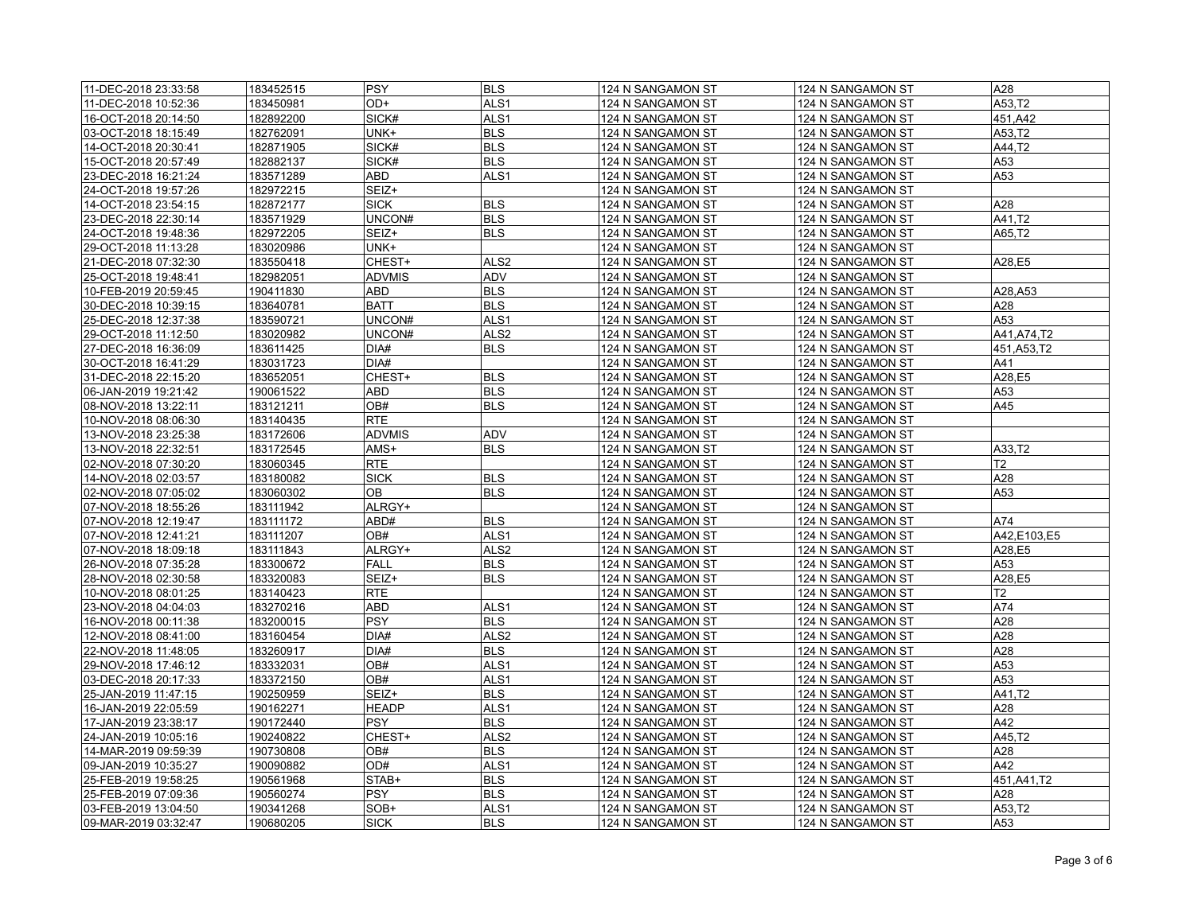| | | | | | | |
|---|---|---|---|---|---|---|
| 11-DEC-2018 23:33:58 | 183452515 | PSY | BLS | 124 N SANGAMON ST | 124 N SANGAMON ST | A28 |
| 11-DEC-2018 10:52:36 | 183450981 | OD+ | ALS1 | 124 N SANGAMON ST | 124 N SANGAMON ST | A53,T2 |
| 16-OCT-2018 20:14:50 | 182892200 | SICK# | ALS1 | 124 N SANGAMON ST | 124 N SANGAMON ST | 451,A42 |
| 03-OCT-2018 18:15:49 | 182762091 | UNK+ | BLS | 124 N SANGAMON ST | 124 N SANGAMON ST | A53,T2 |
| 14-OCT-2018 20:30:41 | 182871905 | SICK# | BLS | 124 N SANGAMON ST | 124 N SANGAMON ST | A44,T2 |
| 15-OCT-2018 20:57:49 | 182882137 | SICK# | BLS | 124 N SANGAMON ST | 124 N SANGAMON ST | A53 |
| 23-DEC-2018 16:21:24 | 183571289 | ABD | ALS1 | 124 N SANGAMON ST | 124 N SANGAMON ST | A53 |
| 24-OCT-2018 19:57:26 | 182972215 | SEIZ+ | | 124 N SANGAMON ST | 124 N SANGAMON ST | |
| 14-OCT-2018 23:54:15 | 182872177 | SICK | BLS | 124 N SANGAMON ST | 124 N SANGAMON ST | A28 |
| 23-DEC-2018 22:30:14 | 183571929 | UNCON# | BLS | 124 N SANGAMON ST | 124 N SANGAMON ST | A41,T2 |
| 24-OCT-2018 19:48:36 | 182972205 | SEIZ+ | BLS | 124 N SANGAMON ST | 124 N SANGAMON ST | A65,T2 |
| 29-OCT-2018 11:13:28 | 183020986 | UNK+ | | 124 N SANGAMON ST | 124 N SANGAMON ST | |
| 21-DEC-2018 07:32:30 | 183550418 | CHEST+ | ALS2 | 124 N SANGAMON ST | 124 N SANGAMON ST | A28,E5 |
| 25-OCT-2018 19:48:41 | 182982051 | ADVMIS | ADV | 124 N SANGAMON ST | 124 N SANGAMON ST | |
| 10-FEB-2019 20:59:45 | 190411830 | ABD | BLS | 124 N SANGAMON ST | 124 N SANGAMON ST | A28,A53 |
| 30-DEC-2018 10:39:15 | 183640781 | BATT | BLS | 124 N SANGAMON ST | 124 N SANGAMON ST | A28 |
| 25-DEC-2018 12:37:38 | 183590721 | UNCON# | ALS1 | 124 N SANGAMON ST | 124 N SANGAMON ST | A53 |
| 29-OCT-2018 11:12:50 | 183020982 | UNCON# | ALS2 | 124 N SANGAMON ST | 124 N SANGAMON ST | A41,A74,T2 |
| 27-DEC-2018 16:36:09 | 183611425 | DIA# | BLS | 124 N SANGAMON ST | 124 N SANGAMON ST | 451,A53,T2 |
| 30-OCT-2018 16:41:29 | 183031723 | DIA# | | 124 N SANGAMON ST | 124 N SANGAMON ST | A41 |
| 31-DEC-2018 22:15:20 | 183652051 | CHEST+ | BLS | 124 N SANGAMON ST | 124 N SANGAMON ST | A28,E5 |
| 06-JAN-2019 19:21:42 | 190061522 | ABD | BLS | 124 N SANGAMON ST | 124 N SANGAMON ST | A53 |
| 08-NOV-2018 13:22:11 | 183121211 | OB# | BLS | 124 N SANGAMON ST | 124 N SANGAMON ST | A45 |
| 10-NOV-2018 08:06:30 | 183140435 | RTE | | 124 N SANGAMON ST | 124 N SANGAMON ST | |
| 13-NOV-2018 23:25:38 | 183172606 | ADVMIS | ADV | 124 N SANGAMON ST | 124 N SANGAMON ST | |
| 13-NOV-2018 22:32:51 | 183172545 | AMS+ | BLS | 124 N SANGAMON ST | 124 N SANGAMON ST | A33,T2 |
| 02-NOV-2018 07:30:20 | 183060345 | RTE | | 124 N SANGAMON ST | 124 N SANGAMON ST | T2 |
| 14-NOV-2018 02:03:57 | 183180082 | SICK | BLS | 124 N SANGAMON ST | 124 N SANGAMON ST | A28 |
| 02-NOV-2018 07:05:02 | 183060302 | OB | BLS | 124 N SANGAMON ST | 124 N SANGAMON ST | A53 |
| 07-NOV-2018 18:55:26 | 183111942 | ALRGY+ | | 124 N SANGAMON ST | 124 N SANGAMON ST | |
| 07-NOV-2018 12:19:47 | 183111172 | ABD# | BLS | 124 N SANGAMON ST | 124 N SANGAMON ST | A74 |
| 07-NOV-2018 12:41:21 | 183111207 | OB# | ALS1 | 124 N SANGAMON ST | 124 N SANGAMON ST | A42,E103,E5 |
| 07-NOV-2018 18:09:18 | 183111843 | ALRGY+ | ALS2 | 124 N SANGAMON ST | 124 N SANGAMON ST | A28,E5 |
| 26-NOV-2018 07:35:28 | 183300672 | FALL | BLS | 124 N SANGAMON ST | 124 N SANGAMON ST | A53 |
| 28-NOV-2018 02:30:58 | 183320083 | SEIZ+ | BLS | 124 N SANGAMON ST | 124 N SANGAMON ST | A28,E5 |
| 10-NOV-2018 08:01:25 | 183140423 | RTE | | 124 N SANGAMON ST | 124 N SANGAMON ST | T2 |
| 23-NOV-2018 04:04:03 | 183270216 | ABD | ALS1 | 124 N SANGAMON ST | 124 N SANGAMON ST | A74 |
| 16-NOV-2018 00:11:38 | 183200015 | PSY | BLS | 124 N SANGAMON ST | 124 N SANGAMON ST | A28 |
| 12-NOV-2018 08:41:00 | 183160454 | DIA# | ALS2 | 124 N SANGAMON ST | 124 N SANGAMON ST | A28 |
| 22-NOV-2018 11:48:05 | 183260917 | DIA# | BLS | 124 N SANGAMON ST | 124 N SANGAMON ST | A28 |
| 29-NOV-2018 17:46:12 | 183332031 | OB# | ALS1 | 124 N SANGAMON ST | 124 N SANGAMON ST | A53 |
| 03-DEC-2018 20:17:33 | 183372150 | OB# | ALS1 | 124 N SANGAMON ST | 124 N SANGAMON ST | A53 |
| 25-JAN-2019 11:47:15 | 190250959 | SEIZ+ | BLS | 124 N SANGAMON ST | 124 N SANGAMON ST | A41,T2 |
| 16-JAN-2019 22:05:59 | 190162271 | HEADP | ALS1 | 124 N SANGAMON ST | 124 N SANGAMON ST | A28 |
| 17-JAN-2019 23:38:17 | 190172440 | PSY | BLS | 124 N SANGAMON ST | 124 N SANGAMON ST | A42 |
| 24-JAN-2019 10:05:16 | 190240822 | CHEST+ | ALS2 | 124 N SANGAMON ST | 124 N SANGAMON ST | A45,T2 |
| 14-MAR-2019 09:59:39 | 190730808 | OB# | BLS | 124 N SANGAMON ST | 124 N SANGAMON ST | A28 |
| 09-JAN-2019 10:35:27 | 190090882 | OD# | ALS1 | 124 N SANGAMON ST | 124 N SANGAMON ST | A42 |
| 25-FEB-2019 19:58:25 | 190561968 | STAB+ | BLS | 124 N SANGAMON ST | 124 N SANGAMON ST | 451,A41,T2 |
| 25-FEB-2019 07:09:36 | 190560274 | PSY | BLS | 124 N SANGAMON ST | 124 N SANGAMON ST | A28 |
| 03-FEB-2019 13:04:50 | 190341268 | SOB+ | ALS1 | 124 N SANGAMON ST | 124 N SANGAMON ST | A53,T2 |
| 09-MAR-2019 03:32:47 | 190680205 | SICK | BLS | 124 N SANGAMON ST | 124 N SANGAMON ST | A53 |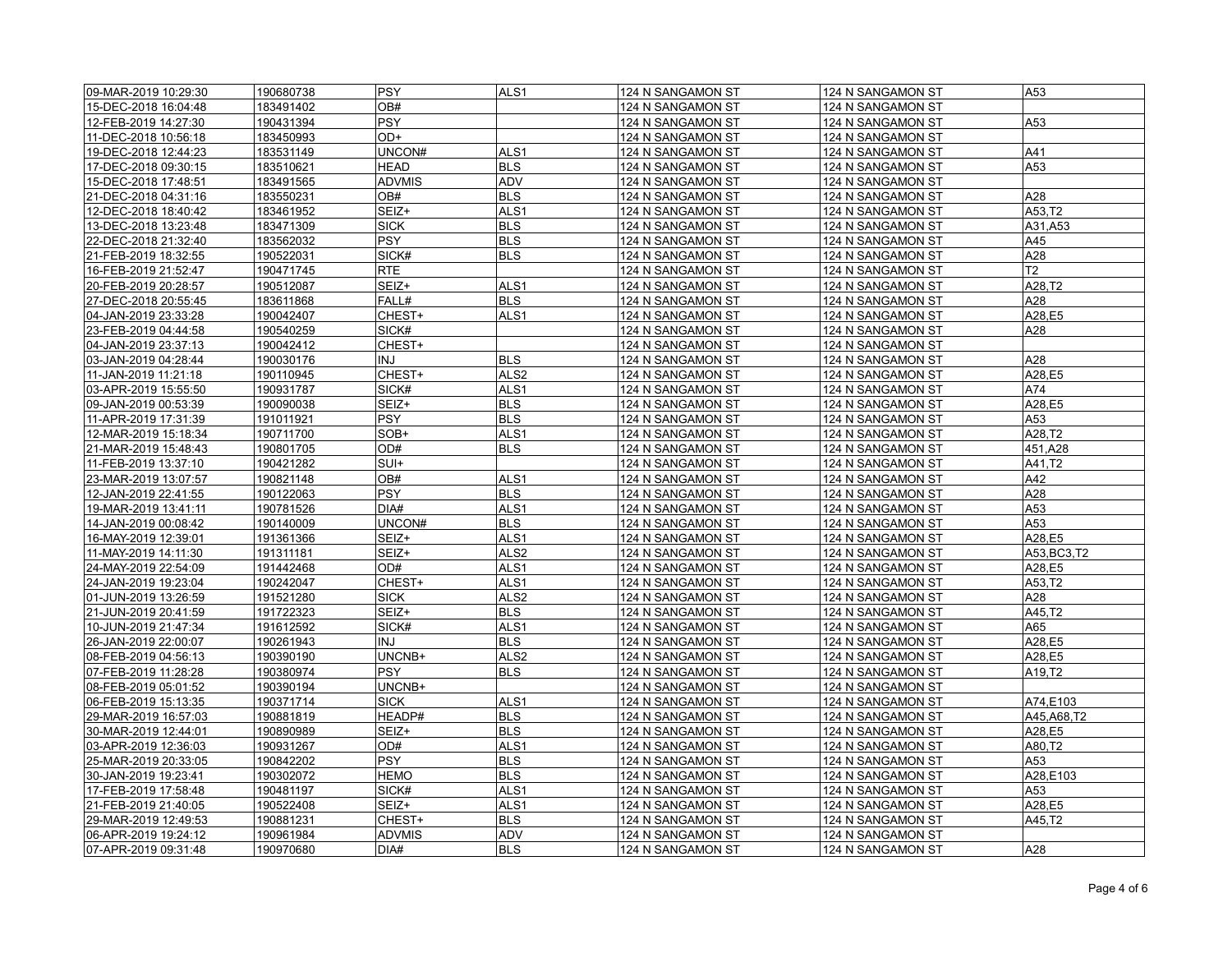| | | | | | | |
|---|---|---|---|---|---|---|
| 09-MAR-2019 10:29:30 | 190680738 | PSY | ALS1 | 124 N SANGAMON ST | 124 N SANGAMON ST | A53 |
| 15-DEC-2018 16:04:48 | 183491402 | OB# | | 124 N SANGAMON ST | 124 N SANGAMON ST | |
| 12-FEB-2019 14:27:30 | 190431394 | PSY | | 124 N SANGAMON ST | 124 N SANGAMON ST | A53 |
| 11-DEC-2018 10:56:18 | 183450993 | OD+ | | 124 N SANGAMON ST | 124 N SANGAMON ST | |
| 19-DEC-2018 12:44:23 | 183531149 | UNCON# | ALS1 | 124 N SANGAMON ST | 124 N SANGAMON ST | A41 |
| 17-DEC-2018 09:30:15 | 183510621 | HEAD | BLS | 124 N SANGAMON ST | 124 N SANGAMON ST | A53 |
| 15-DEC-2018 17:48:51 | 183491565 | ADVMIS | ADV | 124 N SANGAMON ST | 124 N SANGAMON ST | |
| 21-DEC-2018 04:31:16 | 183550231 | OB# | BLS | 124 N SANGAMON ST | 124 N SANGAMON ST | A28 |
| 12-DEC-2018 18:40:42 | 183461952 | SEIZ+ | ALS1 | 124 N SANGAMON ST | 124 N SANGAMON ST | A53,T2 |
| 13-DEC-2018 13:23:48 | 183471309 | SICK | BLS | 124 N SANGAMON ST | 124 N SANGAMON ST | A31,A53 |
| 22-DEC-2018 21:32:40 | 183562032 | PSY | BLS | 124 N SANGAMON ST | 124 N SANGAMON ST | A45 |
| 21-FEB-2019 18:32:55 | 190522031 | SICK# | BLS | 124 N SANGAMON ST | 124 N SANGAMON ST | A28 |
| 16-FEB-2019 21:52:47 | 190471745 | RTE | | 124 N SANGAMON ST | 124 N SANGAMON ST | T2 |
| 20-FEB-2019 20:28:57 | 190512087 | SEIZ+ | ALS1 | 124 N SANGAMON ST | 124 N SANGAMON ST | A28,T2 |
| 27-DEC-2018 20:55:45 | 183611868 | FALL# | BLS | 124 N SANGAMON ST | 124 N SANGAMON ST | A28 |
| 04-JAN-2019 23:33:28 | 190042407 | CHEST+ | ALS1 | 124 N SANGAMON ST | 124 N SANGAMON ST | A28,E5 |
| 23-FEB-2019 04:44:58 | 190540259 | SICK# | | 124 N SANGAMON ST | 124 N SANGAMON ST | A28 |
| 04-JAN-2019 23:37:13 | 190042412 | CHEST+ | | 124 N SANGAMON ST | 124 N SANGAMON ST | |
| 03-JAN-2019 04:28:44 | 190030176 | INJ | BLS | 124 N SANGAMON ST | 124 N SANGAMON ST | A28 |
| 11-JAN-2019 11:21:18 | 190110945 | CHEST+ | ALS2 | 124 N SANGAMON ST | 124 N SANGAMON ST | A28,E5 |
| 03-APR-2019 15:55:50 | 190931787 | SICK# | ALS1 | 124 N SANGAMON ST | 124 N SANGAMON ST | A74 |
| 09-JAN-2019 00:53:39 | 190090038 | SEIZ+ | BLS | 124 N SANGAMON ST | 124 N SANGAMON ST | A28,E5 |
| 11-APR-2019 17:31:39 | 191011921 | PSY | BLS | 124 N SANGAMON ST | 124 N SANGAMON ST | A53 |
| 12-MAR-2019 15:18:34 | 190711700 | SOB+ | ALS1 | 124 N SANGAMON ST | 124 N SANGAMON ST | A28,T2 |
| 21-MAR-2019 15:48:43 | 190801705 | OD# | BLS | 124 N SANGAMON ST | 124 N SANGAMON ST | 451,A28 |
| 11-FEB-2019 13:37:10 | 190421282 | SUI+ | | 124 N SANGAMON ST | 124 N SANGAMON ST | A41,T2 |
| 23-MAR-2019 13:07:57 | 190821148 | OB# | ALS1 | 124 N SANGAMON ST | 124 N SANGAMON ST | A42 |
| 12-JAN-2019 22:41:55 | 190122063 | PSY | BLS | 124 N SANGAMON ST | 124 N SANGAMON ST | A28 |
| 19-MAR-2019 13:41:11 | 190781526 | DIA# | ALS1 | 124 N SANGAMON ST | 124 N SANGAMON ST | A53 |
| 14-JAN-2019 00:08:42 | 190140009 | UNCON# | BLS | 124 N SANGAMON ST | 124 N SANGAMON ST | A53 |
| 16-MAY-2019 12:39:01 | 191361366 | SEIZ+ | ALS1 | 124 N SANGAMON ST | 124 N SANGAMON ST | A28,E5 |
| 11-MAY-2019 14:11:30 | 191311181 | SEIZ+ | ALS2 | 124 N SANGAMON ST | 124 N SANGAMON ST | A53,BC3,T2 |
| 24-MAY-2019 22:54:09 | 191442468 | OD# | ALS1 | 124 N SANGAMON ST | 124 N SANGAMON ST | A28,E5 |
| 24-JAN-2019 19:23:04 | 190242047 | CHEST+ | ALS1 | 124 N SANGAMON ST | 124 N SANGAMON ST | A53,T2 |
| 01-JUN-2019 13:26:59 | 191521280 | SICK | ALS2 | 124 N SANGAMON ST | 124 N SANGAMON ST | A28 |
| 21-JUN-2019 20:41:59 | 191722323 | SEIZ+ | BLS | 124 N SANGAMON ST | 124 N SANGAMON ST | A45,T2 |
| 10-JUN-2019 21:47:34 | 191612592 | SICK# | ALS1 | 124 N SANGAMON ST | 124 N SANGAMON ST | A65 |
| 26-JAN-2019 22:00:07 | 190261943 | INJ | BLS | 124 N SANGAMON ST | 124 N SANGAMON ST | A28,E5 |
| 08-FEB-2019 04:56:13 | 190390190 | UNCNB+ | ALS2 | 124 N SANGAMON ST | 124 N SANGAMON ST | A28,E5 |
| 07-FEB-2019 11:28:28 | 190380974 | PSY | BLS | 124 N SANGAMON ST | 124 N SANGAMON ST | A19,T2 |
| 08-FEB-2019 05:01:52 | 190390194 | UNCNB+ | | 124 N SANGAMON ST | 124 N SANGAMON ST | |
| 06-FEB-2019 15:13:35 | 190371714 | SICK | ALS1 | 124 N SANGAMON ST | 124 N SANGAMON ST | A74,E103 |
| 29-MAR-2019 16:57:03 | 190881819 | HEADP# | BLS | 124 N SANGAMON ST | 124 N SANGAMON ST | A45,A68,T2 |
| 30-MAR-2019 12:44:01 | 190890989 | SEIZ+ | BLS | 124 N SANGAMON ST | 124 N SANGAMON ST | A28,E5 |
| 03-APR-2019 12:36:03 | 190931267 | OD# | ALS1 | 124 N SANGAMON ST | 124 N SANGAMON ST | A80,T2 |
| 25-MAR-2019 20:33:05 | 190842202 | PSY | BLS | 124 N SANGAMON ST | 124 N SANGAMON ST | A53 |
| 30-JAN-2019 19:23:41 | 190302072 | HEMO | BLS | 124 N SANGAMON ST | 124 N SANGAMON ST | A28,E103 |
| 17-FEB-2019 17:58:48 | 190481197 | SICK# | ALS1 | 124 N SANGAMON ST | 124 N SANGAMON ST | A53 |
| 21-FEB-2019 21:40:05 | 190522408 | SEIZ+ | ALS1 | 124 N SANGAMON ST | 124 N SANGAMON ST | A28,E5 |
| 29-MAR-2019 12:49:53 | 190881231 | CHEST+ | BLS | 124 N SANGAMON ST | 124 N SANGAMON ST | A45,T2 |
| 06-APR-2019 19:24:12 | 190961984 | ADVMIS | ADV | 124 N SANGAMON ST | 124 N SANGAMON ST | |
| 07-APR-2019 09:31:48 | 190970680 | DIA# | BLS | 124 N SANGAMON ST | 124 N SANGAMON ST | A28 |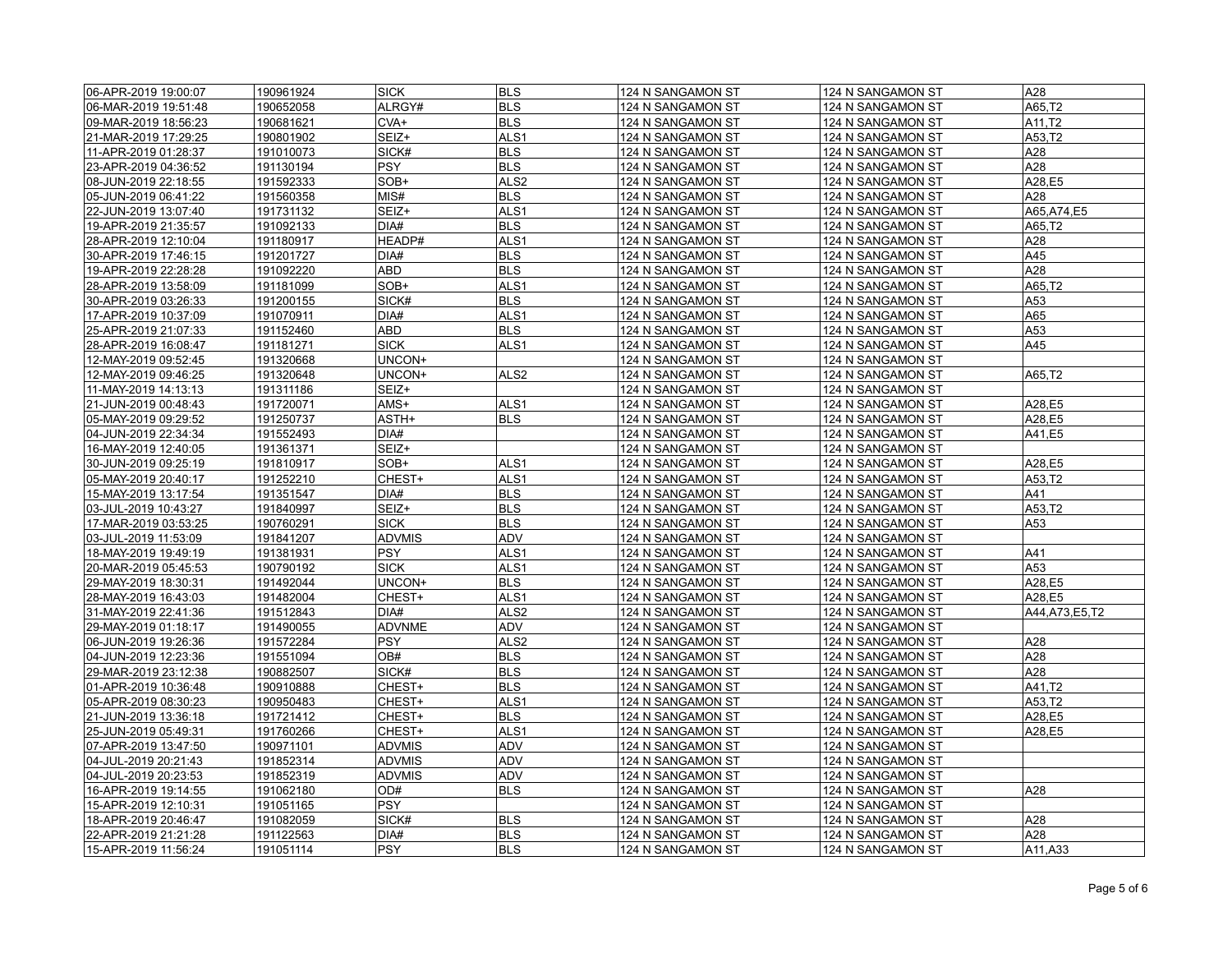| 06-APR-2019 19:00:07 | 190961924 | SICK | BLS | 124 N SANGAMON ST | 124 N SANGAMON ST | A28 |
|---|---|---|---|---|---|---|
| 06-MAR-2019 19:51:48 | 190652058 | ALRGY# | BLS | 124 N SANGAMON ST | 124 N SANGAMON ST | A65,T2 |
| 09-MAR-2019 18:56:23 | 190681621 | CVA+ | BLS | 124 N SANGAMON ST | 124 N SANGAMON ST | A11,T2 |
| 21-MAR-2019 17:29:25 | 190801902 | SEIZ+ | ALS1 | 124 N SANGAMON ST | 124 N SANGAMON ST | A53,T2 |
| 11-APR-2019 01:28:37 | 191010073 | SICK# | BLS | 124 N SANGAMON ST | 124 N SANGAMON ST | A28 |
| 23-APR-2019 04:36:52 | 191130194 | PSY | BLS | 124 N SANGAMON ST | 124 N SANGAMON ST | A28 |
| 08-JUN-2019 22:18:55 | 191592333 | SOB+ | ALS2 | 124 N SANGAMON ST | 124 N SANGAMON ST | A28,E5 |
| 05-JUN-2019 06:41:22 | 191560358 | MIS# | BLS | 124 N SANGAMON ST | 124 N SANGAMON ST | A28 |
| 22-JUN-2019 13:07:40 | 191731132 | SEIZ+ | ALS1 | 124 N SANGAMON ST | 124 N SANGAMON ST | A65,A74,E5 |
| 19-APR-2019 21:35:57 | 191092133 | DIA# | BLS | 124 N SANGAMON ST | 124 N SANGAMON ST | A65,T2 |
| 28-APR-2019 12:10:04 | 191180917 | HEADP# | ALS1 | 124 N SANGAMON ST | 124 N SANGAMON ST | A28 |
| 30-APR-2019 17:46:15 | 191201727 | DIA# | BLS | 124 N SANGAMON ST | 124 N SANGAMON ST | A45 |
| 19-APR-2019 22:28:28 | 191092220 | ABD | BLS | 124 N SANGAMON ST | 124 N SANGAMON ST | A28 |
| 28-APR-2019 13:58:09 | 191181099 | SOB+ | ALS1 | 124 N SANGAMON ST | 124 N SANGAMON ST | A65,T2 |
| 30-APR-2019 03:26:33 | 191200155 | SICK# | BLS | 124 N SANGAMON ST | 124 N SANGAMON ST | A53 |
| 17-APR-2019 10:37:09 | 191070911 | DIA# | ALS1 | 124 N SANGAMON ST | 124 N SANGAMON ST | A65 |
| 25-APR-2019 21:07:33 | 191152460 | ABD | BLS | 124 N SANGAMON ST | 124 N SANGAMON ST | A53 |
| 28-APR-2019 16:08:47 | 191181271 | SICK | ALS1 | 124 N SANGAMON ST | 124 N SANGAMON ST | A45 |
| 12-MAY-2019 09:52:45 | 191320668 | UNCON+ | | 124 N SANGAMON ST | 124 N SANGAMON ST | |
| 12-MAY-2019 09:46:25 | 191320648 | UNCON+ | ALS2 | 124 N SANGAMON ST | 124 N SANGAMON ST | A65,T2 |
| 11-MAY-2019 14:13:13 | 191311186 | SEIZ+ | | 124 N SANGAMON ST | 124 N SANGAMON ST | |
| 21-JUN-2019 00:48:43 | 191720071 | AMS+ | ALS1 | 124 N SANGAMON ST | 124 N SANGAMON ST | A28,E5 |
| 05-MAY-2019 09:29:52 | 191250737 | ASTH+ | BLS | 124 N SANGAMON ST | 124 N SANGAMON ST | A28,E5 |
| 04-JUN-2019 22:34:34 | 191552493 | DIA# | | 124 N SANGAMON ST | 124 N SANGAMON ST | A41,E5 |
| 16-MAY-2019 12:40:05 | 191361371 | SEIZ+ | | 124 N SANGAMON ST | 124 N SANGAMON ST | |
| 30-JUN-2019 09:25:19 | 191810917 | SOB+ | ALS1 | 124 N SANGAMON ST | 124 N SANGAMON ST | A28,E5 |
| 05-MAY-2019 20:40:17 | 191252210 | CHEST+ | ALS1 | 124 N SANGAMON ST | 124 N SANGAMON ST | A53,T2 |
| 15-MAY-2019 13:17:54 | 191351547 | DIA# | BLS | 124 N SANGAMON ST | 124 N SANGAMON ST | A41 |
| 03-JUL-2019 10:43:27 | 191840997 | SEIZ+ | BLS | 124 N SANGAMON ST | 124 N SANGAMON ST | A53,T2 |
| 17-MAR-2019 03:53:25 | 190760291 | SICK | BLS | 124 N SANGAMON ST | 124 N SANGAMON ST | A53 |
| 03-JUL-2019 11:53:09 | 191841207 | ADVMIS | ADV | 124 N SANGAMON ST | 124 N SANGAMON ST | |
| 18-MAY-2019 19:49:19 | 191381931 | PSY | ALS1 | 124 N SANGAMON ST | 124 N SANGAMON ST | A41 |
| 20-MAR-2019 05:45:53 | 190790192 | SICK | ALS1 | 124 N SANGAMON ST | 124 N SANGAMON ST | A53 |
| 29-MAY-2019 18:30:31 | 191492044 | UNCON+ | BLS | 124 N SANGAMON ST | 124 N SANGAMON ST | A28,E5 |
| 28-MAY-2019 16:43:03 | 191482004 | CHEST+ | ALS1 | 124 N SANGAMON ST | 124 N SANGAMON ST | A28,E5 |
| 31-MAY-2019 22:41:36 | 191512843 | DIA# | ALS2 | 124 N SANGAMON ST | 124 N SANGAMON ST | A44,A73,E5,T2 |
| 29-MAY-2019 01:18:17 | 191490055 | ADVNME | ADV | 124 N SANGAMON ST | 124 N SANGAMON ST | |
| 06-JUN-2019 19:26:36 | 191572284 | PSY | ALS2 | 124 N SANGAMON ST | 124 N SANGAMON ST | A28 |
| 04-JUN-2019 12:23:36 | 191551094 | OB# | BLS | 124 N SANGAMON ST | 124 N SANGAMON ST | A28 |
| 29-MAR-2019 23:12:38 | 190882507 | SICK# | BLS | 124 N SANGAMON ST | 124 N SANGAMON ST | A28 |
| 01-APR-2019 10:36:48 | 190910888 | CHEST+ | BLS | 124 N SANGAMON ST | 124 N SANGAMON ST | A41,T2 |
| 05-APR-2019 08:30:23 | 190950483 | CHEST+ | ALS1 | 124 N SANGAMON ST | 124 N SANGAMON ST | A53,T2 |
| 21-JUN-2019 13:36:18 | 191721412 | CHEST+ | BLS | 124 N SANGAMON ST | 124 N SANGAMON ST | A28,E5 |
| 25-JUN-2019 05:49:31 | 191760266 | CHEST+ | ALS1 | 124 N SANGAMON ST | 124 N SANGAMON ST | A28,E5 |
| 07-APR-2019 13:47:50 | 190971101 | ADVMIS | ADV | 124 N SANGAMON ST | 124 N SANGAMON ST | |
| 04-JUL-2019 20:21:43 | 191852314 | ADVMIS | ADV | 124 N SANGAMON ST | 124 N SANGAMON ST | |
| 04-JUL-2019 20:23:53 | 191852319 | ADVMIS | ADV | 124 N SANGAMON ST | 124 N SANGAMON ST | |
| 16-APR-2019 19:14:55 | 191062180 | OD# | BLS | 124 N SANGAMON ST | 124 N SANGAMON ST | A28 |
| 15-APR-2019 12:10:31 | 191051165 | PSY | | 124 N SANGAMON ST | 124 N SANGAMON ST | |
| 18-APR-2019 20:46:47 | 191082059 | SICK# | BLS | 124 N SANGAMON ST | 124 N SANGAMON ST | A28 |
| 22-APR-2019 21:21:28 | 191122563 | DIA# | BLS | 124 N SANGAMON ST | 124 N SANGAMON ST | A28 |
| 15-APR-2019 11:56:24 | 191051114 | PSY | BLS | 124 N SANGAMON ST | 124 N SANGAMON ST | A11,A33 |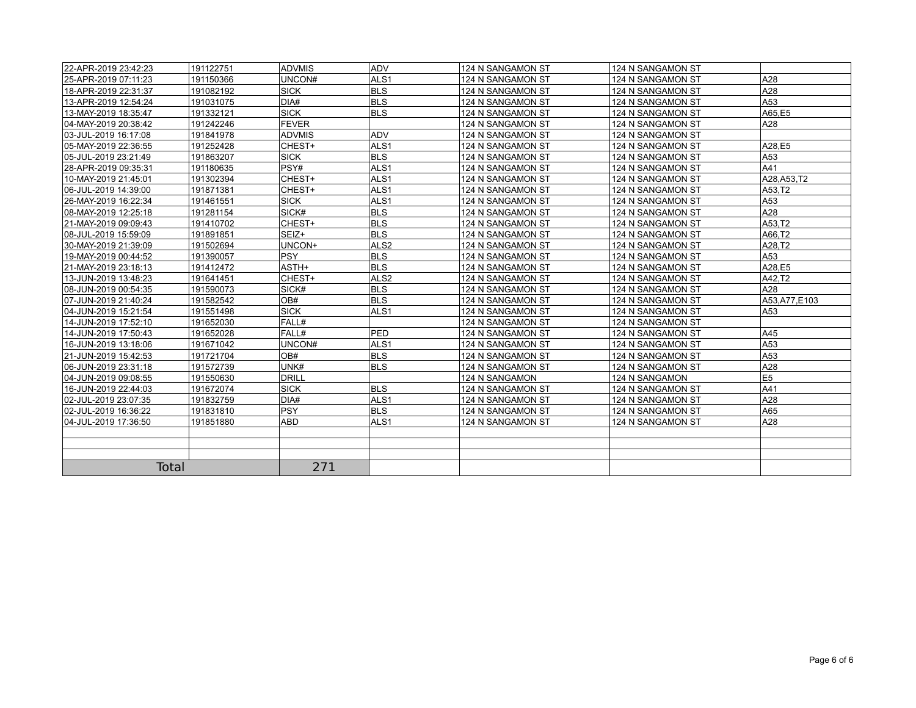| | | | | | | |
|---|---|---|---|---|---|---|
| 22-APR-2019 23:42:23 | 191122751 | ADVMIS | ADV | 124 N SANGAMON ST | 124 N SANGAMON ST | |
| 25-APR-2019 07:11:23 | 191150366 | UNCON# | ALS1 | 124 N SANGAMON ST | 124 N SANGAMON ST | A28 |
| 18-APR-2019 22:31:37 | 191082192 | SICK | BLS | 124 N SANGAMON ST | 124 N SANGAMON ST | A28 |
| 13-APR-2019 12:54:24 | 191031075 | DIA# | BLS | 124 N SANGAMON ST | 124 N SANGAMON ST | A53 |
| 13-MAY-2019 18:35:47 | 191332121 | SICK | BLS | 124 N SANGAMON ST | 124 N SANGAMON ST | A65,E5 |
| 04-MAY-2019 20:38:42 | 191242246 | FEVER | | 124 N SANGAMON ST | 124 N SANGAMON ST | A28 |
| 03-JUL-2019 16:17:08 | 191841978 | ADVMIS | ADV | 124 N SANGAMON ST | 124 N SANGAMON ST | |
| 05-MAY-2019 22:36:55 | 191252428 | CHEST+ | ALS1 | 124 N SANGAMON ST | 124 N SANGAMON ST | A28,E5 |
| 05-JUL-2019 23:21:49 | 191863207 | SICK | BLS | 124 N SANGAMON ST | 124 N SANGAMON ST | A53 |
| 28-APR-2019 09:35:31 | 191180635 | PSY# | ALS1 | 124 N SANGAMON ST | 124 N SANGAMON ST | A41 |
| 10-MAY-2019 21:45:01 | 191302394 | CHEST+ | ALS1 | 124 N SANGAMON ST | 124 N SANGAMON ST | A28,A53,T2 |
| 06-JUL-2019 14:39:00 | 191871381 | CHEST+ | ALS1 | 124 N SANGAMON ST | 124 N SANGAMON ST | A53,T2 |
| 26-MAY-2019 16:22:34 | 191461551 | SICK | ALS1 | 124 N SANGAMON ST | 124 N SANGAMON ST | A53 |
| 08-MAY-2019 12:25:18 | 191281154 | SICK# | BLS | 124 N SANGAMON ST | 124 N SANGAMON ST | A28 |
| 21-MAY-2019 09:09:43 | 191410702 | CHEST+ | BLS | 124 N SANGAMON ST | 124 N SANGAMON ST | A53,T2 |
| 08-JUL-2019 15:59:09 | 191891851 | SEIZ+ | BLS | 124 N SANGAMON ST | 124 N SANGAMON ST | A66,T2 |
| 30-MAY-2019 21:39:09 | 191502694 | UNCON+ | ALS2 | 124 N SANGAMON ST | 124 N SANGAMON ST | A28,T2 |
| 19-MAY-2019 00:44:52 | 191390057 | PSY | BLS | 124 N SANGAMON ST | 124 N SANGAMON ST | A53 |
| 21-MAY-2019 23:18:13 | 191412472 | ASTH+ | BLS | 124 N SANGAMON ST | 124 N SANGAMON ST | A28,E5 |
| 13-JUN-2019 13:48:23 | 191641451 | CHEST+ | ALS2 | 124 N SANGAMON ST | 124 N SANGAMON ST | A42,T2 |
| 08-JUN-2019 00:54:35 | 191590073 | SICK# | BLS | 124 N SANGAMON ST | 124 N SANGAMON ST | A28 |
| 07-JUN-2019 21:40:24 | 191582542 | OB# | BLS | 124 N SANGAMON ST | 124 N SANGAMON ST | A53,A77,E103 |
| 04-JUN-2019 15:21:54 | 191551498 | SICK | ALS1 | 124 N SANGAMON ST | 124 N SANGAMON ST | A53 |
| 14-JUN-2019 17:52:10 | 191652030 | FALL# | | 124 N SANGAMON ST | 124 N SANGAMON ST | |
| 14-JUN-2019 17:50:43 | 191652028 | FALL# | PED | 124 N SANGAMON ST | 124 N SANGAMON ST | A45 |
| 16-JUN-2019 13:18:06 | 191671042 | UNCON# | ALS1 | 124 N SANGAMON ST | 124 N SANGAMON ST | A53 |
| 21-JUN-2019 15:42:53 | 191721704 | OB# | BLS | 124 N SANGAMON ST | 124 N SANGAMON ST | A53 |
| 06-JUN-2019 23:31:18 | 191572739 | UNK# | BLS | 124 N SANGAMON ST | 124 N SANGAMON ST | A28 |
| 04-JUN-2019 09:08:55 | 191550630 | DRILL | | 124 N SANGAMON | 124 N SANGAMON | E5 |
| 16-JUN-2019 22:44:03 | 191672074 | SICK | BLS | 124 N SANGAMON ST | 124 N SANGAMON ST | A41 |
| 02-JUL-2019 23:07:35 | 191832759 | DIA# | ALS1 | 124 N SANGAMON ST | 124 N SANGAMON ST | A28 |
| 02-JUL-2019 16:36:22 | 191831810 | PSY | BLS | 124 N SANGAMON ST | 124 N SANGAMON ST | A65 |
| 04-JUL-2019 17:36:50 | 191851880 | ABD | ALS1 | 124 N SANGAMON ST | 124 N SANGAMON ST | A28 |
| | | | | | | |
| | | | | | | |
| | | | | | | |
| Total | | 271 | | | | |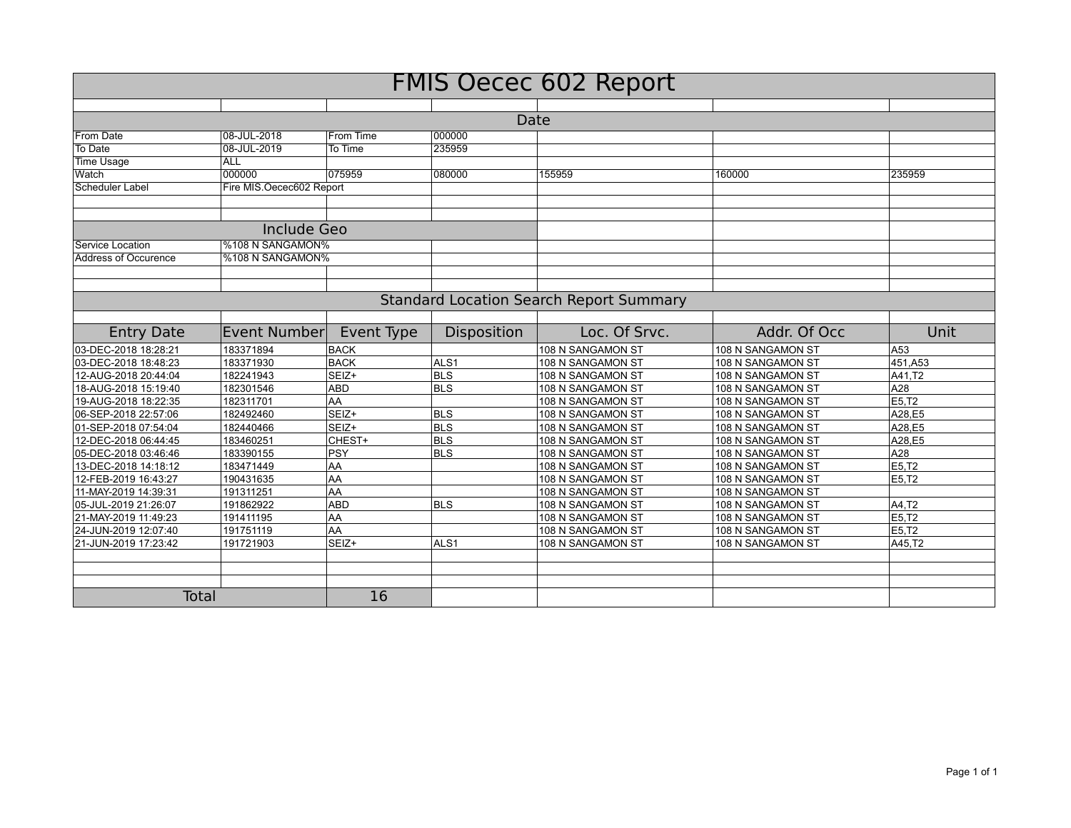# FMIS Oecec 602 Report

## Date

| | | | | | | |
|---|---|---|---|---|---|---|
| From Date | 08-JUL-2018 | From Time | 000000 | | | |
| To Date | 08-JUL-2019 | To Time | 235959 | | | |
| Time Usage | ALL | | | | | |
| Watch | 000000 | 075959 | 080000 | 155959 | 160000 | 235959 |
| Scheduler Label | Fire MIS.Oecec602 Report | | | | | |

## Include Geo

| | |
|---|---|
| Service Location | %108 N SANGAMON% |
| Address of Occurence | %108 N SANGAMON% |

## Standard Location Search Report Summary

| Entry Date | Event Number | Event Type | Disposition | Loc. Of Srvc. | Addr. Of Occ | Unit |
|---|---|---|---|---|---|---|
| 03-DEC-2018 18:28:21 | 183371894 | BACK | | 108 N SANGAMON ST | 108 N SANGAMON ST | A53 |
| 03-DEC-2018 18:48:23 | 183371930 | BACK | ALS1 | 108 N SANGAMON ST | 108 N SANGAMON ST | 451,A53 |
| 12-AUG-2018 20:44:04 | 182241943 | SEIZ+ | BLS | 108 N SANGAMON ST | 108 N SANGAMON ST | A41,T2 |
| 18-AUG-2018 15:19:40 | 182301546 | ABD | BLS | 108 N SANGAMON ST | 108 N SANGAMON ST | A28 |
| 19-AUG-2018 18:22:35 | 182311701 | AA | | 108 N SANGAMON ST | 108 N SANGAMON ST | E5,T2 |
| 06-SEP-2018 22:57:06 | 182492460 | SEIZ+ | BLS | 108 N SANGAMON ST | 108 N SANGAMON ST | A28,E5 |
| 01-SEP-2018 07:54:04 | 182440466 | SEIZ+ | BLS | 108 N SANGAMON ST | 108 N SANGAMON ST | A28,E5 |
| 12-DEC-2018 06:44:45 | 183460251 | CHEST+ | BLS | 108 N SANGAMON ST | 108 N SANGAMON ST | A28,E5 |
| 05-DEC-2018 03:46:46 | 183390155 | PSY | BLS | 108 N SANGAMON ST | 108 N SANGAMON ST | A28 |
| 13-DEC-2018 14:18:12 | 183471449 | AA | | 108 N SANGAMON ST | 108 N SANGAMON ST | E5,T2 |
| 12-FEB-2019 16:43:27 | 190431635 | AA | | 108 N SANGAMON ST | 108 N SANGAMON ST | E5,T2 |
| 11-MAY-2019 14:39:31 | 191311251 | AA | | 108 N SANGAMON ST | 108 N SANGAMON ST | |
| 05-JUL-2019 21:26:07 | 191862922 | ABD | BLS | 108 N SANGAMON ST | 108 N SANGAMON ST | A4,T2 |
| 21-MAY-2019 11:49:23 | 191411195 | AA | | 108 N SANGAMON ST | 108 N SANGAMON ST | E5,T2 |
| 24-JUN-2019 12:07:40 | 191751119 | AA | | 108 N SANGAMON ST | 108 N SANGAMON ST | E5,T2 |
| 21-JUN-2019 17:23:42 | 191721903 | SEIZ+ | ALS1 | 108 N SANGAMON ST | 108 N SANGAMON ST | A45,T2 |
| | | | | | | |
| **Total** | | 16 | | | | |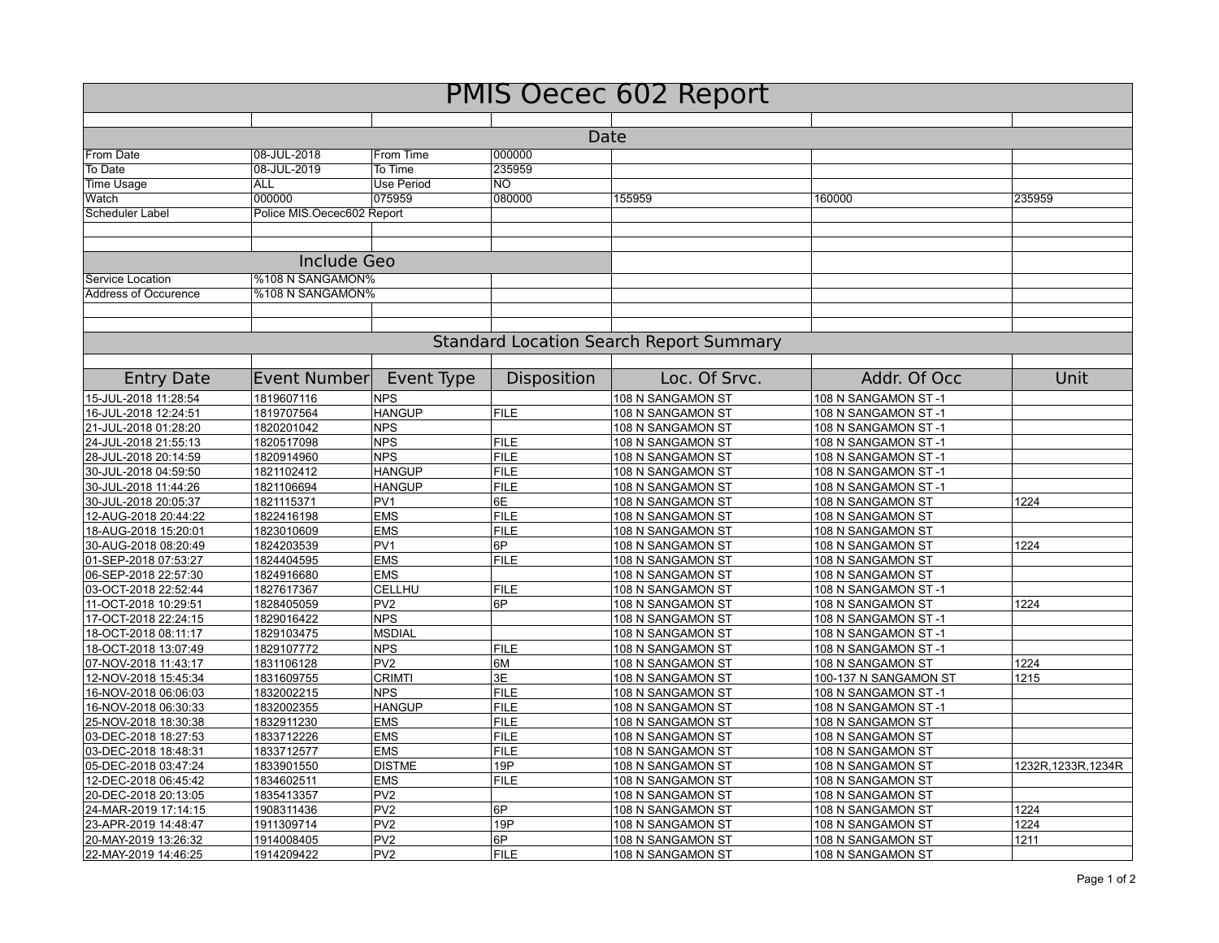# PMIS Oecec 602 Report

## Date

| | | | | | | |
|---|---|---|---|---|---|---|
| From Date | 08-JUL-2018 | From Time | 000000 | | | |
| To Date | 08-JUL-2019 | To Time | 235959 | | | |
| Time Usage | ALL | Use Period | NO | | | |
| Watch | 000000 | 075959 | 080000 | 155959 | 160000 | 235959 |
| Scheduler Label | Police MIS.Oecec602 Report | | | | | |

## Include Geo

| | |
|---|---|
| Service Location | %108 N SANGAMON% |
| Address of Occurence | %108 N SANGAMON% |

## Standard Location Search Report Summary

| Entry Date | Event Number | Event Type | Disposition | Loc. Of Srvc. | Addr. Of Occ | Unit |
|---|---|---|---|---|---|---|
| 15-JUL-2018 11:28:54 | 1819607116 | NPS | | 108 N SANGAMON ST | 108 N SANGAMON ST -1 | |
| 16-JUL-2018 12:24:51 | 1819707564 | HANGUP | FILE | 108 N SANGAMON ST | 108 N SANGAMON ST -1 | |
| 21-JUL-2018 01:28:20 | 1820201042 | NPS | | 108 N SANGAMON ST | 108 N SANGAMON ST -1 | |
| 24-JUL-2018 21:55:13 | 1820517098 | NPS | FILE | 108 N SANGAMON ST | 108 N SANGAMON ST -1 | |
| 28-JUL-2018 20:14:59 | 1820914960 | NPS | FILE | 108 N SANGAMON ST | 108 N SANGAMON ST -1 | |
| 30-JUL-2018 04:59:50 | 1821102412 | HANGUP | FILE | 108 N SANGAMON ST | 108 N SANGAMON ST -1 | |
| 30-JUL-2018 11:44:26 | 1821106694 | HANGUP | FILE | 108 N SANGAMON ST | 108 N SANGAMON ST -1 | |
| 30-JUL-2018 20:05:37 | 1821115371 | PV1 | 6E | 108 N SANGAMON ST | 108 N SANGAMON ST | 1224 |
| 12-AUG-2018 20:44:22 | 1822416198 | EMS | FILE | 108 N SANGAMON ST | 108 N SANGAMON ST | |
| 18-AUG-2018 15:20:01 | 1823010609 | EMS | FILE | 108 N SANGAMON ST | 108 N SANGAMON ST | |
| 30-AUG-2018 08:20:49 | 1824203539 | PV1 | 6P | 108 N SANGAMON ST | 108 N SANGAMON ST | 1224 |
| 01-SEP-2018 07:53:27 | 1824404595 | EMS | FILE | 108 N SANGAMON ST | 108 N SANGAMON ST | |
| 06-SEP-2018 22:57:30 | 1824916680 | EMS | | 108 N SANGAMON ST | 108 N SANGAMON ST | |
| 03-OCT-2018 22:52:44 | 1827617367 | CELLHU | FILE | 108 N SANGAMON ST | 108 N SANGAMON ST -1 | |
| 11-OCT-2018 10:29:51 | 1828405059 | PV2 | 6P | 108 N SANGAMON ST | 108 N SANGAMON ST | 1224 |
| 17-OCT-2018 22:24:15 | 1829016422 | NPS | | 108 N SANGAMON ST | 108 N SANGAMON ST -1 | |
| 18-OCT-2018 08:11:17 | 1829103475 | MSDIAL | | 108 N SANGAMON ST | 108 N SANGAMON ST -1 | |
| 18-OCT-2018 13:07:49 | 1829107772 | NPS | FILE | 108 N SANGAMON ST | 108 N SANGAMON ST -1 | |
| 07-NOV-2018 11:43:17 | 1831106128 | PV2 | 6M | 108 N SANGAMON ST | 108 N SANGAMON ST | 1224 |
| 12-NOV-2018 15:45:34 | 1831609755 | CRIMTI | 3E | 108 N SANGAMON ST | 100-137 N SANGAMON ST | 1215 |
| 16-NOV-2018 06:06:03 | 1832002215 | NPS | FILE | 108 N SANGAMON ST | 108 N SANGAMON ST -1 | |
| 16-NOV-2018 06:30:33 | 1832002355 | HANGUP | FILE | 108 N SANGAMON ST | 108 N SANGAMON ST -1 | |
| 25-NOV-2018 18:30:38 | 1832911230 | EMS | FILE | 108 N SANGAMON ST | 108 N SANGAMON ST | |
| 03-DEC-2018 18:27:53 | 1833712226 | EMS | FILE | 108 N SANGAMON ST | 108 N SANGAMON ST | |
| 03-DEC-2018 18:48:31 | 1833712577 | EMS | FILE | 108 N SANGAMON ST | 108 N SANGAMON ST | |
| 05-DEC-2018 03:47:24 | 1833901550 | DISTME | 19P | 108 N SANGAMON ST | 108 N SANGAMON ST | 1232R,1233R,1234R |
| 12-DEC-2018 06:45:42 | 1834602511 | EMS | FILE | 108 N SANGAMON ST | 108 N SANGAMON ST | |
| 20-DEC-2018 20:13:05 | 1835413357 | PV2 | | 108 N SANGAMON ST | 108 N SANGAMON ST | |
| 24-MAR-2019 17:14:15 | 1908311436 | PV2 | 6P | 108 N SANGAMON ST | 108 N SANGAMON ST | 1224 |
| 23-APR-2019 14:48:47 | 1911309714 | PV2 | 19P | 108 N SANGAMON ST | 108 N SANGAMON ST | 1224 |
| 20-MAY-2019 13:26:32 | 1914008405 | PV2 | 6P | 108 N SANGAMON ST | 108 N SANGAMON ST | 1211 |
| 22-MAY-2019 14:46:25 | 1914209422 | PV2 | FILE | 108 N SANGAMON ST | 108 N SANGAMON ST | |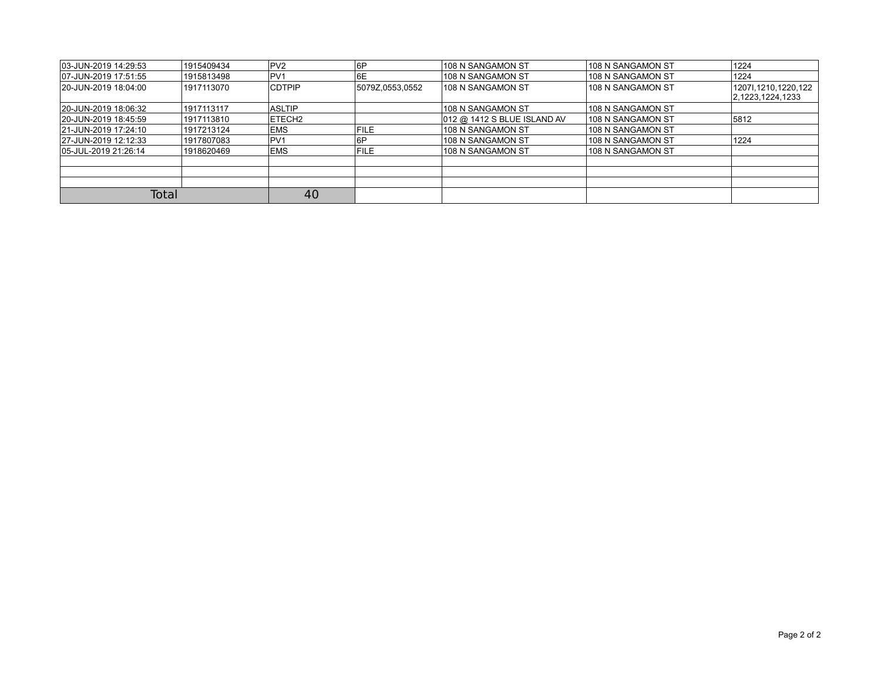| | | | | | | |
|---|---|---|---|---|---|---|
| 03-JUN-2019 14:29:53 | 1915409434 | PV2 | 6P | 108 N SANGAMON ST | 108 N SANGAMON ST | 1224 |
| 07-JUN-2019 17:51:55 | 1915813498 | PV1 | 6E | 108 N SANGAMON ST | 108 N SANGAMON ST | 1224 |
| 20-JUN-2019 18:04:00 | 1917113070 | CDTPIP | 5079Z,0553,0552 | 108 N SANGAMON ST | 108 N SANGAMON ST | 1207I,1210,1220,1222,1223,1224,1233 |
| 20-JUN-2019 18:06:32 | 1917113117 | ASLTIP | | 108 N SANGAMON ST | 108 N SANGAMON ST | |
| 20-JUN-2019 18:45:59 | 1917113810 | ETECH2 | | 012 @ 1412 S BLUE ISLAND AV | 108 N SANGAMON ST | 5812 |
| 21-JUN-2019 17:24:10 | 1917213124 | EMS | FILE | 108 N SANGAMON ST | 108 N SANGAMON ST | |
| 27-JUN-2019 12:12:33 | 1917807083 | PV1 | 6P | 108 N SANGAMON ST | 108 N SANGAMON ST | 1224 |
| 05-JUL-2019 21:26:14 | 1918620469 | EMS | FILE | 108 N SANGAMON ST | 108 N SANGAMON ST | |
| | | | | | | |
| | | | | | | |
| | | | | | | |
| Total | | 40 | | | | |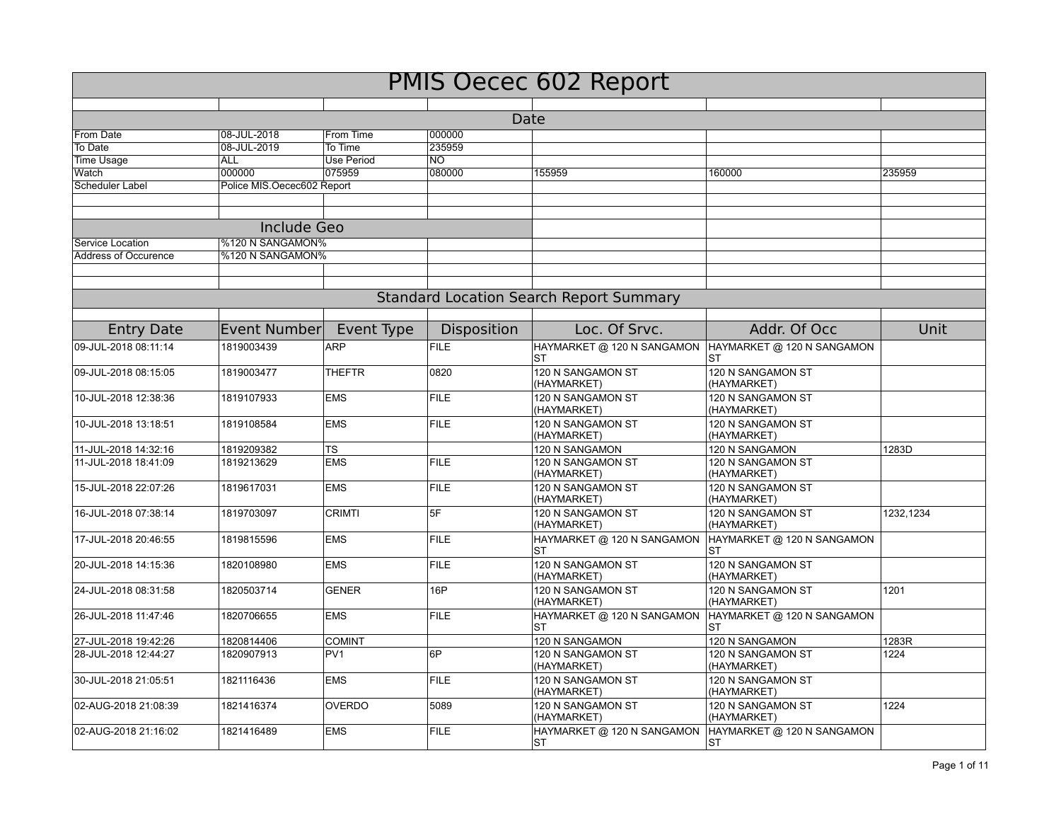# PMIS Oecec 602 Report

## Date

| | | | | | | |
|---|---|---|---|---|---|---|
| From Date | 08-JUL-2018 | From Time | 000000 | | | |
| To Date | 08-JUL-2019 | To Time | 235959 | | | |
| Time Usage | ALL | Use Period | NO | | | |
| Watch | 000000 | 075959 | 080000 | 155959 | 160000 | 235959 |
| Scheduler Label | Police MIS.Oecec602 Report | | | | | |

## Include Geo

| | |
|---|---|
| Service Location | %120 N SANGAMON% |
| Address of Occurence | %120 N SANGAMON% |

## Standard Location Search Report Summary

| Entry Date | Event Number | Event Type | Disposition | Loc. Of Srvc. | Addr. Of Occ | Unit |
|---|---|---|---|---|---|---|
| 09-JUL-2018 08:11:14 | 1819003439 | ARP | FILE | HAYMARKET @ 120 N SANGAMON ST | HAYMARKET @ 120 N SANGAMON ST | |
| 09-JUL-2018 08:15:05 | 1819003477 | THEFTR | 0820 | 120 N SANGAMON ST (HAYMARKET) | 120 N SANGAMON ST (HAYMARKET) | |
| 10-JUL-2018 12:38:36 | 1819107933 | EMS | FILE | 120 N SANGAMON ST (HAYMARKET) | 120 N SANGAMON ST (HAYMARKET) | |
| 10-JUL-2018 13:18:51 | 1819108584 | EMS | FILE | 120 N SANGAMON ST (HAYMARKET) | 120 N SANGAMON ST (HAYMARKET) | |
| 11-JUL-2018 14:32:16 | 1819209382 | TS | | 120 N SANGAMON | 120 N SANGAMON | 1283D |
| 11-JUL-2018 18:41:09 | 1819213629 | EMS | FILE | 120 N SANGAMON ST (HAYMARKET) | 120 N SANGAMON ST (HAYMARKET) | |
| 15-JUL-2018 22:07:26 | 1819617031 | EMS | FILE | 120 N SANGAMON ST (HAYMARKET) | 120 N SANGAMON ST (HAYMARKET) | |
| 16-JUL-2018 07:38:14 | 1819703097 | CRIMTI | 5F | 120 N SANGAMON ST (HAYMARKET) | 120 N SANGAMON ST (HAYMARKET) | 1232,1234 |
| 17-JUL-2018 20:46:55 | 1819815596 | EMS | FILE | HAYMARKET @ 120 N SANGAMON ST | HAYMARKET @ 120 N SANGAMON ST | |
| 20-JUL-2018 14:15:36 | 1820108980 | EMS | FILE | 120 N SANGAMON ST (HAYMARKET) | 120 N SANGAMON ST (HAYMARKET) | |
| 24-JUL-2018 08:31:58 | 1820503714 | GENER | 16P | 120 N SANGAMON ST (HAYMARKET) | 120 N SANGAMON ST (HAYMARKET) | 1201 |
| 26-JUL-2018 11:47:46 | 1820706655 | EMS | FILE | HAYMARKET @ 120 N SANGAMON ST | HAYMARKET @ 120 N SANGAMON ST | |
| 27-JUL-2018 19:42:26 | 1820814406 | COMINT | | 120 N SANGAMON | 120 N SANGAMON | 1283R |
| 28-JUL-2018 12:44:27 | 1820907913 | PV1 | 6P | 120 N SANGAMON ST (HAYMARKET) | 120 N SANGAMON ST (HAYMARKET) | 1224 |
| 30-JUL-2018 21:05:51 | 1821116436 | EMS | FILE | 120 N SANGAMON ST (HAYMARKET) | 120 N SANGAMON ST (HAYMARKET) | |
| 02-AUG-2018 21:08:39 | 1821416374 | OVERDO | 5089 | 120 N SANGAMON ST (HAYMARKET) | 120 N SANGAMON ST (HAYMARKET) | 1224 |
| 02-AUG-2018 21:16:02 | 1821416489 | EMS | FILE | HAYMARKET @ 120 N SANGAMON ST | HAYMARKET @ 120 N SANGAMON ST | |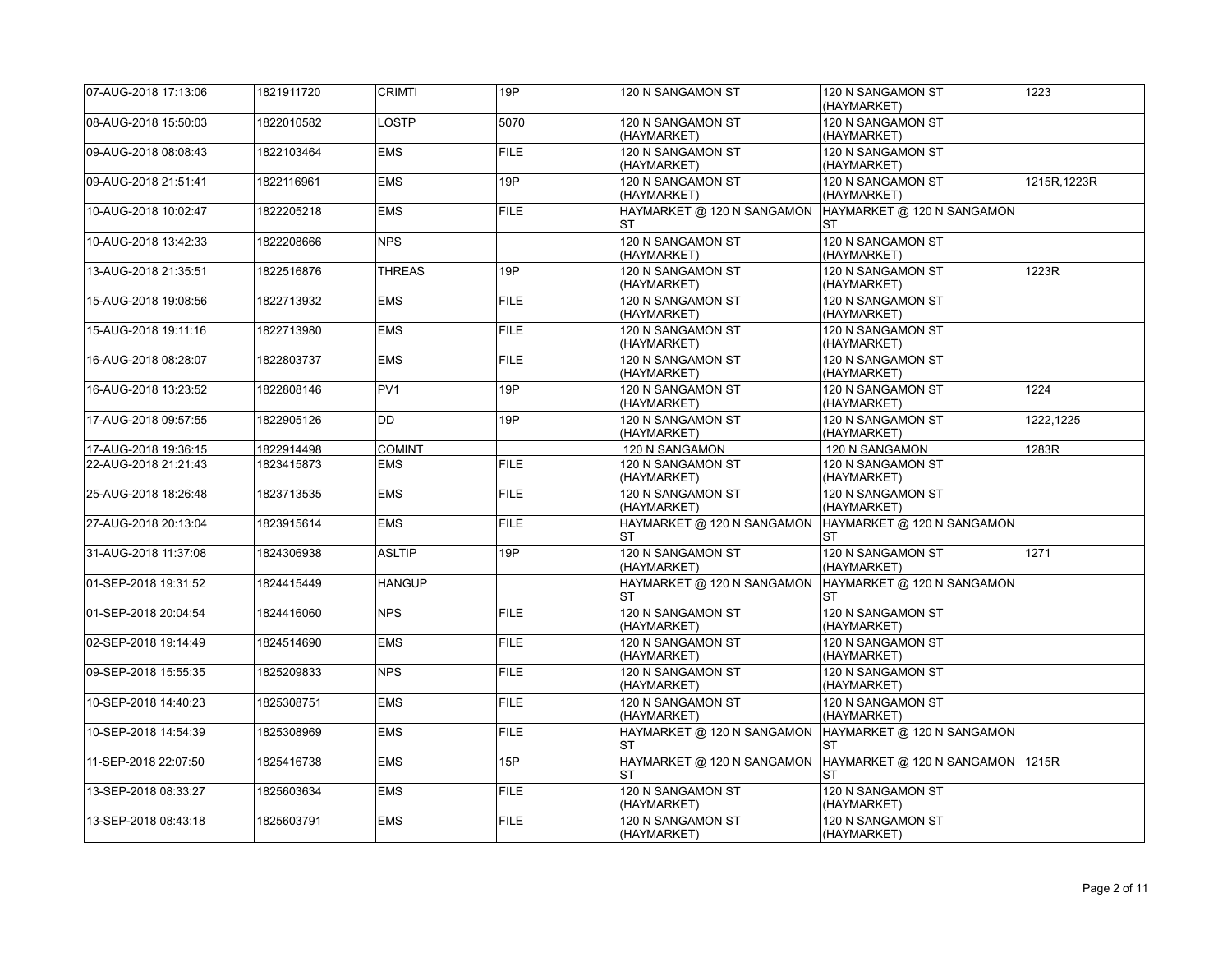| | | | | | | |
|---|---|---|---|---|---|---|
| 07-AUG-2018 17:13:06 | 1821911720 | CRIMTI | 19P | 120 N SANGAMON ST | 120 N SANGAMON ST (HAYMARKET) | 1223 |
| 08-AUG-2018 15:50:03 | 1822010582 | LOSTP | 5070 | 120 N SANGAMON ST (HAYMARKET) | 120 N SANGAMON ST (HAYMARKET) | |
| 09-AUG-2018 08:08:43 | 1822103464 | EMS | FILE | 120 N SANGAMON ST (HAYMARKET) | 120 N SANGAMON ST (HAYMARKET) | |
| 09-AUG-2018 21:51:41 | 1822116961 | EMS | 19P | 120 N SANGAMON ST (HAYMARKET) | 120 N SANGAMON ST (HAYMARKET) | 1215R,1223R |
| 10-AUG-2018 10:02:47 | 1822205218 | EMS | FILE | HAYMARKET @ 120 N SANGAMON ST | HAYMARKET @ 120 N SANGAMON ST | |
| 10-AUG-2018 13:42:33 | 1822208666 | NPS | | 120 N SANGAMON ST (HAYMARKET) | 120 N SANGAMON ST (HAYMARKET) | |
| 13-AUG-2018 21:35:51 | 1822516876 | THREAS | 19P | 120 N SANGAMON ST (HAYMARKET) | 120 N SANGAMON ST (HAYMARKET) | 1223R |
| 15-AUG-2018 19:08:56 | 1822713932 | EMS | FILE | 120 N SANGAMON ST (HAYMARKET) | 120 N SANGAMON ST (HAYMARKET) | |
| 15-AUG-2018 19:11:16 | 1822713980 | EMS | FILE | 120 N SANGAMON ST (HAYMARKET) | 120 N SANGAMON ST (HAYMARKET) | |
| 16-AUG-2018 08:28:07 | 1822803737 | EMS | FILE | 120 N SANGAMON ST (HAYMARKET) | 120 N SANGAMON ST (HAYMARKET) | |
| 16-AUG-2018 13:23:52 | 1822808146 | PV1 | 19P | 120 N SANGAMON ST (HAYMARKET) | 120 N SANGAMON ST (HAYMARKET) | 1224 |
| 17-AUG-2018 09:57:55 | 1822905126 | DD | 19P | 120 N SANGAMON ST (HAYMARKET) | 120 N SANGAMON ST (HAYMARKET) | 1222,1225 |
| 17-AUG-2018 19:36:15 | 1822914498 | COMINT | | 120 N SANGAMON | 120 N SANGAMON | 1283R |
| 22-AUG-2018 21:21:43 | 1823415873 | EMS | FILE | 120 N SANGAMON ST (HAYMARKET) | 120 N SANGAMON ST (HAYMARKET) | |
| 25-AUG-2018 18:26:48 | 1823713535 | EMS | FILE | 120 N SANGAMON ST (HAYMARKET) | 120 N SANGAMON ST (HAYMARKET) | |
| 27-AUG-2018 20:13:04 | 1823915614 | EMS | FILE | HAYMARKET @ 120 N SANGAMON ST | HAYMARKET @ 120 N SANGAMON ST | |
| 31-AUG-2018 11:37:08 | 1824306938 | ASLTIP | 19P | 120 N SANGAMON ST (HAYMARKET) | 120 N SANGAMON ST (HAYMARKET) | 1271 |
| 01-SEP-2018 19:31:52 | 1824415449 | HANGUP | | HAYMARKET @ 120 N SANGAMON ST | HAYMARKET @ 120 N SANGAMON ST | |
| 01-SEP-2018 20:04:54 | 1824416060 | NPS | FILE | 120 N SANGAMON ST (HAYMARKET) | 120 N SANGAMON ST (HAYMARKET) | |
| 02-SEP-2018 19:14:49 | 1824514690 | EMS | FILE | 120 N SANGAMON ST (HAYMARKET) | 120 N SANGAMON ST (HAYMARKET) | |
| 09-SEP-2018 15:55:35 | 1825209833 | NPS | FILE | 120 N SANGAMON ST (HAYMARKET) | 120 N SANGAMON ST (HAYMARKET) | |
| 10-SEP-2018 14:40:23 | 1825308751 | EMS | FILE | 120 N SANGAMON ST (HAYMARKET) | 120 N SANGAMON ST (HAYMARKET) | |
| 10-SEP-2018 14:54:39 | 1825308969 | EMS | FILE | HAYMARKET @ 120 N SANGAMON ST | HAYMARKET @ 120 N SANGAMON ST | |
| 11-SEP-2018 22:07:50 | 1825416738 | EMS | 15P | HAYMARKET @ 120 N SANGAMON ST | HAYMARKET @ 120 N SANGAMON ST | 1215R |
| 13-SEP-2018 08:33:27 | 1825603634 | EMS | FILE | 120 N SANGAMON ST (HAYMARKET) | 120 N SANGAMON ST (HAYMARKET) | |
| 13-SEP-2018 08:43:18 | 1825603791 | EMS | FILE | 120 N SANGAMON ST (HAYMARKET) | 120 N SANGAMON ST (HAYMARKET) | |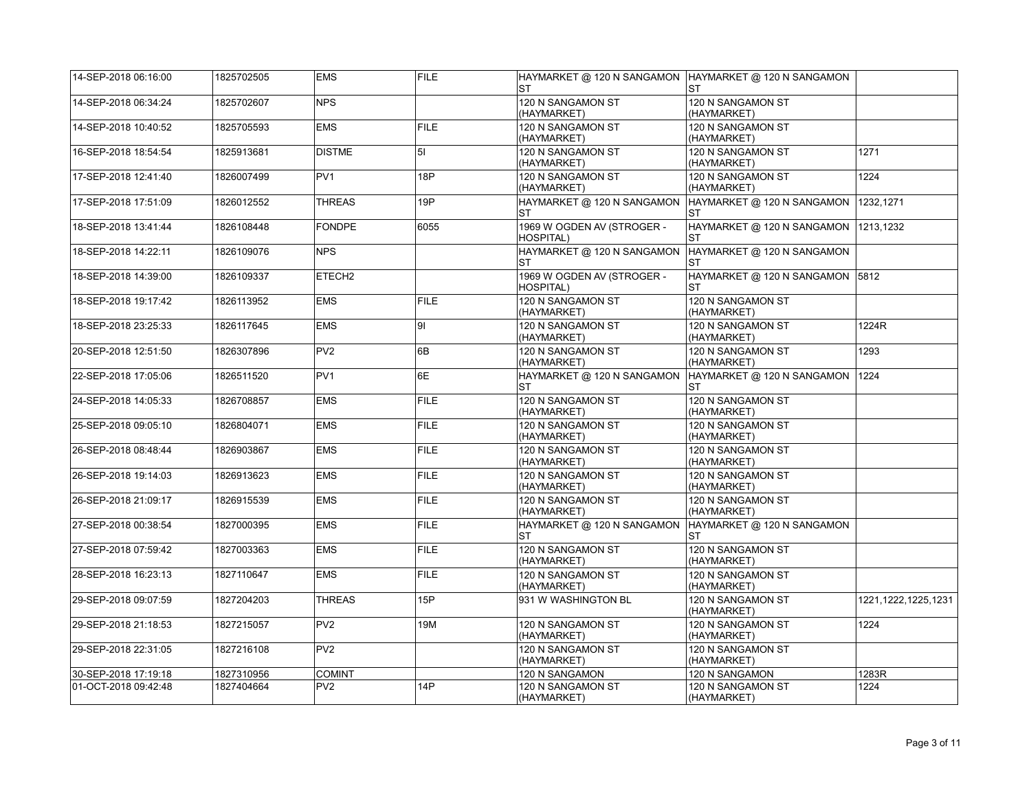| | | | | | | |
|---|---|---|---|---|---|---|
| 14-SEP-2018 06:16:00 | 1825702505 | EMS | FILE | HAYMARKET @ 120 N SANGAMON ST | HAYMARKET @ 120 N SANGAMON ST | |
| 14-SEP-2018 06:34:24 | 1825702607 | NPS | | 120 N SANGAMON ST (HAYMARKET) | 120 N SANGAMON ST (HAYMARKET) | |
| 14-SEP-2018 10:40:52 | 1825705593 | EMS | FILE | 120 N SANGAMON ST (HAYMARKET) | 120 N SANGAMON ST (HAYMARKET) | |
| 16-SEP-2018 18:54:54 | 1825913681 | DISTME | 5I | 120 N SANGAMON ST (HAYMARKET) | 120 N SANGAMON ST (HAYMARKET) | 1271 |
| 17-SEP-2018 12:41:40 | 1826007499 | PV1 | 18P | 120 N SANGAMON ST (HAYMARKET) | 120 N SANGAMON ST (HAYMARKET) | 1224 |
| 17-SEP-2018 17:51:09 | 1826012552 | THREAS | 19P | HAYMARKET @ 120 N SANGAMON ST | HAYMARKET @ 120 N SANGAMON ST | 1232,1271 |
| 18-SEP-2018 13:41:44 | 1826108448 | FONDPE | 6055 | 1969 W OGDEN AV (STROGER - HOSPITAL) | HAYMARKET @ 120 N SANGAMON ST | 1213,1232 |
| 18-SEP-2018 14:22:11 | 1826109076 | NPS | | HAYMARKET @ 120 N SANGAMON ST | HAYMARKET @ 120 N SANGAMON ST | |
| 18-SEP-2018 14:39:00 | 1826109337 | ETECH2 | | 1969 W OGDEN AV (STROGER - HOSPITAL) | HAYMARKET @ 120 N SANGAMON ST | 5812 |
| 18-SEP-2018 19:17:42 | 1826113952 | EMS | FILE | 120 N SANGAMON ST (HAYMARKET) | 120 N SANGAMON ST (HAYMARKET) | |
| 18-SEP-2018 23:25:33 | 1826117645 | EMS | 9I | 120 N SANGAMON ST (HAYMARKET) | 120 N SANGAMON ST (HAYMARKET) | 1224R |
| 20-SEP-2018 12:51:50 | 1826307896 | PV2 | 6B | 120 N SANGAMON ST (HAYMARKET) | 120 N SANGAMON ST (HAYMARKET) | 1293 |
| 22-SEP-2018 17:05:06 | 1826511520 | PV1 | 6E | HAYMARKET @ 120 N SANGAMON ST | HAYMARKET @ 120 N SANGAMON ST | 1224 |
| 24-SEP-2018 14:05:33 | 1826708857 | EMS | FILE | 120 N SANGAMON ST (HAYMARKET) | 120 N SANGAMON ST (HAYMARKET) | |
| 25-SEP-2018 09:05:10 | 1826804071 | EMS | FILE | 120 N SANGAMON ST (HAYMARKET) | 120 N SANGAMON ST (HAYMARKET) | |
| 26-SEP-2018 08:48:44 | 1826903867 | EMS | FILE | 120 N SANGAMON ST (HAYMARKET) | 120 N SANGAMON ST (HAYMARKET) | |
| 26-SEP-2018 19:14:03 | 1826913623 | EMS | FILE | 120 N SANGAMON ST (HAYMARKET) | 120 N SANGAMON ST (HAYMARKET) | |
| 26-SEP-2018 21:09:17 | 1826915539 | EMS | FILE | 120 N SANGAMON ST (HAYMARKET) | 120 N SANGAMON ST (HAYMARKET) | |
| 27-SEP-2018 00:38:54 | 1827000395 | EMS | FILE | HAYMARKET @ 120 N SANGAMON ST | HAYMARKET @ 120 N SANGAMON ST | |
| 27-SEP-2018 07:59:42 | 1827003363 | EMS | FILE | 120 N SANGAMON ST (HAYMARKET) | 120 N SANGAMON ST (HAYMARKET) | |
| 28-SEP-2018 16:23:13 | 1827110647 | EMS | FILE | 120 N SANGAMON ST (HAYMARKET) | 120 N SANGAMON ST (HAYMARKET) | |
| 29-SEP-2018 09:07:59 | 1827204203 | THREAS | 15P | 931 W WASHINGTON BL | 120 N SANGAMON ST (HAYMARKET) | 1221,1222,1225,1231 |
| 29-SEP-2018 21:18:53 | 1827215057 | PV2 | 19M | 120 N SANGAMON ST (HAYMARKET) | 120 N SANGAMON ST (HAYMARKET) | 1224 |
| 29-SEP-2018 22:31:05 | 1827216108 | PV2 | | 120 N SANGAMON ST (HAYMARKET) | 120 N SANGAMON ST (HAYMARKET) | |
| 30-SEP-2018 17:19:18 | 1827310956 | COMINT | | 120 N SANGAMON | 120 N SANGAMON | 1283R |
| 01-OCT-2018 09:42:48 | 1827404664 | PV2 | 14P | 120 N SANGAMON ST (HAYMARKET) | 120 N SANGAMON ST (HAYMARKET) | 1224 |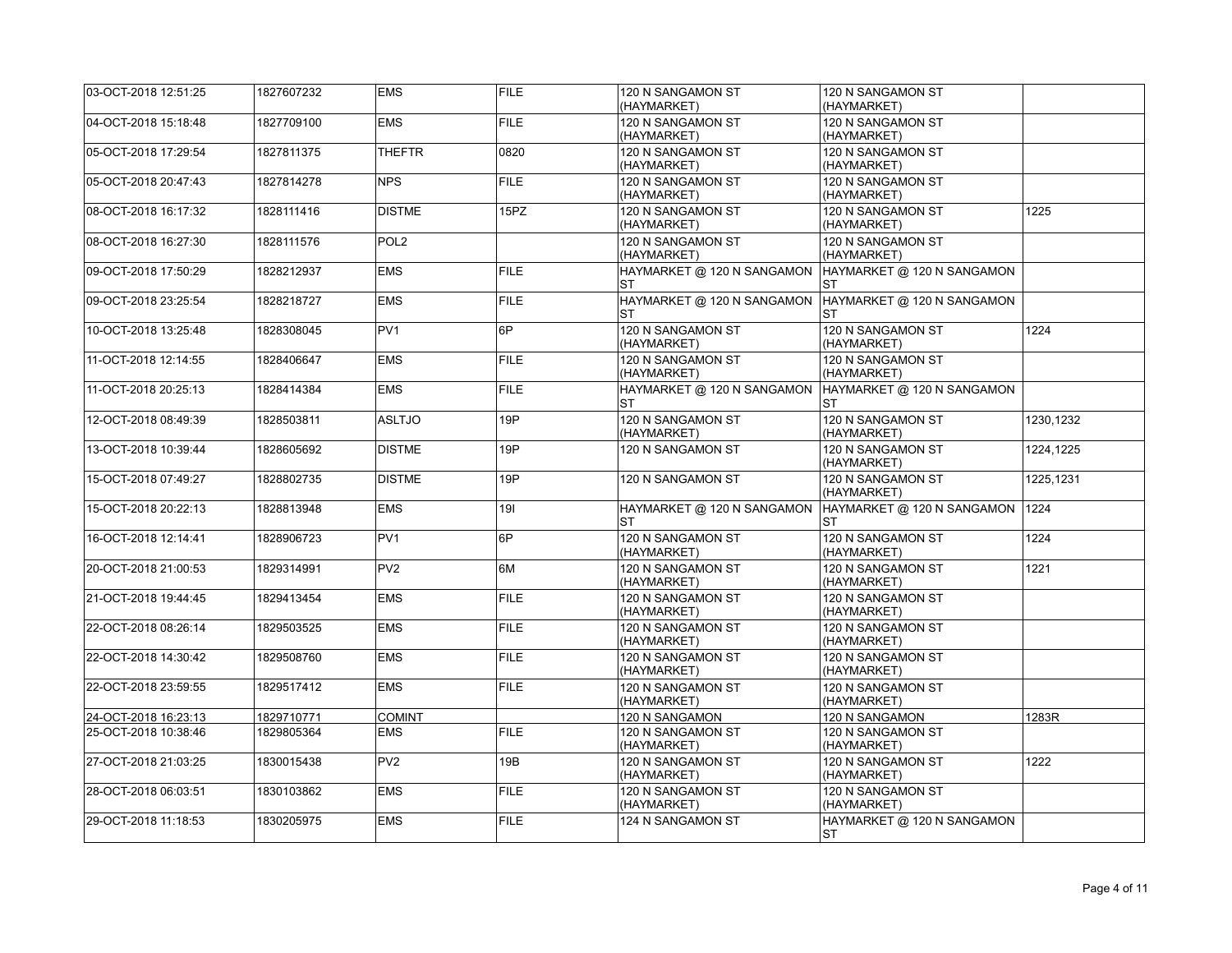| | | | | | | |
|---|---|---|---|---|---|---|
| 03-OCT-2018 12:51:25 | 1827607232 | EMS | FILE | 120 N SANGAMON ST (HAYMARKET) | 120 N SANGAMON ST (HAYMARKET) | |
| 04-OCT-2018 15:18:48 | 1827709100 | EMS | FILE | 120 N SANGAMON ST (HAYMARKET) | 120 N SANGAMON ST (HAYMARKET) | |
| 05-OCT-2018 17:29:54 | 1827811375 | THEFTR | 0820 | 120 N SANGAMON ST (HAYMARKET) | 120 N SANGAMON ST (HAYMARKET) | |
| 05-OCT-2018 20:47:43 | 1827814278 | NPS | FILE | 120 N SANGAMON ST (HAYMARKET) | 120 N SANGAMON ST (HAYMARKET) | |
| 08-OCT-2018 16:17:32 | 1828111416 | DISTME | 15PZ | 120 N SANGAMON ST (HAYMARKET) | 120 N SANGAMON ST (HAYMARKET) | 1225 |
| 08-OCT-2018 16:27:30 | 1828111576 | POL2 | | 120 N SANGAMON ST (HAYMARKET) | 120 N SANGAMON ST (HAYMARKET) | |
| 09-OCT-2018 17:50:29 | 1828212937 | EMS | FILE | HAYMARKET @ 120 N SANGAMON ST | HAYMARKET @ 120 N SANGAMON ST | |
| 09-OCT-2018 23:25:54 | 1828218727 | EMS | FILE | HAYMARKET @ 120 N SANGAMON ST | HAYMARKET @ 120 N SANGAMON ST | |
| 10-OCT-2018 13:25:48 | 1828308045 | PV1 | 6P | 120 N SANGAMON ST (HAYMARKET) | 120 N SANGAMON ST (HAYMARKET) | 1224 |
| 11-OCT-2018 12:14:55 | 1828406647 | EMS | FILE | 120 N SANGAMON ST (HAYMARKET) | 120 N SANGAMON ST (HAYMARKET) | |
| 11-OCT-2018 20:25:13 | 1828414384 | EMS | FILE | HAYMARKET @ 120 N SANGAMON ST | HAYMARKET @ 120 N SANGAMON ST | |
| 12-OCT-2018 08:49:39 | 1828503811 | ASLTJO | 19P | 120 N SANGAMON ST (HAYMARKET) | 120 N SANGAMON ST (HAYMARKET) | 1230,1232 |
| 13-OCT-2018 10:39:44 | 1828605692 | DISTME | 19P | 120 N SANGAMON ST | 120 N SANGAMON ST (HAYMARKET) | 1224,1225 |
| 15-OCT-2018 07:49:27 | 1828802735 | DISTME | 19P | 120 N SANGAMON ST | 120 N SANGAMON ST (HAYMARKET) | 1225,1231 |
| 15-OCT-2018 20:22:13 | 1828813948 | EMS | 19I | HAYMARKET @ 120 N SANGAMON ST | HAYMARKET @ 120 N SANGAMON ST | 1224 |
| 16-OCT-2018 12:14:41 | 1828906723 | PV1 | 6P | 120 N SANGAMON ST (HAYMARKET) | 120 N SANGAMON ST (HAYMARKET) | 1224 |
| 20-OCT-2018 21:00:53 | 1829314991 | PV2 | 6M | 120 N SANGAMON ST (HAYMARKET) | 120 N SANGAMON ST (HAYMARKET) | 1221 |
| 21-OCT-2018 19:44:45 | 1829413454 | EMS | FILE | 120 N SANGAMON ST (HAYMARKET) | 120 N SANGAMON ST (HAYMARKET) | |
| 22-OCT-2018 08:26:14 | 1829503525 | EMS | FILE | 120 N SANGAMON ST (HAYMARKET) | 120 N SANGAMON ST (HAYMARKET) | |
| 22-OCT-2018 14:30:42 | 1829508760 | EMS | FILE | 120 N SANGAMON ST (HAYMARKET) | 120 N SANGAMON ST (HAYMARKET) | |
| 22-OCT-2018 23:59:55 | 1829517412 | EMS | FILE | 120 N SANGAMON ST (HAYMARKET) | 120 N SANGAMON ST (HAYMARKET) | |
| 24-OCT-2018 16:23:13 | 1829710771 | COMINT | | 120 N SANGAMON | 120 N SANGAMON | 1283R |
| 25-OCT-2018 10:38:46 | 1829805364 | EMS | FILE | 120 N SANGAMON ST (HAYMARKET) | 120 N SANGAMON ST (HAYMARKET) | |
| 27-OCT-2018 21:03:25 | 1830015438 | PV2 | 19B | 120 N SANGAMON ST (HAYMARKET) | 120 N SANGAMON ST (HAYMARKET) | 1222 |
| 28-OCT-2018 06:03:51 | 1830103862 | EMS | FILE | 120 N SANGAMON ST (HAYMARKET) | 120 N SANGAMON ST (HAYMARKET) | |
| 29-OCT-2018 11:18:53 | 1830205975 | EMS | FILE | 124 N SANGAMON ST | HAYMARKET @ 120 N SANGAMON ST | |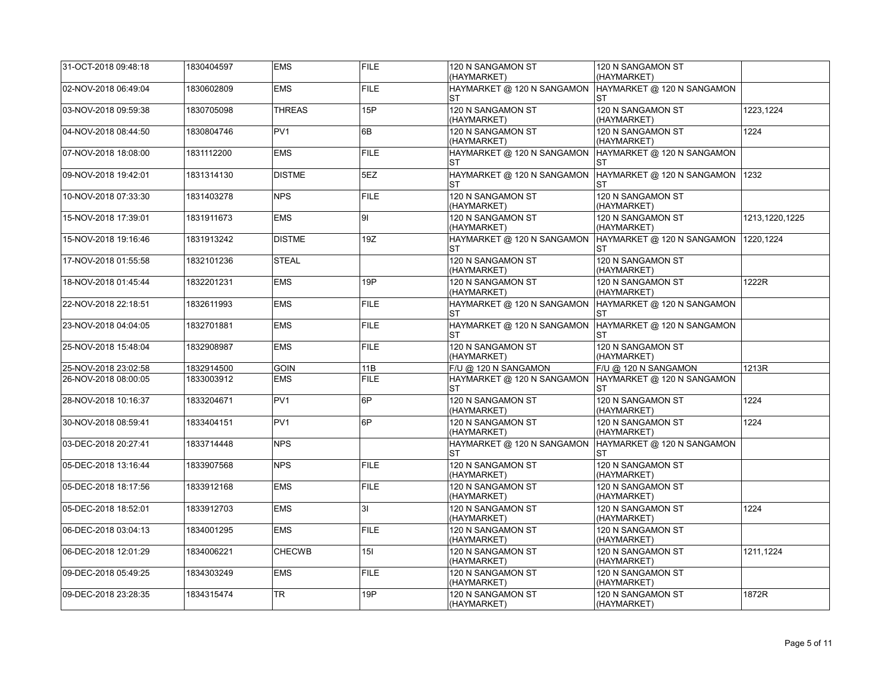| | | | | | | |
|---|---|---|---|---|---|---|
| 31-OCT-2018 09:48:18 | 1830404597 | EMS | FILE | 120 N SANGAMON ST (HAYMARKET) | 120 N SANGAMON ST (HAYMARKET) | |
| 02-NOV-2018 06:49:04 | 1830602809 | EMS | FILE | HAYMARKET @ 120 N SANGAMON ST | HAYMARKET @ 120 N SANGAMON ST | |
| 03-NOV-2018 09:59:38 | 1830705098 | THREAS | 15P | 120 N SANGAMON ST (HAYMARKET) | 120 N SANGAMON ST (HAYMARKET) | 1223,1224 |
| 04-NOV-2018 08:44:50 | 1830804746 | PV1 | 6B | 120 N SANGAMON ST (HAYMARKET) | 120 N SANGAMON ST (HAYMARKET) | 1224 |
| 07-NOV-2018 18:08:00 | 1831112200 | EMS | FILE | HAYMARKET @ 120 N SANGAMON ST | HAYMARKET @ 120 N SANGAMON ST | |
| 09-NOV-2018 19:42:01 | 1831314130 | DISTME | 5EZ | HAYMARKET @ 120 N SANGAMON ST | HAYMARKET @ 120 N SANGAMON ST | 1232 |
| 10-NOV-2018 07:33:30 | 1831403278 | NPS | FILE | 120 N SANGAMON ST (HAYMARKET) | 120 N SANGAMON ST (HAYMARKET) | |
| 15-NOV-2018 17:39:01 | 1831911673 | EMS | 9I | 120 N SANGAMON ST (HAYMARKET) | 120 N SANGAMON ST (HAYMARKET) | 1213,1220,1225 |
| 15-NOV-2018 19:16:46 | 1831913242 | DISTME | 19Z | HAYMARKET @ 120 N SANGAMON ST | HAYMARKET @ 120 N SANGAMON ST | 1220,1224 |
| 17-NOV-2018 01:55:58 | 1832101236 | STEAL | | 120 N SANGAMON ST (HAYMARKET) | 120 N SANGAMON ST (HAYMARKET) | |
| 18-NOV-2018 01:45:44 | 1832201231 | EMS | 19P | 120 N SANGAMON ST (HAYMARKET) | 120 N SANGAMON ST (HAYMARKET) | 1222R |
| 22-NOV-2018 22:18:51 | 1832611993 | EMS | FILE | HAYMARKET @ 120 N SANGAMON ST | HAYMARKET @ 120 N SANGAMON ST | |
| 23-NOV-2018 04:04:05 | 1832701881 | EMS | FILE | HAYMARKET @ 120 N SANGAMON ST | HAYMARKET @ 120 N SANGAMON ST | |
| 25-NOV-2018 15:48:04 | 1832908987 | EMS | FILE | 120 N SANGAMON ST (HAYMARKET) | 120 N SANGAMON ST (HAYMARKET) | |
| 25-NOV-2018 23:02:58 | 1832914500 | GOIN | 11B | F/U @ 120 N SANGAMON | F/U @ 120 N SANGAMON | 1213R |
| 26-NOV-2018 08:00:05 | 1833003912 | EMS | FILE | HAYMARKET @ 120 N SANGAMON ST | HAYMARKET @ 120 N SANGAMON ST | |
| 28-NOV-2018 10:16:37 | 1833204671 | PV1 | 6P | 120 N SANGAMON ST (HAYMARKET) | 120 N SANGAMON ST (HAYMARKET) | 1224 |
| 30-NOV-2018 08:59:41 | 1833404151 | PV1 | 6P | 120 N SANGAMON ST (HAYMARKET) | 120 N SANGAMON ST (HAYMARKET) | 1224 |
| 03-DEC-2018 20:27:41 | 1833714448 | NPS | | HAYMARKET @ 120 N SANGAMON ST | HAYMARKET @ 120 N SANGAMON ST | |
| 05-DEC-2018 13:16:44 | 1833907568 | NPS | FILE | 120 N SANGAMON ST (HAYMARKET) | 120 N SANGAMON ST (HAYMARKET) | |
| 05-DEC-2018 18:17:56 | 1833912168 | EMS | FILE | 120 N SANGAMON ST (HAYMARKET) | 120 N SANGAMON ST (HAYMARKET) | |
| 05-DEC-2018 18:52:01 | 1833912703 | EMS | 3I | 120 N SANGAMON ST (HAYMARKET) | 120 N SANGAMON ST (HAYMARKET) | 1224 |
| 06-DEC-2018 03:04:13 | 1834001295 | EMS | FILE | 120 N SANGAMON ST (HAYMARKET) | 120 N SANGAMON ST (HAYMARKET) | |
| 06-DEC-2018 12:01:29 | 1834006221 | CHECWB | 15I | 120 N SANGAMON ST (HAYMARKET) | 120 N SANGAMON ST (HAYMARKET) | 1211,1224 |
| 09-DEC-2018 05:49:25 | 1834303249 | EMS | FILE | 120 N SANGAMON ST (HAYMARKET) | 120 N SANGAMON ST (HAYMARKET) | |
| 09-DEC-2018 23:28:35 | 1834315474 | TR | 19P | 120 N SANGAMON ST (HAYMARKET) | 120 N SANGAMON ST (HAYMARKET) | 1872R |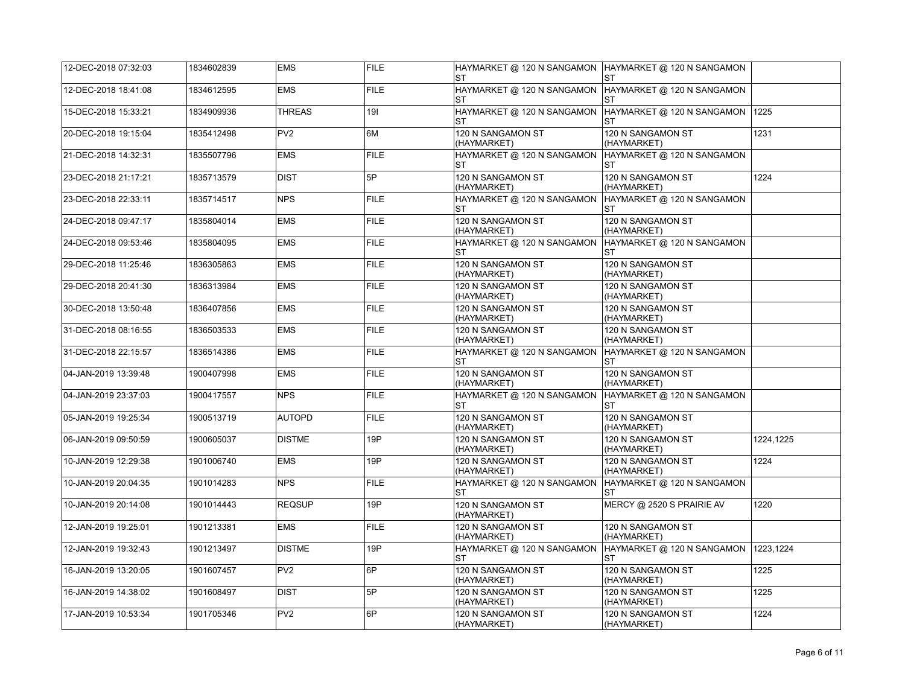| | | | | | | |
|---|---|---|---|---|---|---|
| 12-DEC-2018 07:32:03 | 1834602839 | EMS | FILE | HAYMARKET @ 120 N SANGAMON ST | HAYMARKET @ 120 N SANGAMON ST | |
| 12-DEC-2018 18:41:08 | 1834612595 | EMS | FILE | HAYMARKET @ 120 N SANGAMON ST | HAYMARKET @ 120 N SANGAMON ST | |
| 15-DEC-2018 15:33:21 | 1834909936 | THREAS | 19I | HAYMARKET @ 120 N SANGAMON ST | HAYMARKET @ 120 N SANGAMON ST | 1225 |
| 20-DEC-2018 19:15:04 | 1835412498 | PV2 | 6M | 120 N SANGAMON ST (HAYMARKET) | 120 N SANGAMON ST (HAYMARKET) | 1231 |
| 21-DEC-2018 14:32:31 | 1835507796 | EMS | FILE | HAYMARKET @ 120 N SANGAMON ST | HAYMARKET @ 120 N SANGAMON ST | |
| 23-DEC-2018 21:17:21 | 1835713579 | DIST | 5P | 120 N SANGAMON ST (HAYMARKET) | 120 N SANGAMON ST (HAYMARKET) | 1224 |
| 23-DEC-2018 22:33:11 | 1835714517 | NPS | FILE | HAYMARKET @ 120 N SANGAMON ST | HAYMARKET @ 120 N SANGAMON ST | |
| 24-DEC-2018 09:47:17 | 1835804014 | EMS | FILE | 120 N SANGAMON ST (HAYMARKET) | 120 N SANGAMON ST (HAYMARKET) | |
| 24-DEC-2018 09:53:46 | 1835804095 | EMS | FILE | HAYMARKET @ 120 N SANGAMON ST | HAYMARKET @ 120 N SANGAMON ST | |
| 29-DEC-2018 11:25:46 | 1836305863 | EMS | FILE | 120 N SANGAMON ST (HAYMARKET) | 120 N SANGAMON ST (HAYMARKET) | |
| 29-DEC-2018 20:41:30 | 1836313984 | EMS | FILE | 120 N SANGAMON ST (HAYMARKET) | 120 N SANGAMON ST (HAYMARKET) | |
| 30-DEC-2018 13:50:48 | 1836407856 | EMS | FILE | 120 N SANGAMON ST (HAYMARKET) | 120 N SANGAMON ST (HAYMARKET) | |
| 31-DEC-2018 08:16:55 | 1836503533 | EMS | FILE | 120 N SANGAMON ST (HAYMARKET) | 120 N SANGAMON ST (HAYMARKET) | |
| 31-DEC-2018 22:15:57 | 1836514386 | EMS | FILE | HAYMARKET @ 120 N SANGAMON ST | HAYMARKET @ 120 N SANGAMON ST | |
| 04-JAN-2019 13:39:48 | 1900407998 | EMS | FILE | 120 N SANGAMON ST (HAYMARKET) | 120 N SANGAMON ST (HAYMARKET) | |
| 04-JAN-2019 23:37:03 | 1900417557 | NPS | FILE | HAYMARKET @ 120 N SANGAMON ST | HAYMARKET @ 120 N SANGAMON ST | |
| 05-JAN-2019 19:25:34 | 1900513719 | AUTOPD | FILE | 120 N SANGAMON ST (HAYMARKET) | 120 N SANGAMON ST (HAYMARKET) | |
| 06-JAN-2019 09:50:59 | 1900605037 | DISTME | 19P | 120 N SANGAMON ST (HAYMARKET) | 120 N SANGAMON ST (HAYMARKET) | 1224,1225 |
| 10-JAN-2019 12:29:38 | 1901006740 | EMS | 19P | 120 N SANGAMON ST (HAYMARKET) | 120 N SANGAMON ST (HAYMARKET) | 1224 |
| 10-JAN-2019 20:04:35 | 1901014283 | NPS | FILE | HAYMARKET @ 120 N SANGAMON ST | HAYMARKET @ 120 N SANGAMON ST | |
| 10-JAN-2019 20:14:08 | 1901014443 | REQSUP | 19P | 120 N SANGAMON ST (HAYMARKET) | MERCY @ 2520 S PRAIRIE AV | 1220 |
| 12-JAN-2019 19:25:01 | 1901213381 | EMS | FILE | 120 N SANGAMON ST (HAYMARKET) | 120 N SANGAMON ST (HAYMARKET) | |
| 12-JAN-2019 19:32:43 | 1901213497 | DISTME | 19P | HAYMARKET @ 120 N SANGAMON ST | HAYMARKET @ 120 N SANGAMON ST | 1223,1224 |
| 16-JAN-2019 13:20:05 | 1901607457 | PV2 | 6P | 120 N SANGAMON ST (HAYMARKET) | 120 N SANGAMON ST (HAYMARKET) | 1225 |
| 16-JAN-2019 14:38:02 | 1901608497 | DIST | 5P | 120 N SANGAMON ST (HAYMARKET) | 120 N SANGAMON ST (HAYMARKET) | 1225 |
| 17-JAN-2019 10:53:34 | 1901705346 | PV2 | 6P | 120 N SANGAMON ST (HAYMARKET) | 120 N SANGAMON ST (HAYMARKET) | 1224 |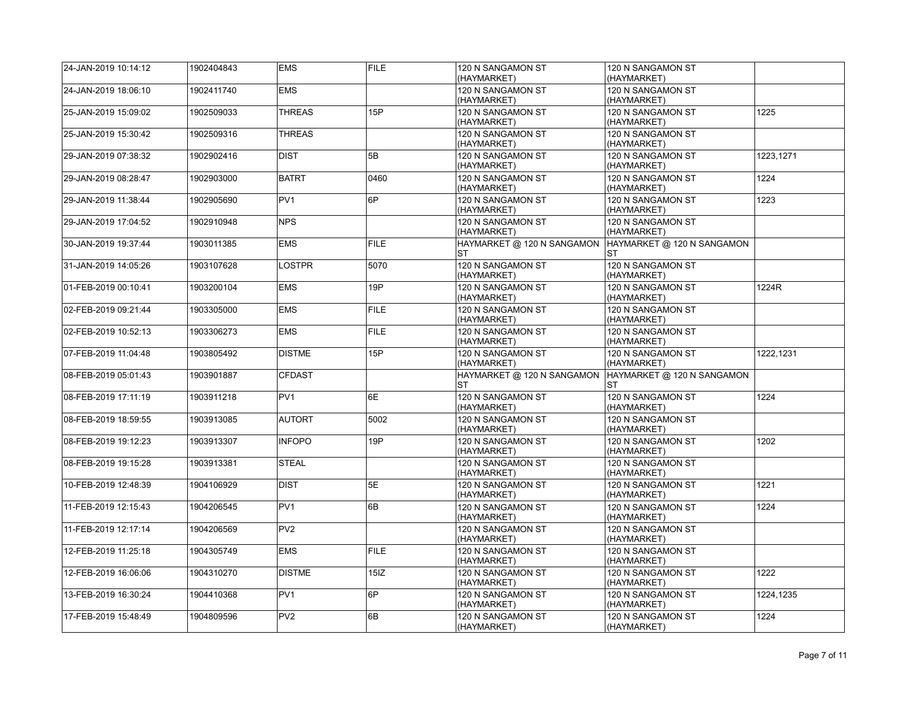| | | | | | | |
|---|---|---|---|---|---|---|
| 24-JAN-2019 10:14:12 | 1902404843 | EMS | FILE | 120 N SANGAMON ST (HAYMARKET) | 120 N SANGAMON ST (HAYMARKET) | |
| 24-JAN-2019 18:06:10 | 1902411740 | EMS | | 120 N SANGAMON ST (HAYMARKET) | 120 N SANGAMON ST (HAYMARKET) | |
| 25-JAN-2019 15:09:02 | 1902509033 | THREAS | 15P | 120 N SANGAMON ST (HAYMARKET) | 120 N SANGAMON ST (HAYMARKET) | 1225 |
| 25-JAN-2019 15:30:42 | 1902509316 | THREAS | | 120 N SANGAMON ST (HAYMARKET) | 120 N SANGAMON ST (HAYMARKET) | |
| 29-JAN-2019 07:38:32 | 1902902416 | DIST | 5B | 120 N SANGAMON ST (HAYMARKET) | 120 N SANGAMON ST (HAYMARKET) | 1223,1271 |
| 29-JAN-2019 08:28:47 | 1902903000 | BATRT | 0460 | 120 N SANGAMON ST (HAYMARKET) | 120 N SANGAMON ST (HAYMARKET) | 1224 |
| 29-JAN-2019 11:38:44 | 1902905690 | PV1 | 6P | 120 N SANGAMON ST (HAYMARKET) | 120 N SANGAMON ST (HAYMARKET) | 1223 |
| 29-JAN-2019 17:04:52 | 1902910948 | NPS | | 120 N SANGAMON ST (HAYMARKET) | 120 N SANGAMON ST (HAYMARKET) | |
| 30-JAN-2019 19:37:44 | 1903011385 | EMS | FILE | HAYMARKET @ 120 N SANGAMON ST | HAYMARKET @ 120 N SANGAMON ST | |
| 31-JAN-2019 14:05:26 | 1903107628 | LOSTPR | 5070 | 120 N SANGAMON ST (HAYMARKET) | 120 N SANGAMON ST (HAYMARKET) | |
| 01-FEB-2019 00:10:41 | 1903200104 | EMS | 19P | 120 N SANGAMON ST (HAYMARKET) | 120 N SANGAMON ST (HAYMARKET) | 1224R |
| 02-FEB-2019 09:21:44 | 1903305000 | EMS | FILE | 120 N SANGAMON ST (HAYMARKET) | 120 N SANGAMON ST (HAYMARKET) | |
| 02-FEB-2019 10:52:13 | 1903306273 | EMS | FILE | 120 N SANGAMON ST (HAYMARKET) | 120 N SANGAMON ST (HAYMARKET) | |
| 07-FEB-2019 11:04:48 | 1903805492 | DISTME | 15P | 120 N SANGAMON ST (HAYMARKET) | 120 N SANGAMON ST (HAYMARKET) | 1222,1231 |
| 08-FEB-2019 05:01:43 | 1903901887 | CFDAST | | HAYMARKET @ 120 N SANGAMON ST | HAYMARKET @ 120 N SANGAMON ST | |
| 08-FEB-2019 17:11:19 | 1903911218 | PV1 | 6E | 120 N SANGAMON ST (HAYMARKET) | 120 N SANGAMON ST (HAYMARKET) | 1224 |
| 08-FEB-2019 18:59:55 | 1903913085 | AUTORT | 5002 | 120 N SANGAMON ST (HAYMARKET) | 120 N SANGAMON ST (HAYMARKET) | |
| 08-FEB-2019 19:12:23 | 1903913307 | INFOPO | 19P | 120 N SANGAMON ST (HAYMARKET) | 120 N SANGAMON ST (HAYMARKET) | 1202 |
| 08-FEB-2019 19:15:28 | 1903913381 | STEAL | | 120 N SANGAMON ST (HAYMARKET) | 120 N SANGAMON ST (HAYMARKET) | |
| 10-FEB-2019 12:48:39 | 1904106929 | DIST | 5E | 120 N SANGAMON ST (HAYMARKET) | 120 N SANGAMON ST (HAYMARKET) | 1221 |
| 11-FEB-2019 12:15:43 | 1904206545 | PV1 | 6B | 120 N SANGAMON ST (HAYMARKET) | 120 N SANGAMON ST (HAYMARKET) | 1224 |
| 11-FEB-2019 12:17:14 | 1904206569 | PV2 | | 120 N SANGAMON ST (HAYMARKET) | 120 N SANGAMON ST (HAYMARKET) | |
| 12-FEB-2019 11:25:18 | 1904305749 | EMS | FILE | 120 N SANGAMON ST (HAYMARKET) | 120 N SANGAMON ST (HAYMARKET) | |
| 12-FEB-2019 16:06:06 | 1904310270 | DISTME | 15IZ | 120 N SANGAMON ST (HAYMARKET) | 120 N SANGAMON ST (HAYMARKET) | 1222 |
| 13-FEB-2019 16:30:24 | 1904410368 | PV1 | 6P | 120 N SANGAMON ST (HAYMARKET) | 120 N SANGAMON ST (HAYMARKET) | 1224,1235 |
| 17-FEB-2019 15:48:49 | 1904809596 | PV2 | 6B | 120 N SANGAMON ST (HAYMARKET) | 120 N SANGAMON ST (HAYMARKET) | 1224 |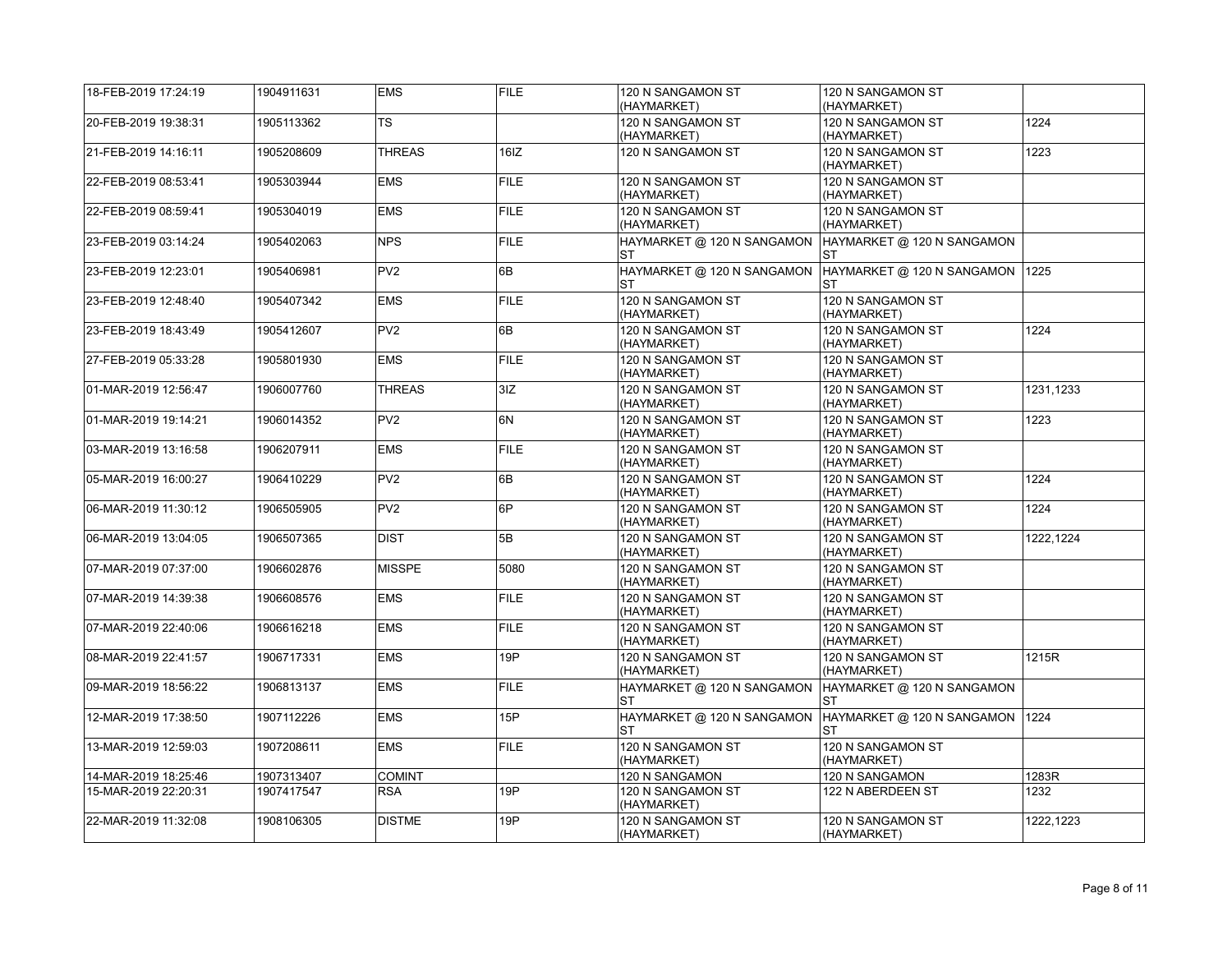| | | | | | | |
|---|---|---|---|---|---|---|
| 18-FEB-2019 17:24:19 | 1904911631 | EMS | FILE | 120 N SANGAMON ST (HAYMARKET) | 120 N SANGAMON ST (HAYMARKET) | |
| 20-FEB-2019 19:38:31 | 1905113362 | TS | | 120 N SANGAMON ST (HAYMARKET) | 120 N SANGAMON ST (HAYMARKET) | 1224 |
| 21-FEB-2019 14:16:11 | 1905208609 | THREAS | 16IZ | 120 N SANGAMON ST | 120 N SANGAMON ST (HAYMARKET) | 1223 |
| 22-FEB-2019 08:53:41 | 1905303944 | EMS | FILE | 120 N SANGAMON ST (HAYMARKET) | 120 N SANGAMON ST (HAYMARKET) | |
| 22-FEB-2019 08:59:41 | 1905304019 | EMS | FILE | 120 N SANGAMON ST (HAYMARKET) | 120 N SANGAMON ST (HAYMARKET) | |
| 23-FEB-2019 03:14:24 | 1905402063 | NPS | FILE | HAYMARKET @ 120 N SANGAMON ST | HAYMARKET @ 120 N SANGAMON ST | |
| 23-FEB-2019 12:23:01 | 1905406981 | PV2 | 6B | HAYMARKET @ 120 N SANGAMON ST | HAYMARKET @ 120 N SANGAMON ST | 1225 |
| 23-FEB-2019 12:48:40 | 1905407342 | EMS | FILE | 120 N SANGAMON ST (HAYMARKET) | 120 N SANGAMON ST (HAYMARKET) | |
| 23-FEB-2019 18:43:49 | 1905412607 | PV2 | 6B | 120 N SANGAMON ST (HAYMARKET) | 120 N SANGAMON ST (HAYMARKET) | 1224 |
| 27-FEB-2019 05:33:28 | 1905801930 | EMS | FILE | 120 N SANGAMON ST (HAYMARKET) | 120 N SANGAMON ST (HAYMARKET) | |
| 01-MAR-2019 12:56:47 | 1906007760 | THREAS | 3IZ | 120 N SANGAMON ST (HAYMARKET) | 120 N SANGAMON ST (HAYMARKET) | 1231,1233 |
| 01-MAR-2019 19:14:21 | 1906014352 | PV2 | 6N | 120 N SANGAMON ST (HAYMARKET) | 120 N SANGAMON ST (HAYMARKET) | 1223 |
| 03-MAR-2019 13:16:58 | 1906207911 | EMS | FILE | 120 N SANGAMON ST (HAYMARKET) | 120 N SANGAMON ST (HAYMARKET) | |
| 05-MAR-2019 16:00:27 | 1906410229 | PV2 | 6B | 120 N SANGAMON ST (HAYMARKET) | 120 N SANGAMON ST (HAYMARKET) | 1224 |
| 06-MAR-2019 11:30:12 | 1906505905 | PV2 | 6P | 120 N SANGAMON ST (HAYMARKET) | 120 N SANGAMON ST (HAYMARKET) | 1224 |
| 06-MAR-2019 13:04:05 | 1906507365 | DIST | 5B | 120 N SANGAMON ST (HAYMARKET) | 120 N SANGAMON ST (HAYMARKET) | 1222,1224 |
| 07-MAR-2019 07:37:00 | 1906602876 | MISSPE | 5080 | 120 N SANGAMON ST (HAYMARKET) | 120 N SANGAMON ST (HAYMARKET) | |
| 07-MAR-2019 14:39:38 | 1906608576 | EMS | FILE | 120 N SANGAMON ST (HAYMARKET) | 120 N SANGAMON ST (HAYMARKET) | |
| 07-MAR-2019 22:40:06 | 1906616218 | EMS | FILE | 120 N SANGAMON ST (HAYMARKET) | 120 N SANGAMON ST (HAYMARKET) | |
| 08-MAR-2019 22:41:57 | 1906717331 | EMS | 19P | 120 N SANGAMON ST (HAYMARKET) | 120 N SANGAMON ST (HAYMARKET) | 1215R |
| 09-MAR-2019 18:56:22 | 1906813137 | EMS | FILE | HAYMARKET @ 120 N SANGAMON ST | HAYMARKET @ 120 N SANGAMON ST | |
| 12-MAR-2019 17:38:50 | 1907112226 | EMS | 15P | HAYMARKET @ 120 N SANGAMON ST | HAYMARKET @ 120 N SANGAMON ST | 1224 |
| 13-MAR-2019 12:59:03 | 1907208611 | EMS | FILE | 120 N SANGAMON ST (HAYMARKET) | 120 N SANGAMON ST (HAYMARKET) | |
| 14-MAR-2019 18:25:46 | 1907313407 | COMINT | | 120 N SANGAMON | 120 N SANGAMON | 1283R |
| 15-MAR-2019 22:20:31 | 1907417547 | RSA | 19P | 120 N SANGAMON ST (HAYMARKET) | 122 N ABERDEEN ST | 1232 |
| 22-MAR-2019 11:32:08 | 1908106305 | DISTME | 19P | 120 N SANGAMON ST (HAYMARKET) | 120 N SANGAMON ST (HAYMARKET) | 1222,1223 |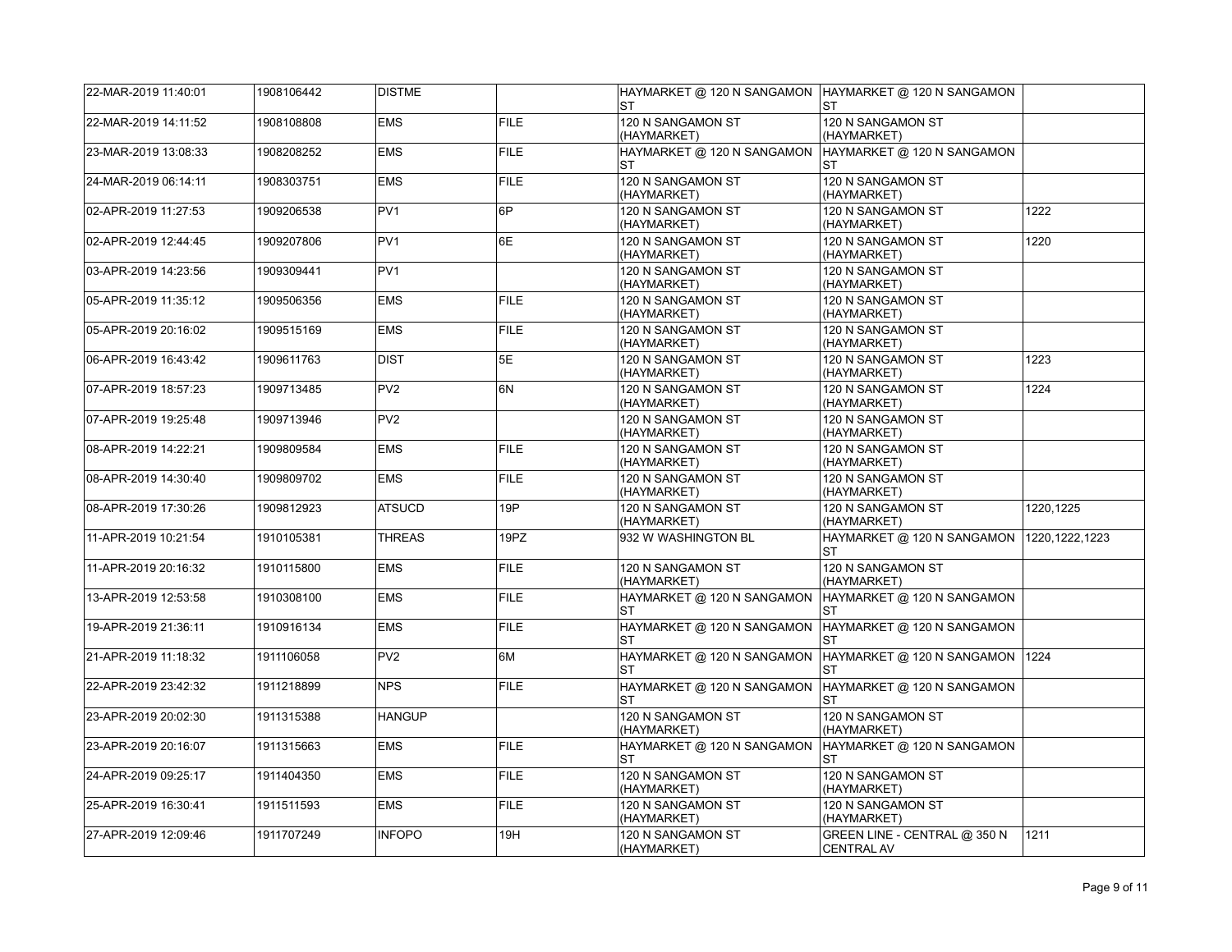| | | | | | | |
|---|---|---|---|---|---|---|
| 22-MAR-2019 11:40:01 | 1908106442 | DISTME | | HAYMARKET @ 120 N SANGAMON ST | HAYMARKET @ 120 N SANGAMON ST | |
| 22-MAR-2019 14:11:52 | 1908108808 | EMS | FILE | 120 N SANGAMON ST (HAYMARKET) | 120 N SANGAMON ST (HAYMARKET) | |
| 23-MAR-2019 13:08:33 | 1908208252 | EMS | FILE | HAYMARKET @ 120 N SANGAMON ST | HAYMARKET @ 120 N SANGAMON ST | |
| 24-MAR-2019 06:14:11 | 1908303751 | EMS | FILE | 120 N SANGAMON ST (HAYMARKET) | 120 N SANGAMON ST (HAYMARKET) | |
| 02-APR-2019 11:27:53 | 1909206538 | PV1 | 6P | 120 N SANGAMON ST (HAYMARKET) | 120 N SANGAMON ST (HAYMARKET) | 1222 |
| 02-APR-2019 12:44:45 | 1909207806 | PV1 | 6E | 120 N SANGAMON ST (HAYMARKET) | 120 N SANGAMON ST (HAYMARKET) | 1220 |
| 03-APR-2019 14:23:56 | 1909309441 | PV1 | | 120 N SANGAMON ST (HAYMARKET) | 120 N SANGAMON ST (HAYMARKET) | |
| 05-APR-2019 11:35:12 | 1909506356 | EMS | FILE | 120 N SANGAMON ST (HAYMARKET) | 120 N SANGAMON ST (HAYMARKET) | |
| 05-APR-2019 20:16:02 | 1909515169 | EMS | FILE | 120 N SANGAMON ST (HAYMARKET) | 120 N SANGAMON ST (HAYMARKET) | |
| 06-APR-2019 16:43:42 | 1909611763 | DIST | 5E | 120 N SANGAMON ST (HAYMARKET) | 120 N SANGAMON ST (HAYMARKET) | 1223 |
| 07-APR-2019 18:57:23 | 1909713485 | PV2 | 6N | 120 N SANGAMON ST (HAYMARKET) | 120 N SANGAMON ST (HAYMARKET) | 1224 |
| 07-APR-2019 19:25:48 | 1909713946 | PV2 | | 120 N SANGAMON ST (HAYMARKET) | 120 N SANGAMON ST (HAYMARKET) | |
| 08-APR-2019 14:22:21 | 1909809584 | EMS | FILE | 120 N SANGAMON ST (HAYMARKET) | 120 N SANGAMON ST (HAYMARKET) | |
| 08-APR-2019 14:30:40 | 1909809702 | EMS | FILE | 120 N SANGAMON ST (HAYMARKET) | 120 N SANGAMON ST (HAYMARKET) | |
| 08-APR-2019 17:30:26 | 1909812923 | ATSUCD | 19P | 120 N SANGAMON ST (HAYMARKET) | 120 N SANGAMON ST (HAYMARKET) | 1220,1225 |
| 11-APR-2019 10:21:54 | 1910105381 | THREAS | 19PZ | 932 W WASHINGTON BL | HAYMARKET @ 120 N SANGAMON ST | 1220,1222,1223 |
| 11-APR-2019 20:16:32 | 1910115800 | EMS | FILE | 120 N SANGAMON ST (HAYMARKET) | 120 N SANGAMON ST (HAYMARKET) | |
| 13-APR-2019 12:53:58 | 1910308100 | EMS | FILE | HAYMARKET @ 120 N SANGAMON ST | HAYMARKET @ 120 N SANGAMON ST | |
| 19-APR-2019 21:36:11 | 1910916134 | EMS | FILE | HAYMARKET @ 120 N SANGAMON ST | HAYMARKET @ 120 N SANGAMON ST | |
| 21-APR-2019 11:18:32 | 1911106058 | PV2 | 6M | HAYMARKET @ 120 N SANGAMON ST | HAYMARKET @ 120 N SANGAMON ST | 1224 |
| 22-APR-2019 23:42:32 | 1911218899 | NPS | FILE | HAYMARKET @ 120 N SANGAMON ST | HAYMARKET @ 120 N SANGAMON ST | |
| 23-APR-2019 20:02:30 | 1911315388 | HANGUP | | 120 N SANGAMON ST (HAYMARKET) | 120 N SANGAMON ST (HAYMARKET) | |
| 23-APR-2019 20:16:07 | 1911315663 | EMS | FILE | HAYMARKET @ 120 N SANGAMON ST | HAYMARKET @ 120 N SANGAMON ST | |
| 24-APR-2019 09:25:17 | 1911404350 | EMS | FILE | 120 N SANGAMON ST (HAYMARKET) | 120 N SANGAMON ST (HAYMARKET) | |
| 25-APR-2019 16:30:41 | 1911511593 | EMS | FILE | 120 N SANGAMON ST (HAYMARKET) | 120 N SANGAMON ST (HAYMARKET) | |
| 27-APR-2019 12:09:46 | 1911707249 | INFOPO | 19H | 120 N SANGAMON ST (HAYMARKET) | GREEN LINE - CENTRAL @ 350 N CENTRAL AV | 1211 |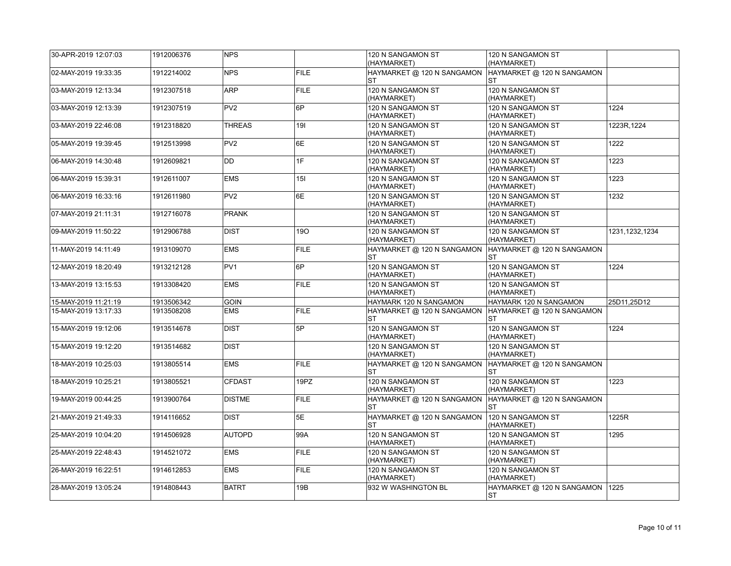| | | | | | | |
|---|---|---|---|---|---|---|
| 30-APR-2019 12:07:03 | 1912006376 | NPS | | 120 N SANGAMON ST (HAYMARKET) | 120 N SANGAMON ST (HAYMARKET) | |
| 02-MAY-2019 19:33:35 | 1912214002 | NPS | FILE | HAYMARKET @ 120 N SANGAMON ST | HAYMARKET @ 120 N SANGAMON ST | |
| 03-MAY-2019 12:13:34 | 1912307518 | ARP | FILE | 120 N SANGAMON ST (HAYMARKET) | 120 N SANGAMON ST (HAYMARKET) | |
| 03-MAY-2019 12:13:39 | 1912307519 | PV2 | 6P | 120 N SANGAMON ST (HAYMARKET) | 120 N SANGAMON ST (HAYMARKET) | 1224 |
| 03-MAY-2019 22:46:08 | 1912318820 | THREAS | 19I | 120 N SANGAMON ST (HAYMARKET) | 120 N SANGAMON ST (HAYMARKET) | 1223R,1224 |
| 05-MAY-2019 19:39:45 | 1912513998 | PV2 | 6E | 120 N SANGAMON ST (HAYMARKET) | 120 N SANGAMON ST (HAYMARKET) | 1222 |
| 06-MAY-2019 14:30:48 | 1912609821 | DD | 1F | 120 N SANGAMON ST (HAYMARKET) | 120 N SANGAMON ST (HAYMARKET) | 1223 |
| 06-MAY-2019 15:39:31 | 1912611007 | EMS | 15I | 120 N SANGAMON ST (HAYMARKET) | 120 N SANGAMON ST (HAYMARKET) | 1223 |
| 06-MAY-2019 16:33:16 | 1912611980 | PV2 | 6E | 120 N SANGAMON ST (HAYMARKET) | 120 N SANGAMON ST (HAYMARKET) | 1232 |
| 07-MAY-2019 21:11:31 | 1912716078 | PRANK | | 120 N SANGAMON ST (HAYMARKET) | 120 N SANGAMON ST (HAYMARKET) | |
| 09-MAY-2019 11:50:22 | 1912906788 | DIST | 19O | 120 N SANGAMON ST (HAYMARKET) | 120 N SANGAMON ST (HAYMARKET) | 1231,1232,1234 |
| 11-MAY-2019 14:11:49 | 1913109070 | EMS | FILE | HAYMARKET @ 120 N SANGAMON ST | HAYMARKET @ 120 N SANGAMON ST | |
| 12-MAY-2019 18:20:49 | 1913212128 | PV1 | 6P | 120 N SANGAMON ST (HAYMARKET) | 120 N SANGAMON ST (HAYMARKET) | 1224 |
| 13-MAY-2019 13:15:53 | 1913308420 | EMS | FILE | 120 N SANGAMON ST (HAYMARKET) | 120 N SANGAMON ST (HAYMARKET) | |
| 15-MAY-2019 11:21:19 | 1913506342 | GOIN | | HAYMARK 120 N SANGAMON | HAYMARK 120 N SANGAMON | 25D11,25D12 |
| 15-MAY-2019 13:17:33 | 1913508208 | EMS | FILE | HAYMARKET @ 120 N SANGAMON ST | HAYMARKET @ 120 N SANGAMON ST | |
| 15-MAY-2019 19:12:06 | 1913514678 | DIST | 5P | 120 N SANGAMON ST (HAYMARKET) | 120 N SANGAMON ST (HAYMARKET) | 1224 |
| 15-MAY-2019 19:12:20 | 1913514682 | DIST | | 120 N SANGAMON ST (HAYMARKET) | 120 N SANGAMON ST (HAYMARKET) | |
| 18-MAY-2019 10:25:03 | 1913805514 | EMS | FILE | HAYMARKET @ 120 N SANGAMON ST | HAYMARKET @ 120 N SANGAMON ST | |
| 18-MAY-2019 10:25:21 | 1913805521 | CFDAST | 19PZ | 120 N SANGAMON ST (HAYMARKET) | 120 N SANGAMON ST (HAYMARKET) | 1223 |
| 19-MAY-2019 00:44:25 | 1913900764 | DISTME | FILE | HAYMARKET @ 120 N SANGAMON ST | HAYMARKET @ 120 N SANGAMON ST | |
| 21-MAY-2019 21:49:33 | 1914116652 | DIST | 5E | HAYMARKET @ 120 N SANGAMON ST | 120 N SANGAMON ST (HAYMARKET) | 1225R |
| 25-MAY-2019 10:04:20 | 1914506928 | AUTOPD | 99A | 120 N SANGAMON ST (HAYMARKET) | 120 N SANGAMON ST (HAYMARKET) | 1295 |
| 25-MAY-2019 22:48:43 | 1914521072 | EMS | FILE | 120 N SANGAMON ST (HAYMARKET) | 120 N SANGAMON ST (HAYMARKET) | |
| 26-MAY-2019 16:22:51 | 1914612853 | EMS | FILE | 120 N SANGAMON ST (HAYMARKET) | 120 N SANGAMON ST (HAYMARKET) | |
| 28-MAY-2019 13:05:24 | 1914808443 | BATRT | 19B | 932 W WASHINGTON BL | HAYMARKET @ 120 N SANGAMON ST | 1225 |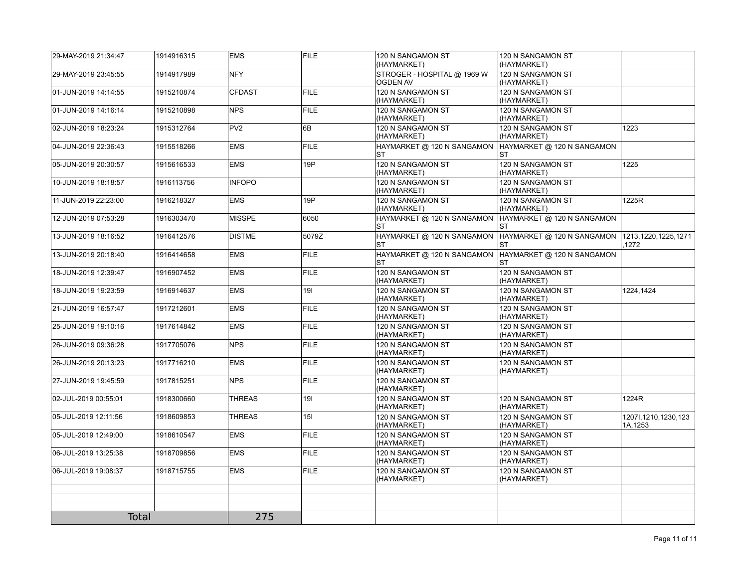| | | | | | | |
|---|---|---|---|---|---|---|
| 29-MAY-2019 21:34:47 | 1914916315 | EMS | FILE | 120 N SANGAMON ST (HAYMARKET) | 120 N SANGAMON ST (HAYMARKET) | |
| 29-MAY-2019 23:45:55 | 1914917989 | NFY | | STROGER - HOSPITAL @ 1969 W OGDEN AV | 120 N SANGAMON ST (HAYMARKET) | |
| 01-JUN-2019 14:14:55 | 1915210874 | CFDAST | FILE | 120 N SANGAMON ST (HAYMARKET) | 120 N SANGAMON ST (HAYMARKET) | |
| 01-JUN-2019 14:16:14 | 1915210898 | NPS | FILE | 120 N SANGAMON ST (HAYMARKET) | 120 N SANGAMON ST (HAYMARKET) | |
| 02-JUN-2019 18:23:24 | 1915312764 | PV2 | 6B | 120 N SANGAMON ST (HAYMARKET) | 120 N SANGAMON ST (HAYMARKET) | 1223 |
| 04-JUN-2019 22:36:43 | 1915518266 | EMS | FILE | HAYMARKET @ 120 N SANGAMON ST | HAYMARKET @ 120 N SANGAMON ST | |
| 05-JUN-2019 20:30:57 | 1915616533 | EMS | 19P | 120 N SANGAMON ST (HAYMARKET) | 120 N SANGAMON ST (HAYMARKET) | 1225 |
| 10-JUN-2019 18:18:57 | 1916113756 | INFOPO | | 120 N SANGAMON ST (HAYMARKET) | 120 N SANGAMON ST (HAYMARKET) | |
| 11-JUN-2019 22:23:00 | 1916218327 | EMS | 19P | 120 N SANGAMON ST (HAYMARKET) | 120 N SANGAMON ST (HAYMARKET) | 1225R |
| 12-JUN-2019 07:53:28 | 1916303470 | MISSPE | 6050 | HAYMARKET @ 120 N SANGAMON ST | HAYMARKET @ 120 N SANGAMON ST | |
| 13-JUN-2019 18:16:52 | 1916412576 | DISTME | 5079Z | HAYMARKET @ 120 N SANGAMON ST | HAYMARKET @ 120 N SANGAMON ST | 1213,1220,1225,1271,1272 |
| 13-JUN-2019 20:18:40 | 1916414658 | EMS | FILE | HAYMARKET @ 120 N SANGAMON ST | HAYMARKET @ 120 N SANGAMON ST | |
| 18-JUN-2019 12:39:47 | 1916907452 | EMS | FILE | 120 N SANGAMON ST (HAYMARKET) | 120 N SANGAMON ST (HAYMARKET) | |
| 18-JUN-2019 19:23:59 | 1916914637 | EMS | 19I | 120 N SANGAMON ST (HAYMARKET) | 120 N SANGAMON ST (HAYMARKET) | 1224,1424 |
| 21-JUN-2019 16:57:47 | 1917212601 | EMS | FILE | 120 N SANGAMON ST (HAYMARKET) | 120 N SANGAMON ST (HAYMARKET) | |
| 25-JUN-2019 19:10:16 | 1917614842 | EMS | FILE | 120 N SANGAMON ST (HAYMARKET) | 120 N SANGAMON ST (HAYMARKET) | |
| 26-JUN-2019 09:36:28 | 1917705076 | NPS | FILE | 120 N SANGAMON ST (HAYMARKET) | 120 N SANGAMON ST (HAYMARKET) | |
| 26-JUN-2019 20:13:23 | 1917716210 | EMS | FILE | 120 N SANGAMON ST (HAYMARKET) | 120 N SANGAMON ST (HAYMARKET) | |
| 27-JUN-2019 19:45:59 | 1917815251 | NPS | FILE | 120 N SANGAMON ST (HAYMARKET) | | |
| 02-JUL-2019 00:55:01 | 1918300660 | THREAS | 19I | 120 N SANGAMON ST (HAYMARKET) | 120 N SANGAMON ST (HAYMARKET) | 1224R |
| 05-JUL-2019 12:11:56 | 1918609853 | THREAS | 15I | 120 N SANGAMON ST (HAYMARKET) | 120 N SANGAMON ST (HAYMARKET) | 1207I,1210,1230,1231A,1253 |
| 05-JUL-2019 12:49:00 | 1918610547 | EMS | FILE | 120 N SANGAMON ST (HAYMARKET) | 120 N SANGAMON ST (HAYMARKET) | |
| 06-JUL-2019 13:25:38 | 1918709856 | EMS | FILE | 120 N SANGAMON ST (HAYMARKET) | 120 N SANGAMON ST (HAYMARKET) | |
| 06-JUL-2019 19:08:37 | 1918715755 | EMS | FILE | 120 N SANGAMON ST (HAYMARKET) | 120 N SANGAMON ST (HAYMARKET) | |
| | | | | | | |
| | | | | | | |
| | | | | | | |
| Total | | 275 | | | | |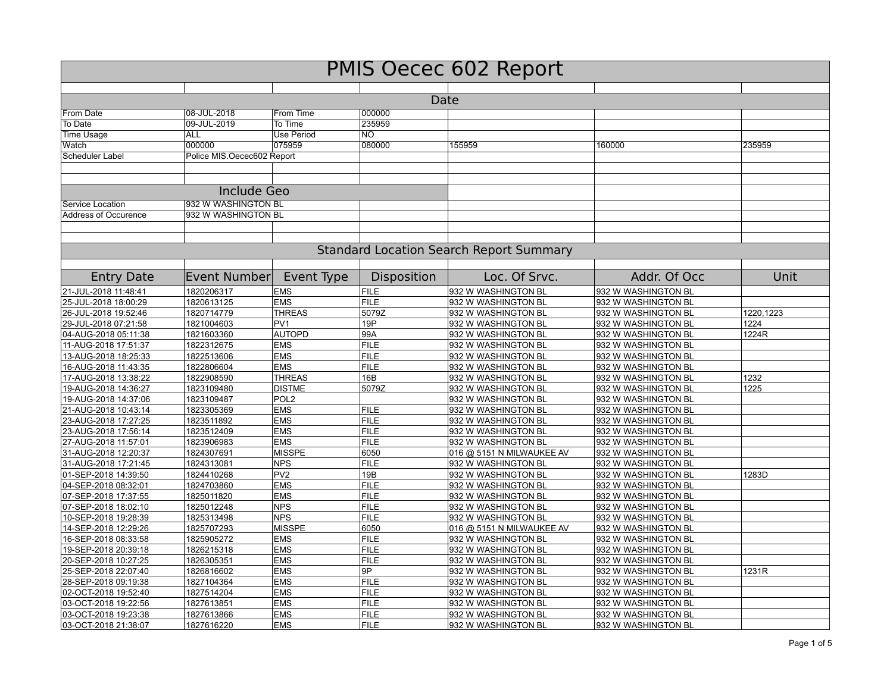# PMIS Oecec 602 Report

## Date

| | | | | | | |
|---|---|---|---|---|---|---|
| From Date | 08-JUL-2018 | From Time | 000000 | | | |
| To Date | 09-JUL-2019 | To Time | 235959 | | | |
| Time Usage | ALL | Use Period | NO | | | |
| Watch | 000000 | 075959 | 080000 | 155959 | 160000 | 235959 |
| Scheduler Label | Police MIS.Oecec602 Report | | | | | |

## Include Geo

| | |
|---|---|
| Service Location | 932 W WASHINGTON BL |
| Address of Occurence | 932 W WASHINGTON BL |

## Standard Location Search Report Summary

| Entry Date | Event Number | Event Type | Disposition | Loc. Of Srvc. | Addr. Of Occ | Unit |
|---|---|---|---|---|---|---|
| 21-JUL-2018 11:48:41 | 1820206317 | EMS | FILE | 932 W WASHINGTON BL | 932 W WASHINGTON BL | |
| 25-JUL-2018 18:00:29 | 1820613125 | EMS | FILE | 932 W WASHINGTON BL | 932 W WASHINGTON BL | |
| 26-JUL-2018 19:52:46 | 1820714779 | THREAS | 5079Z | 932 W WASHINGTON BL | 932 W WASHINGTON BL | 1220,1223 |
| 29-JUL-2018 07:21:58 | 1821004603 | PV1 | 19P | 932 W WASHINGTON BL | 932 W WASHINGTON BL | 1224 |
| 04-AUG-2018 05:11:38 | 1821603360 | AUTOPD | 99A | 932 W WASHINGTON BL | 932 W WASHINGTON BL | 1224R |
| 11-AUG-2018 17:51:37 | 1822312675 | EMS | FILE | 932 W WASHINGTON BL | 932 W WASHINGTON BL | |
| 13-AUG-2018 18:25:33 | 1822513606 | EMS | FILE | 932 W WASHINGTON BL | 932 W WASHINGTON BL | |
| 16-AUG-2018 11:43:35 | 1822806604 | EMS | FILE | 932 W WASHINGTON BL | 932 W WASHINGTON BL | |
| 17-AUG-2018 13:38:22 | 1822908590 | THREAS | 16B | 932 W WASHINGTON BL | 932 W WASHINGTON BL | 1232 |
| 19-AUG-2018 14:36:27 | 1823109480 | DISTME | 5079Z | 932 W WASHINGTON BL | 932 W WASHINGTON BL | 1225 |
| 19-AUG-2018 14:37:06 | 1823109487 | POL2 | | 932 W WASHINGTON BL | 932 W WASHINGTON BL | |
| 21-AUG-2018 10:43:14 | 1823305369 | EMS | FILE | 932 W WASHINGTON BL | 932 W WASHINGTON BL | |
| 23-AUG-2018 17:27:25 | 1823511892 | EMS | FILE | 932 W WASHINGTON BL | 932 W WASHINGTON BL | |
| 23-AUG-2018 17:56:14 | 1823512409 | EMS | FILE | 932 W WASHINGTON BL | 932 W WASHINGTON BL | |
| 27-AUG-2018 11:57:01 | 1823906983 | EMS | FILE | 932 W WASHINGTON BL | 932 W WASHINGTON BL | |
| 31-AUG-2018 12:20:37 | 1824307691 | MISSPE | 6050 | 016 @ 5151 N MILWAUKEE AV | 932 W WASHINGTON BL | |
| 31-AUG-2018 17:21:45 | 1824313081 | NPS | FILE | 932 W WASHINGTON BL | 932 W WASHINGTON BL | |
| 01-SEP-2018 14:39:50 | 1824410268 | PV2 | 19B | 932 W WASHINGTON BL | 932 W WASHINGTON BL | 1283D |
| 04-SEP-2018 08:32:01 | 1824703860 | EMS | FILE | 932 W WASHINGTON BL | 932 W WASHINGTON BL | |
| 07-SEP-2018 17:37:55 | 1825011820 | EMS | FILE | 932 W WASHINGTON BL | 932 W WASHINGTON BL | |
| 07-SEP-2018 18:02:10 | 1825012248 | NPS | FILE | 932 W WASHINGTON BL | 932 W WASHINGTON BL | |
| 10-SEP-2018 19:28:39 | 1825313498 | NPS | FILE | 932 W WASHINGTON BL | 932 W WASHINGTON BL | |
| 14-SEP-2018 12:29:26 | 1825707293 | MISSPE | 6050 | 016 @ 5151 N MILWAUKEE AV | 932 W WASHINGTON BL | |
| 16-SEP-2018 08:33:58 | 1825905272 | EMS | FILE | 932 W WASHINGTON BL | 932 W WASHINGTON BL | |
| 19-SEP-2018 20:39:18 | 1826215318 | EMS | FILE | 932 W WASHINGTON BL | 932 W WASHINGTON BL | |
| 20-SEP-2018 10:27:25 | 1826305351 | EMS | FILE | 932 W WASHINGTON BL | 932 W WASHINGTON BL | |
| 25-SEP-2018 22:07:40 | 1826816602 | EMS | 9P | 932 W WASHINGTON BL | 932 W WASHINGTON BL | 1231R |
| 28-SEP-2018 09:19:38 | 1827104364 | EMS | FILE | 932 W WASHINGTON BL | 932 W WASHINGTON BL | |
| 02-OCT-2018 19:52:40 | 1827514204 | EMS | FILE | 932 W WASHINGTON BL | 932 W WASHINGTON BL | |
| 03-OCT-2018 19:22:56 | 1827613851 | EMS | FILE | 932 W WASHINGTON BL | 932 W WASHINGTON BL | |
| 03-OCT-2018 19:23:38 | 1827613866 | EMS | FILE | 932 W WASHINGTON BL | 932 W WASHINGTON BL | |
| 03-OCT-2018 21:38:07 | 1827616220 | EMS | FILE | 932 W WASHINGTON BL | 932 W WASHINGTON BL | |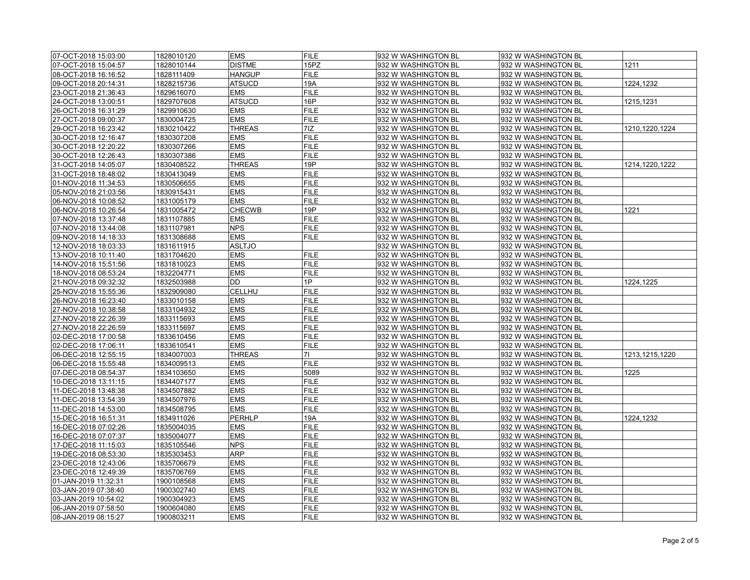| | | | | | | |
|---|---|---|---|---|---|---|
| 07-OCT-2018 15:03:00 | 1828010120 | EMS | FILE | 932 W WASHINGTON BL | 932 W WASHINGTON BL | |
| 07-OCT-2018 15:04:57 | 1828010144 | DISTME | 15PZ | 932 W WASHINGTON BL | 932 W WASHINGTON BL | 1211 |
| 08-OCT-2018 16:16:52 | 1828111409 | HANGUP | FILE | 932 W WASHINGTON BL | 932 W WASHINGTON BL | |
| 09-OCT-2018 20:14:31 | 1828215736 | ATSUCD | 19A | 932 W WASHINGTON BL | 932 W WASHINGTON BL | 1224,1232 |
| 23-OCT-2018 21:36:43 | 1829616070 | EMS | FILE | 932 W WASHINGTON BL | 932 W WASHINGTON BL | |
| 24-OCT-2018 13:00:51 | 1829707608 | ATSUCD | 16P | 932 W WASHINGTON BL | 932 W WASHINGTON BL | 1215,1231 |
| 26-OCT-2018 16:31:29 | 1829910630 | EMS | FILE | 932 W WASHINGTON BL | 932 W WASHINGTON BL | |
| 27-OCT-2018 09:00:37 | 1830004725 | EMS | FILE | 932 W WASHINGTON BL | 932 W WASHINGTON BL | |
| 29-OCT-2018 16:23:42 | 1830210422 | THREAS | 7IZ | 932 W WASHINGTON BL | 932 W WASHINGTON BL | 1210,1220,1224 |
| 30-OCT-2018 12:16:47 | 1830307208 | EMS | FILE | 932 W WASHINGTON BL | 932 W WASHINGTON BL | |
| 30-OCT-2018 12:20:22 | 1830307266 | EMS | FILE | 932 W WASHINGTON BL | 932 W WASHINGTON BL | |
| 30-OCT-2018 12:26:43 | 1830307386 | EMS | FILE | 932 W WASHINGTON BL | 932 W WASHINGTON BL | |
| 31-OCT-2018 14:05:07 | 1830408522 | THREAS | 19P | 932 W WASHINGTON BL | 932 W WASHINGTON BL | 1214,1220,1222 |
| 31-OCT-2018 18:48:02 | 1830413049 | EMS | FILE | 932 W WASHINGTON BL | 932 W WASHINGTON BL | |
| 01-NOV-2018 11:34:53 | 1830506655 | EMS | FILE | 932 W WASHINGTON BL | 932 W WASHINGTON BL | |
| 05-NOV-2018 21:03:56 | 1830915431 | EMS | FILE | 932 W WASHINGTON BL | 932 W WASHINGTON BL | |
| 06-NOV-2018 10:08:52 | 1831005179 | EMS | FILE | 932 W WASHINGTON BL | 932 W WASHINGTON BL | |
| 06-NOV-2018 10:26:54 | 1831005472 | CHECWB | 19P | 932 W WASHINGTON BL | 932 W WASHINGTON BL | 1221 |
| 07-NOV-2018 13:37:48 | 1831107885 | EMS | FILE | 932 W WASHINGTON BL | 932 W WASHINGTON BL | |
| 07-NOV-2018 13:44:08 | 1831107981 | NPS | FILE | 932 W WASHINGTON BL | 932 W WASHINGTON BL | |
| 09-NOV-2018 14:18:33 | 1831308688 | EMS | FILE | 932 W WASHINGTON BL | 932 W WASHINGTON BL | |
| 12-NOV-2018 18:03:33 | 1831611915 | ASLTJO | | 932 W WASHINGTON BL | 932 W WASHINGTON BL | |
| 13-NOV-2018 10:11:40 | 1831704620 | EMS | FILE | 932 W WASHINGTON BL | 932 W WASHINGTON BL | |
| 14-NOV-2018 15:51:56 | 1831810023 | EMS | FILE | 932 W WASHINGTON BL | 932 W WASHINGTON BL | |
| 18-NOV-2018 08:53:24 | 1832204771 | EMS | FILE | 932 W WASHINGTON BL | 932 W WASHINGTON BL | |
| 21-NOV-2018 09:32:32 | 1832503988 | DD | 1P | 932 W WASHINGTON BL | 932 W WASHINGTON BL | 1224,1225 |
| 25-NOV-2018 15:55:36 | 1832909080 | CELLHU | FILE | 932 W WASHINGTON BL | 932 W WASHINGTON BL | |
| 26-NOV-2018 16:23:40 | 1833010158 | EMS | FILE | 932 W WASHINGTON BL | 932 W WASHINGTON BL | |
| 27-NOV-2018 10:38:58 | 1833104932 | EMS | FILE | 932 W WASHINGTON BL | 932 W WASHINGTON BL | |
| 27-NOV-2018 22:26:39 | 1833115693 | EMS | FILE | 932 W WASHINGTON BL | 932 W WASHINGTON BL | |
| 27-NOV-2018 22:26:59 | 1833115697 | EMS | FILE | 932 W WASHINGTON BL | 932 W WASHINGTON BL | |
| 02-DEC-2018 17:00:58 | 1833610456 | EMS | FILE | 932 W WASHINGTON BL | 932 W WASHINGTON BL | |
| 02-DEC-2018 17:06:11 | 1833610541 | EMS | FILE | 932 W WASHINGTON BL | 932 W WASHINGTON BL | |
| 06-DEC-2018 12:55:15 | 1834007003 | THREAS | 7I | 932 W WASHINGTON BL | 932 W WASHINGTON BL | 1213,1215,1220 |
| 06-DEC-2018 15:55:48 | 1834009513 | EMS | FILE | 932 W WASHINGTON BL | 932 W WASHINGTON BL | |
| 07-DEC-2018 08:54:37 | 1834103650 | EMS | 5089 | 932 W WASHINGTON BL | 932 W WASHINGTON BL | 1225 |
| 10-DEC-2018 13:11:15 | 1834407177 | EMS | FILE | 932 W WASHINGTON BL | 932 W WASHINGTON BL | |
| 11-DEC-2018 13:48:38 | 1834507882 | EMS | FILE | 932 W WASHINGTON BL | 932 W WASHINGTON BL | |
| 11-DEC-2018 13:54:39 | 1834507976 | EMS | FILE | 932 W WASHINGTON BL | 932 W WASHINGTON BL | |
| 11-DEC-2018 14:53:00 | 1834508795 | EMS | FILE | 932 W WASHINGTON BL | 932 W WASHINGTON BL | |
| 15-DEC-2018 16:51:31 | 1834911026 | PERHLP | 19A | 932 W WASHINGTON BL | 932 W WASHINGTON BL | 1224,1232 |
| 16-DEC-2018 07:02:26 | 1835004035 | EMS | FILE | 932 W WASHINGTON BL | 932 W WASHINGTON BL | |
| 16-DEC-2018 07:07:37 | 1835004077 | EMS | FILE | 932 W WASHINGTON BL | 932 W WASHINGTON BL | |
| 17-DEC-2018 11:15:03 | 1835105546 | NPS | FILE | 932 W WASHINGTON BL | 932 W WASHINGTON BL | |
| 19-DEC-2018 08:53:30 | 1835303453 | ARP | FILE | 932 W WASHINGTON BL | 932 W WASHINGTON BL | |
| 23-DEC-2018 12:43:06 | 1835706679 | EMS | FILE | 932 W WASHINGTON BL | 932 W WASHINGTON BL | |
| 23-DEC-2018 12:49:39 | 1835706769 | EMS | FILE | 932 W WASHINGTON BL | 932 W WASHINGTON BL | |
| 01-JAN-2019 11:32:31 | 1900108568 | EMS | FILE | 932 W WASHINGTON BL | 932 W WASHINGTON BL | |
| 03-JAN-2019 07:38:40 | 1900302740 | EMS | FILE | 932 W WASHINGTON BL | 932 W WASHINGTON BL | |
| 03-JAN-2019 10:54:02 | 1900304923 | EMS | FILE | 932 W WASHINGTON BL | 932 W WASHINGTON BL | |
| 06-JAN-2019 07:58:50 | 1900604080 | EMS | FILE | 932 W WASHINGTON BL | 932 W WASHINGTON BL | |
| 08-JAN-2019 08:15:27 | 1900803211 | EMS | FILE | 932 W WASHINGTON BL | 932 W WASHINGTON BL | |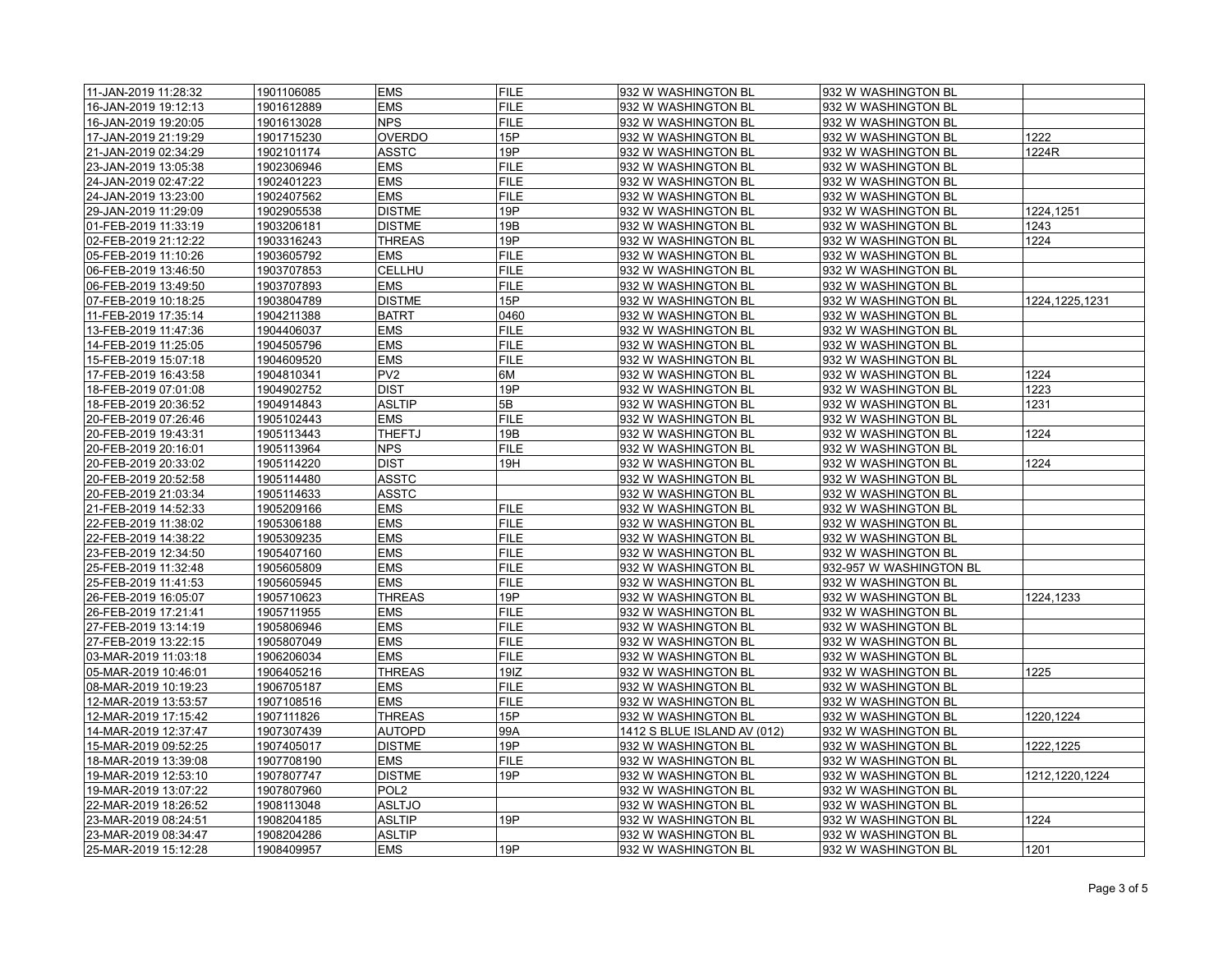| | | | | | | |
|---|---|---|---|---|---|---|
| 11-JAN-2019 11:28:32 | 1901106085 | EMS | FILE | 932 W WASHINGTON BL | 932 W WASHINGTON BL | |
| 16-JAN-2019 19:12:13 | 1901612889 | EMS | FILE | 932 W WASHINGTON BL | 932 W WASHINGTON BL | |
| 16-JAN-2019 19:20:05 | 1901613028 | NPS | FILE | 932 W WASHINGTON BL | 932 W WASHINGTON BL | |
| 17-JAN-2019 21:19:29 | 1901715230 | OVERDO | 15P | 932 W WASHINGTON BL | 932 W WASHINGTON BL | 1222 |
| 21-JAN-2019 02:34:29 | 1902101174 | ASSTC | 19P | 932 W WASHINGTON BL | 932 W WASHINGTON BL | 1224R |
| 23-JAN-2019 13:05:38 | 1902306946 | EMS | FILE | 932 W WASHINGTON BL | 932 W WASHINGTON BL | |
| 24-JAN-2019 02:47:22 | 1902401223 | EMS | FILE | 932 W WASHINGTON BL | 932 W WASHINGTON BL | |
| 24-JAN-2019 13:23:00 | 1902407562 | EMS | FILE | 932 W WASHINGTON BL | 932 W WASHINGTON BL | |
| 29-JAN-2019 11:29:09 | 1902905538 | DISTME | 19P | 932 W WASHINGTON BL | 932 W WASHINGTON BL | 1224,1251 |
| 01-FEB-2019 11:33:19 | 1903206181 | DISTME | 19B | 932 W WASHINGTON BL | 932 W WASHINGTON BL | 1243 |
| 02-FEB-2019 21:12:22 | 1903316243 | THREAS | 19P | 932 W WASHINGTON BL | 932 W WASHINGTON BL | 1224 |
| 05-FEB-2019 11:10:26 | 1903605792 | EMS | FILE | 932 W WASHINGTON BL | 932 W WASHINGTON BL | |
| 06-FEB-2019 13:46:50 | 1903707853 | CELLHU | FILE | 932 W WASHINGTON BL | 932 W WASHINGTON BL | |
| 06-FEB-2019 13:49:50 | 1903707893 | EMS | FILE | 932 W WASHINGTON BL | 932 W WASHINGTON BL | |
| 07-FEB-2019 10:18:25 | 1903804789 | DISTME | 15P | 932 W WASHINGTON BL | 932 W WASHINGTON BL | 1224,1225,1231 |
| 11-FEB-2019 17:35:14 | 1904211388 | BATRT | 0460 | 932 W WASHINGTON BL | 932 W WASHINGTON BL | |
| 13-FEB-2019 11:47:36 | 1904406037 | EMS | FILE | 932 W WASHINGTON BL | 932 W WASHINGTON BL | |
| 14-FEB-2019 11:25:05 | 1904505796 | EMS | FILE | 932 W WASHINGTON BL | 932 W WASHINGTON BL | |
| 15-FEB-2019 15:07:18 | 1904609520 | EMS | FILE | 932 W WASHINGTON BL | 932 W WASHINGTON BL | |
| 17-FEB-2019 16:43:58 | 1904810341 | PV2 | 6M | 932 W WASHINGTON BL | 932 W WASHINGTON BL | 1224 |
| 18-FEB-2019 07:01:08 | 1904902752 | DIST | 19P | 932 W WASHINGTON BL | 932 W WASHINGTON BL | 1223 |
| 18-FEB-2019 20:36:52 | 1904914843 | ASLTIP | 5B | 932 W WASHINGTON BL | 932 W WASHINGTON BL | 1231 |
| 20-FEB-2019 07:26:46 | 1905102443 | EMS | FILE | 932 W WASHINGTON BL | 932 W WASHINGTON BL | |
| 20-FEB-2019 19:43:31 | 1905113443 | THEFTJ | 19B | 932 W WASHINGTON BL | 932 W WASHINGTON BL | 1224 |
| 20-FEB-2019 20:16:01 | 1905113964 | NPS | FILE | 932 W WASHINGTON BL | 932 W WASHINGTON BL | |
| 20-FEB-2019 20:33:02 | 1905114220 | DIST | 19H | 932 W WASHINGTON BL | 932 W WASHINGTON BL | 1224 |
| 20-FEB-2019 20:52:58 | 1905114480 | ASSTC | | 932 W WASHINGTON BL | 932 W WASHINGTON BL | |
| 20-FEB-2019 21:03:34 | 1905114633 | ASSTC | | 932 W WASHINGTON BL | 932 W WASHINGTON BL | |
| 21-FEB-2019 14:52:33 | 1905209166 | EMS | FILE | 932 W WASHINGTON BL | 932 W WASHINGTON BL | |
| 22-FEB-2019 11:38:02 | 1905306188 | EMS | FILE | 932 W WASHINGTON BL | 932 W WASHINGTON BL | |
| 22-FEB-2019 14:38:22 | 1905309235 | EMS | FILE | 932 W WASHINGTON BL | 932 W WASHINGTON BL | |
| 23-FEB-2019 12:34:50 | 1905407160 | EMS | FILE | 932 W WASHINGTON BL | 932 W WASHINGTON BL | |
| 25-FEB-2019 11:32:48 | 1905605809 | EMS | FILE | 932 W WASHINGTON BL | 932-957 W WASHINGTON BL | |
| 25-FEB-2019 11:41:53 | 1905605945 | EMS | FILE | 932 W WASHINGTON BL | 932 W WASHINGTON BL | |
| 26-FEB-2019 16:05:07 | 1905710623 | THREAS | 19P | 932 W WASHINGTON BL | 932 W WASHINGTON BL | 1224,1233 |
| 26-FEB-2019 17:21:41 | 1905711955 | EMS | FILE | 932 W WASHINGTON BL | 932 W WASHINGTON BL | |
| 27-FEB-2019 13:14:19 | 1905806946 | EMS | FILE | 932 W WASHINGTON BL | 932 W WASHINGTON BL | |
| 27-FEB-2019 13:22:15 | 1905807049 | EMS | FILE | 932 W WASHINGTON BL | 932 W WASHINGTON BL | |
| 03-MAR-2019 11:03:18 | 1906206034 | EMS | FILE | 932 W WASHINGTON BL | 932 W WASHINGTON BL | |
| 05-MAR-2019 10:46:01 | 1906405216 | THREAS | 19IZ | 932 W WASHINGTON BL | 932 W WASHINGTON BL | 1225 |
| 08-MAR-2019 10:19:23 | 1906705187 | EMS | FILE | 932 W WASHINGTON BL | 932 W WASHINGTON BL | |
| 12-MAR-2019 13:53:57 | 1907108516 | EMS | FILE | 932 W WASHINGTON BL | 932 W WASHINGTON BL | |
| 12-MAR-2019 17:15:42 | 1907111826 | THREAS | 15P | 932 W WASHINGTON BL | 932 W WASHINGTON BL | 1220,1224 |
| 14-MAR-2019 12:37:47 | 1907307439 | AUTOPD | 99A | 1412 S BLUE ISLAND AV (012) | 932 W WASHINGTON BL | |
| 15-MAR-2019 09:52:25 | 1907405017 | DISTME | 19P | 932 W WASHINGTON BL | 932 W WASHINGTON BL | 1222,1225 |
| 18-MAR-2019 13:39:08 | 1907708190 | EMS | FILE | 932 W WASHINGTON BL | 932 W WASHINGTON BL | |
| 19-MAR-2019 12:53:10 | 1907807747 | DISTME | 19P | 932 W WASHINGTON BL | 932 W WASHINGTON BL | 1212,1220,1224 |
| 19-MAR-2019 13:07:22 | 1907807960 | POL2 | | 932 W WASHINGTON BL | 932 W WASHINGTON BL | |
| 22-MAR-2019 18:26:52 | 1908113048 | ASLTJO | | 932 W WASHINGTON BL | 932 W WASHINGTON BL | |
| 23-MAR-2019 08:24:51 | 1908204185 | ASLTIP | 19P | 932 W WASHINGTON BL | 932 W WASHINGTON BL | 1224 |
| 23-MAR-2019 08:34:47 | 1908204286 | ASLTIP | | 932 W WASHINGTON BL | 932 W WASHINGTON BL | |
| 25-MAR-2019 15:12:28 | 1908409957 | EMS | 19P | 932 W WASHINGTON BL | 932 W WASHINGTON BL | 1201 |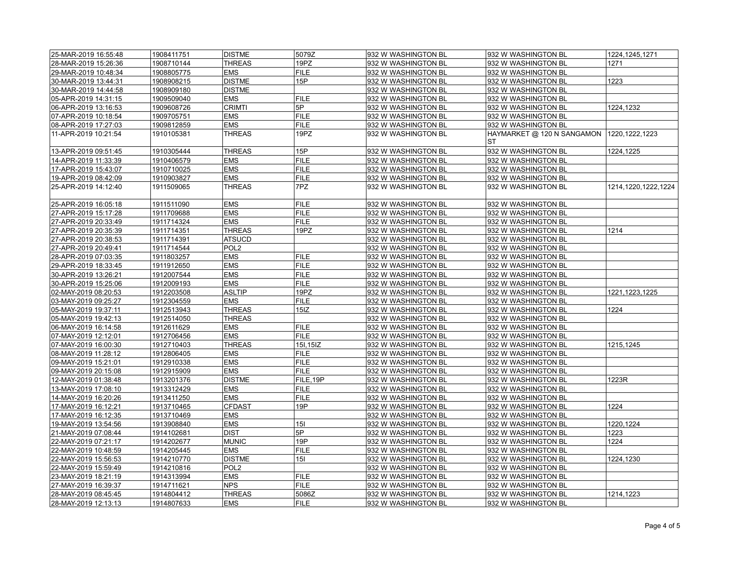| 25-MAR-2019 16:55:48 | 1908411751 | DISTME | 5079Z | 932 W WASHINGTON BL | 932 W WASHINGTON BL | 1224,1245,1271 |
|---|---|---|---|---|---|---|
| 28-MAR-2019 15:26:36 | 1908710144 | THREAS | 19PZ | 932 W WASHINGTON BL | 932 W WASHINGTON BL | 1271 |
| 29-MAR-2019 10:48:34 | 1908805775 | EMS | FILE | 932 W WASHINGTON BL | 932 W WASHINGTON BL | |
| 30-MAR-2019 13:44:31 | 1908908215 | DISTME | 15P | 932 W WASHINGTON BL | 932 W WASHINGTON BL | 1223 |
| 30-MAR-2019 14:44:58 | 1908909180 | DISTME | | 932 W WASHINGTON BL | 932 W WASHINGTON BL | |
| 05-APR-2019 14:31:15 | 1909509040 | EMS | FILE | 932 W WASHINGTON BL | 932 W WASHINGTON BL | |
| 06-APR-2019 13:16:53 | 1909608726 | CRIMTI | 5P | 932 W WASHINGTON BL | 932 W WASHINGTON BL | 1224,1232 |
| 07-APR-2019 10:18:54 | 1909705751 | EMS | FILE | 932 W WASHINGTON BL | 932 W WASHINGTON BL | |
| 08-APR-2019 17:27:03 | 1909812859 | EMS | FILE | 932 W WASHINGTON BL | 932 W WASHINGTON BL | |
| 11-APR-2019 10:21:54 | 1910105381 | THREAS | 19PZ | 932 W WASHINGTON BL | HAYMARKET @ 120 N SANGAMON ST | 1220,1222,1223 |
| 13-APR-2019 09:51:45 | 1910305444 | THREAS | 15P | 932 W WASHINGTON BL | 932 W WASHINGTON BL | 1224,1225 |
| 14-APR-2019 11:33:39 | 1910406579 | EMS | FILE | 932 W WASHINGTON BL | 932 W WASHINGTON BL | |
| 17-APR-2019 15:43:07 | 1910710025 | EMS | FILE | 932 W WASHINGTON BL | 932 W WASHINGTON BL | |
| 19-APR-2019 08:42:09 | 1910903827 | EMS | FILE | 932 W WASHINGTON BL | 932 W WASHINGTON BL | |
| 25-APR-2019 14:12:40 | 1911509065 | THREAS | 7PZ | 932 W WASHINGTON BL | 932 W WASHINGTON BL | 1214,1220,1222,1224 |
| 25-APR-2019 16:05:18 | 1911511090 | EMS | FILE | 932 W WASHINGTON BL | 932 W WASHINGTON BL | |
| 27-APR-2019 15:17:28 | 1911709688 | EMS | FILE | 932 W WASHINGTON BL | 932 W WASHINGTON BL | |
| 27-APR-2019 20:33:49 | 1911714324 | EMS | FILE | 932 W WASHINGTON BL | 932 W WASHINGTON BL | |
| 27-APR-2019 20:35:39 | 1911714351 | THREAS | 19PZ | 932 W WASHINGTON BL | 932 W WASHINGTON BL | 1214 |
| 27-APR-2019 20:38:53 | 1911714391 | ATSUCD | | 932 W WASHINGTON BL | 932 W WASHINGTON BL | |
| 27-APR-2019 20:49:41 | 1911714544 | POL2 | | 932 W WASHINGTON BL | 932 W WASHINGTON BL | |
| 28-APR-2019 07:03:35 | 1911803257 | EMS | FILE | 932 W WASHINGTON BL | 932 W WASHINGTON BL | |
| 29-APR-2019 18:33:45 | 1911912650 | EMS | FILE | 932 W WASHINGTON BL | 932 W WASHINGTON BL | |
| 30-APR-2019 13:26:21 | 1912007544 | EMS | FILE | 932 W WASHINGTON BL | 932 W WASHINGTON BL | |
| 30-APR-2019 15:25:06 | 1912009193 | EMS | FILE | 932 W WASHINGTON BL | 932 W WASHINGTON BL | |
| 02-MAY-2019 08:20:53 | 1912203508 | ASLTIP | 19PZ | 932 W WASHINGTON BL | 932 W WASHINGTON BL | 1221,1223,1225 |
| 03-MAY-2019 09:25:27 | 1912304559 | EMS | FILE | 932 W WASHINGTON BL | 932 W WASHINGTON BL | |
| 05-MAY-2019 19:37:11 | 1912513943 | THREAS | 15IZ | 932 W WASHINGTON BL | 932 W WASHINGTON BL | 1224 |
| 05-MAY-2019 19:42:13 | 1912514050 | THREAS | | 932 W WASHINGTON BL | 932 W WASHINGTON BL | |
| 06-MAY-2019 16:14:58 | 1912611629 | EMS | FILE | 932 W WASHINGTON BL | 932 W WASHINGTON BL | |
| 07-MAY-2019 12:12:01 | 1912706456 | EMS | FILE | 932 W WASHINGTON BL | 932 W WASHINGTON BL | |
| 07-MAY-2019 16:00:30 | 1912710403 | THREAS | 15I,15IZ | 932 W WASHINGTON BL | 932 W WASHINGTON BL | 1215,1245 |
| 08-MAY-2019 11:28:12 | 1912806405 | EMS | FILE | 932 W WASHINGTON BL | 932 W WASHINGTON BL | |
| 09-MAY-2019 15:21:01 | 1912910338 | EMS | FILE | 932 W WASHINGTON BL | 932 W WASHINGTON BL | |
| 09-MAY-2019 20:15:08 | 1912915909 | EMS | FILE | 932 W WASHINGTON BL | 932 W WASHINGTON BL | |
| 12-MAY-2019 01:38:48 | 1913201376 | DISTME | FILE,19P | 932 W WASHINGTON BL | 932 W WASHINGTON BL | 1223R |
| 13-MAY-2019 17:08:10 | 1913312429 | EMS | FILE | 932 W WASHINGTON BL | 932 W WASHINGTON BL | |
| 14-MAY-2019 16:20:26 | 1913411250 | EMS | FILE | 932 W WASHINGTON BL | 932 W WASHINGTON BL | |
| 17-MAY-2019 16:12:21 | 1913710465 | CFDAST | 19P | 932 W WASHINGTON BL | 932 W WASHINGTON BL | 1224 |
| 17-MAY-2019 16:12:35 | 1913710469 | EMS | | 932 W WASHINGTON BL | 932 W WASHINGTON BL | |
| 19-MAY-2019 13:54:56 | 1913908840 | EMS | 15I | 932 W WASHINGTON BL | 932 W WASHINGTON BL | 1220,1224 |
| 21-MAY-2019 07:08:44 | 1914102681 | DIST | 5P | 932 W WASHINGTON BL | 932 W WASHINGTON BL | 1223 |
| 22-MAY-2019 07:21:17 | 1914202677 | MUNIC | 19P | 932 W WASHINGTON BL | 932 W WASHINGTON BL | 1224 |
| 22-MAY-2019 10:48:59 | 1914205445 | EMS | FILE | 932 W WASHINGTON BL | 932 W WASHINGTON BL | |
| 22-MAY-2019 15:56:53 | 1914210770 | DISTME | 15I | 932 W WASHINGTON BL | 932 W WASHINGTON BL | 1224,1230 |
| 22-MAY-2019 15:59:49 | 1914210816 | POL2 | | 932 W WASHINGTON BL | 932 W WASHINGTON BL | |
| 23-MAY-2019 18:21:19 | 1914313994 | EMS | FILE | 932 W WASHINGTON BL | 932 W WASHINGTON BL | |
| 27-MAY-2019 16:39:37 | 1914711621 | NPS | FILE | 932 W WASHINGTON BL | 932 W WASHINGTON BL | |
| 28-MAY-2019 08:45:45 | 1914804412 | THREAS | 5086Z | 932 W WASHINGTON BL | 932 W WASHINGTON BL | 1214,1223 |
| 28-MAY-2019 12:13:13 | 1914807633 | EMS | FILE | 932 W WASHINGTON BL | 932 W WASHINGTON BL | |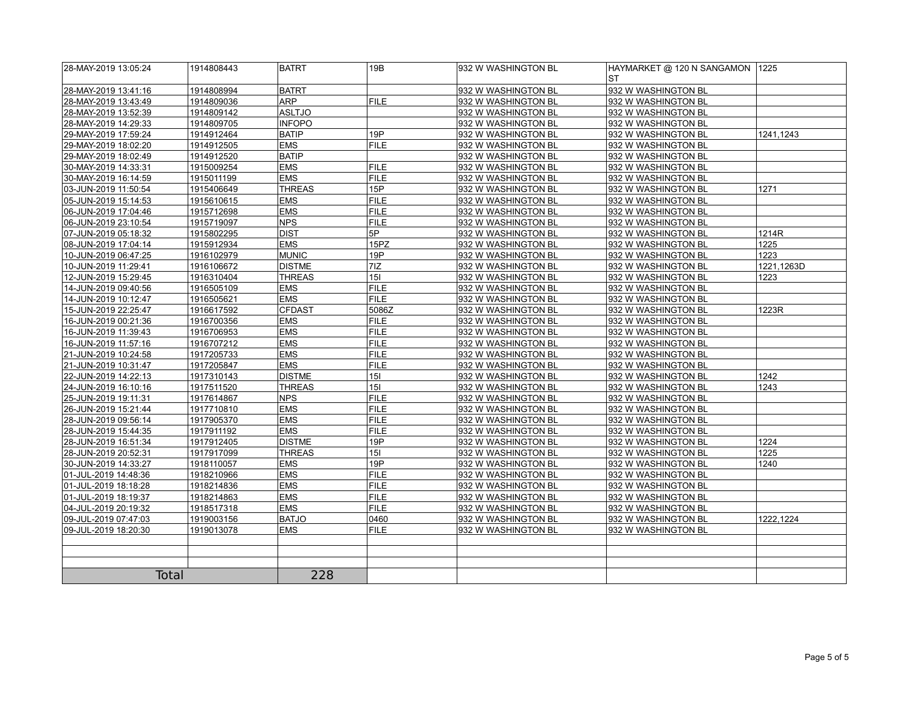| | | | | | | |
|---|---|---|---|---|---|---|
| 28-MAY-2019 13:05:24 | 1914808443 | BATRT | 19B | 932 W WASHINGTON BL | HAYMARKET @ 120 N SANGAMON ST | 1225 |
| 28-MAY-2019 13:41:16 | 1914808994 | BATRT | | 932 W WASHINGTON BL | 932 W WASHINGTON BL | |
| 28-MAY-2019 13:43:49 | 1914809036 | ARP | FILE | 932 W WASHINGTON BL | 932 W WASHINGTON BL | |
| 28-MAY-2019 13:52:39 | 1914809142 | ASLTJO | | 932 W WASHINGTON BL | 932 W WASHINGTON BL | |
| 28-MAY-2019 14:29:33 | 1914809705 | INFOPO | | 932 W WASHINGTON BL | 932 W WASHINGTON BL | |
| 29-MAY-2019 17:59:24 | 1914912464 | BATIP | 19P | 932 W WASHINGTON BL | 932 W WASHINGTON BL | 1241,1243 |
| 29-MAY-2019 18:02:20 | 1914912505 | EMS | FILE | 932 W WASHINGTON BL | 932 W WASHINGTON BL | |
| 29-MAY-2019 18:02:49 | 1914912520 | BATIP | | 932 W WASHINGTON BL | 932 W WASHINGTON BL | |
| 30-MAY-2019 14:33:31 | 1915009254 | EMS | FILE | 932 W WASHINGTON BL | 932 W WASHINGTON BL | |
| 30-MAY-2019 16:14:59 | 1915011199 | EMS | FILE | 932 W WASHINGTON BL | 932 W WASHINGTON BL | |
| 03-JUN-2019 11:50:54 | 1915406649 | THREAS | 15P | 932 W WASHINGTON BL | 932 W WASHINGTON BL | 1271 |
| 05-JUN-2019 15:14:53 | 1915610615 | EMS | FILE | 932 W WASHINGTON BL | 932 W WASHINGTON BL | |
| 06-JUN-2019 17:04:46 | 1915712698 | EMS | FILE | 932 W WASHINGTON BL | 932 W WASHINGTON BL | |
| 06-JUN-2019 23:10:54 | 1915719097 | NPS | FILE | 932 W WASHINGTON BL | 932 W WASHINGTON BL | |
| 07-JUN-2019 05:18:32 | 1915802295 | DIST | 5P | 932 W WASHINGTON BL | 932 W WASHINGTON BL | 1214R |
| 08-JUN-2019 17:04:14 | 1915912934 | EMS | 15PZ | 932 W WASHINGTON BL | 932 W WASHINGTON BL | 1225 |
| 10-JUN-2019 06:47:25 | 1916102979 | MUNIC | 19P | 932 W WASHINGTON BL | 932 W WASHINGTON BL | 1223 |
| 10-JUN-2019 11:29:41 | 1916106672 | DISTME | 7IZ | 932 W WASHINGTON BL | 932 W WASHINGTON BL | 1221,1263D |
| 12-JUN-2019 15:29:45 | 1916310404 | THREAS | 15I | 932 W WASHINGTON BL | 932 W WASHINGTON BL | 1223 |
| 14-JUN-2019 09:40:56 | 1916505109 | EMS | FILE | 932 W WASHINGTON BL | 932 W WASHINGTON BL | |
| 14-JUN-2019 10:12:47 | 1916505621 | EMS | FILE | 932 W WASHINGTON BL | 932 W WASHINGTON BL | |
| 15-JUN-2019 22:25:47 | 1916617592 | CFDAST | 5086Z | 932 W WASHINGTON BL | 932 W WASHINGTON BL | 1223R |
| 16-JUN-2019 00:21:36 | 1916700356 | EMS | FILE | 932 W WASHINGTON BL | 932 W WASHINGTON BL | |
| 16-JUN-2019 11:39:43 | 1916706953 | EMS | FILE | 932 W WASHINGTON BL | 932 W WASHINGTON BL | |
| 16-JUN-2019 11:57:16 | 1916707212 | EMS | FILE | 932 W WASHINGTON BL | 932 W WASHINGTON BL | |
| 21-JUN-2019 10:24:58 | 1917205733 | EMS | FILE | 932 W WASHINGTON BL | 932 W WASHINGTON BL | |
| 21-JUN-2019 10:31:47 | 1917205847 | EMS | FILE | 932 W WASHINGTON BL | 932 W WASHINGTON BL | |
| 22-JUN-2019 14:22:13 | 1917310143 | DISTME | 15I | 932 W WASHINGTON BL | 932 W WASHINGTON BL | 1242 |
| 24-JUN-2019 16:10:16 | 1917511520 | THREAS | 15I | 932 W WASHINGTON BL | 932 W WASHINGTON BL | 1243 |
| 25-JUN-2019 19:11:31 | 1917614867 | NPS | FILE | 932 W WASHINGTON BL | 932 W WASHINGTON BL | |
| 26-JUN-2019 15:21:44 | 1917710810 | EMS | FILE | 932 W WASHINGTON BL | 932 W WASHINGTON BL | |
| 28-JUN-2019 09:56:14 | 1917905370 | EMS | FILE | 932 W WASHINGTON BL | 932 W WASHINGTON BL | |
| 28-JUN-2019 15:44:35 | 1917911192 | EMS | FILE | 932 W WASHINGTON BL | 932 W WASHINGTON BL | |
| 28-JUN-2019 16:51:34 | 1917912405 | DISTME | 19P | 932 W WASHINGTON BL | 932 W WASHINGTON BL | 1224 |
| 28-JUN-2019 20:52:31 | 1917917099 | THREAS | 15I | 932 W WASHINGTON BL | 932 W WASHINGTON BL | 1225 |
| 30-JUN-2019 14:33:27 | 1918110057 | EMS | 19P | 932 W WASHINGTON BL | 932 W WASHINGTON BL | 1240 |
| 01-JUL-2019 14:48:36 | 1918210966 | EMS | FILE | 932 W WASHINGTON BL | 932 W WASHINGTON BL | |
| 01-JUL-2019 18:18:28 | 1918214836 | EMS | FILE | 932 W WASHINGTON BL | 932 W WASHINGTON BL | |
| 01-JUL-2019 18:19:37 | 1918214863 | EMS | FILE | 932 W WASHINGTON BL | 932 W WASHINGTON BL | |
| 04-JUL-2019 20:19:32 | 1918517318 | EMS | FILE | 932 W WASHINGTON BL | 932 W WASHINGTON BL | |
| 09-JUL-2019 07:47:03 | 1919003156 | BATJO | 0460 | 932 W WASHINGTON BL | 932 W WASHINGTON BL | 1222,1224 |
| 09-JUL-2019 18:20:30 | 1919013078 | EMS | FILE | 932 W WASHINGTON BL | 932 W WASHINGTON BL | |
| | | | | | | |
| | | | | | | |
| Total | | 228 | | | | |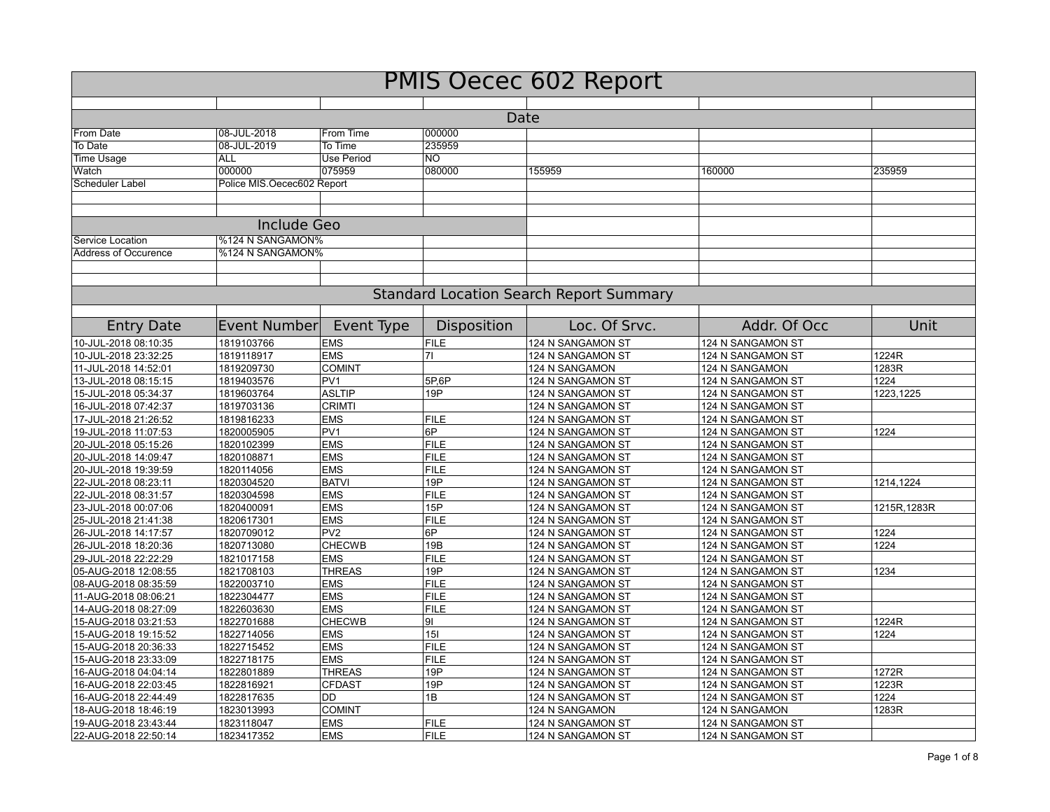# PMIS Oecec 602 Report

## Date

| From Date | 08-JUL-2018 | From Time | 000000 | | | |
|---|---|---|---|---|---|---|
| To Date | 08-JUL-2019 | To Time | 235959 | | | |
| Time Usage | ALL | Use Period | NO | | | |
| Watch | 000000 | 075959 | 080000 | 155959 | 160000 | 235959 |
| Scheduler Label | Police MIS.Oecec602 Report | | | | | |

## Include Geo

| Service Location | %124 N SANGAMON% |
|---|---|
| Address of Occurence | %124 N SANGAMON% |

## Standard Location Search Report Summary

| Entry Date | Event Number | Event Type | Disposition | Loc. Of Srvc. | Addr. Of Occ | Unit |
|---|---|---|---|---|---|---|
| 10-JUL-2018 08:10:35 | 1819103766 | EMS | FILE | 124 N SANGAMON ST | 124 N SANGAMON ST | |
| 10-JUL-2018 23:32:25 | 1819118917 | EMS | 7I | 124 N SANGAMON ST | 124 N SANGAMON ST | 1224R |
| 11-JUL-2018 14:52:01 | 1819209730 | COMINT | | 124 N SANGAMON | 124 N SANGAMON | 1283R |
| 13-JUL-2018 08:15:15 | 1819403576 | PV1 | 5P,6P | 124 N SANGAMON ST | 124 N SANGAMON ST | 1224 |
| 15-JUL-2018 05:34:37 | 1819603764 | ASLTIP | 19P | 124 N SANGAMON ST | 124 N SANGAMON ST | 1223,1225 |
| 16-JUL-2018 07:42:37 | 1819703136 | CRIMTI | | 124 N SANGAMON ST | 124 N SANGAMON ST | |
| 17-JUL-2018 21:26:52 | 1819816233 | EMS | FILE | 124 N SANGAMON ST | 124 N SANGAMON ST | |
| 19-JUL-2018 11:07:53 | 1820005905 | PV1 | 6P | 124 N SANGAMON ST | 124 N SANGAMON ST | 1224 |
| 20-JUL-2018 05:15:26 | 1820102399 | EMS | FILE | 124 N SANGAMON ST | 124 N SANGAMON ST | |
| 20-JUL-2018 14:09:47 | 1820108871 | EMS | FILE | 124 N SANGAMON ST | 124 N SANGAMON ST | |
| 20-JUL-2018 19:39:59 | 1820114056 | EMS | FILE | 124 N SANGAMON ST | 124 N SANGAMON ST | |
| 22-JUL-2018 08:23:11 | 1820304520 | BATVI | 19P | 124 N SANGAMON ST | 124 N SANGAMON ST | 1214,1224 |
| 22-JUL-2018 08:31:57 | 1820304598 | EMS | FILE | 124 N SANGAMON ST | 124 N SANGAMON ST | |
| 23-JUL-2018 00:07:06 | 1820400091 | EMS | 15P | 124 N SANGAMON ST | 124 N SANGAMON ST | 1215R,1283R |
| 25-JUL-2018 21:41:38 | 1820617301 | EMS | FILE | 124 N SANGAMON ST | 124 N SANGAMON ST | |
| 26-JUL-2018 14:17:57 | 1820709012 | PV2 | 6P | 124 N SANGAMON ST | 124 N SANGAMON ST | 1224 |
| 26-JUL-2018 18:20:36 | 1820713080 | CHECWB | 19B | 124 N SANGAMON ST | 124 N SANGAMON ST | 1224 |
| 29-JUL-2018 22:22:29 | 1821017158 | EMS | FILE | 124 N SANGAMON ST | 124 N SANGAMON ST | |
| 05-AUG-2018 12:08:55 | 1821708103 | THREAS | 19P | 124 N SANGAMON ST | 124 N SANGAMON ST | 1234 |
| 08-AUG-2018 08:35:59 | 1822003710 | EMS | FILE | 124 N SANGAMON ST | 124 N SANGAMON ST | |
| 11-AUG-2018 08:06:21 | 1822304477 | EMS | FILE | 124 N SANGAMON ST | 124 N SANGAMON ST | |
| 14-AUG-2018 08:27:09 | 1822603630 | EMS | FILE | 124 N SANGAMON ST | 124 N SANGAMON ST | |
| 15-AUG-2018 03:21:53 | 1822701688 | CHECWB | 9I | 124 N SANGAMON ST | 124 N SANGAMON ST | 1224R |
| 15-AUG-2018 19:15:52 | 1822714056 | EMS | 15I | 124 N SANGAMON ST | 124 N SANGAMON ST | 1224 |
| 15-AUG-2018 20:36:33 | 1822715452 | EMS | FILE | 124 N SANGAMON ST | 124 N SANGAMON ST | |
| 15-AUG-2018 23:33:09 | 1822718175 | EMS | FILE | 124 N SANGAMON ST | 124 N SANGAMON ST | |
| 16-AUG-2018 04:04:14 | 1822801889 | THREAS | 19P | 124 N SANGAMON ST | 124 N SANGAMON ST | 1272R |
| 16-AUG-2018 22:03:45 | 1822816921 | CFDAST | 19P | 124 N SANGAMON ST | 124 N SANGAMON ST | 1223R |
| 16-AUG-2018 22:44:49 | 1822817635 | DD | 1B | 124 N SANGAMON ST | 124 N SANGAMON ST | 1224 |
| 18-AUG-2018 18:46:19 | 1823013993 | COMINT | | 124 N SANGAMON | 124 N SANGAMON | 1283R |
| 19-AUG-2018 23:43:44 | 1823118047 | EMS | FILE | 124 N SANGAMON ST | 124 N SANGAMON ST | |
| 22-AUG-2018 22:50:14 | 1823417352 | EMS | FILE | 124 N SANGAMON ST | 124 N SANGAMON ST | |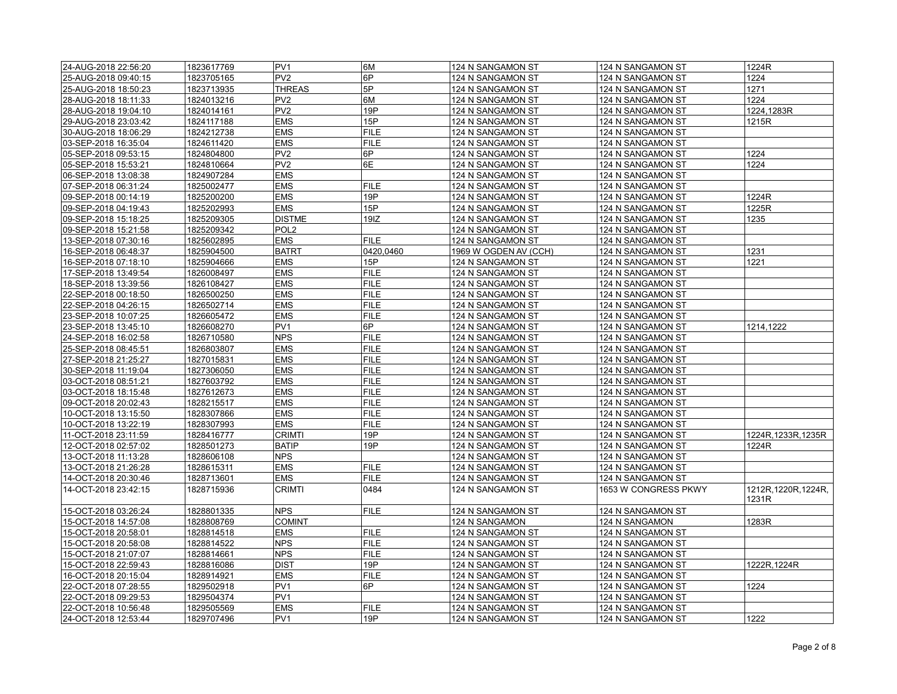| | | | | | | |
|---|---|---|---|---|---|---|
| 24-AUG-2018 22:56:20 | 1823617769 | PV1 | 6M | 124 N SANGAMON ST | 124 N SANGAMON ST | 1224R |
| 25-AUG-2018 09:40:15 | 1823705165 | PV2 | 6P | 124 N SANGAMON ST | 124 N SANGAMON ST | 1224 |
| 25-AUG-2018 18:50:23 | 1823713935 | THREAS | 5P | 124 N SANGAMON ST | 124 N SANGAMON ST | 1271 |
| 28-AUG-2018 18:11:33 | 1824013216 | PV2 | 6M | 124 N SANGAMON ST | 124 N SANGAMON ST | 1224 |
| 28-AUG-2018 19:04:10 | 1824014161 | PV2 | 19P | 124 N SANGAMON ST | 124 N SANGAMON ST | 1224,1283R |
| 29-AUG-2018 23:03:42 | 1824117188 | EMS | 15P | 124 N SANGAMON ST | 124 N SANGAMON ST | 1215R |
| 30-AUG-2018 18:06:29 | 1824212738 | EMS | FILE | 124 N SANGAMON ST | 124 N SANGAMON ST | |
| 03-SEP-2018 16:35:04 | 1824611420 | EMS | FILE | 124 N SANGAMON ST | 124 N SANGAMON ST | |
| 05-SEP-2018 09:53:15 | 1824804800 | PV2 | 6P | 124 N SANGAMON ST | 124 N SANGAMON ST | 1224 |
| 05-SEP-2018 15:53:21 | 1824810664 | PV2 | 6E | 124 N SANGAMON ST | 124 N SANGAMON ST | 1224 |
| 06-SEP-2018 13:08:38 | 1824907284 | EMS | | 124 N SANGAMON ST | 124 N SANGAMON ST | |
| 07-SEP-2018 06:31:24 | 1825002477 | EMS | FILE | 124 N SANGAMON ST | 124 N SANGAMON ST | |
| 09-SEP-2018 00:14:19 | 1825200200 | EMS | 19P | 124 N SANGAMON ST | 124 N SANGAMON ST | 1224R |
| 09-SEP-2018 04:19:43 | 1825202993 | EMS | 15P | 124 N SANGAMON ST | 124 N SANGAMON ST | 1225R |
| 09-SEP-2018 15:18:25 | 1825209305 | DISTME | 19IZ | 124 N SANGAMON ST | 124 N SANGAMON ST | 1235 |
| 09-SEP-2018 15:21:58 | 1825209342 | POL2 | | 124 N SANGAMON ST | 124 N SANGAMON ST | |
| 13-SEP-2018 07:30:16 | 1825602895 | EMS | FILE | 124 N SANGAMON ST | 124 N SANGAMON ST | |
| 16-SEP-2018 06:48:37 | 1825904500 | BATRT | 0420,0460 | 1969 W OGDEN AV (CCH) | 124 N SANGAMON ST | 1231 |
| 16-SEP-2018 07:18:10 | 1825904666 | EMS | 15P | 124 N SANGAMON ST | 124 N SANGAMON ST | 1221 |
| 17-SEP-2018 13:49:54 | 1826008497 | EMS | FILE | 124 N SANGAMON ST | 124 N SANGAMON ST | |
| 18-SEP-2018 13:39:56 | 1826108427 | EMS | FILE | 124 N SANGAMON ST | 124 N SANGAMON ST | |
| 22-SEP-2018 00:18:50 | 1826500250 | EMS | FILE | 124 N SANGAMON ST | 124 N SANGAMON ST | |
| 22-SEP-2018 04:26:15 | 1826502714 | EMS | FILE | 124 N SANGAMON ST | 124 N SANGAMON ST | |
| 23-SEP-2018 10:07:25 | 1826605472 | EMS | FILE | 124 N SANGAMON ST | 124 N SANGAMON ST | |
| 23-SEP-2018 13:45:10 | 1826608270 | PV1 | 6P | 124 N SANGAMON ST | 124 N SANGAMON ST | 1214,1222 |
| 24-SEP-2018 16:02:58 | 1826710580 | NPS | FILE | 124 N SANGAMON ST | 124 N SANGAMON ST | |
| 25-SEP-2018 08:45:51 | 1826803807 | EMS | FILE | 124 N SANGAMON ST | 124 N SANGAMON ST | |
| 27-SEP-2018 21:25:27 | 1827015831 | EMS | FILE | 124 N SANGAMON ST | 124 N SANGAMON ST | |
| 30-SEP-2018 11:19:04 | 1827306050 | EMS | FILE | 124 N SANGAMON ST | 124 N SANGAMON ST | |
| 03-OCT-2018 08:51:21 | 1827603792 | EMS | FILE | 124 N SANGAMON ST | 124 N SANGAMON ST | |
| 03-OCT-2018 18:15:48 | 1827612673 | EMS | FILE | 124 N SANGAMON ST | 124 N SANGAMON ST | |
| 09-OCT-2018 20:02:43 | 1828215517 | EMS | FILE | 124 N SANGAMON ST | 124 N SANGAMON ST | |
| 10-OCT-2018 13:15:50 | 1828307866 | EMS | FILE | 124 N SANGAMON ST | 124 N SANGAMON ST | |
| 10-OCT-2018 13:22:19 | 1828307993 | EMS | FILE | 124 N SANGAMON ST | 124 N SANGAMON ST | |
| 11-OCT-2018 23:11:59 | 1828416777 | CRIMTI | 19P | 124 N SANGAMON ST | 124 N SANGAMON ST | 1224R,1233R,1235R |
| 12-OCT-2018 02:57:02 | 1828501273 | BATIP | 19P | 124 N SANGAMON ST | 124 N SANGAMON ST | 1224R |
| 13-OCT-2018 11:13:28 | 1828606108 | NPS | | 124 N SANGAMON ST | 124 N SANGAMON ST | |
| 13-OCT-2018 21:26:28 | 1828615311 | EMS | FILE | 124 N SANGAMON ST | 124 N SANGAMON ST | |
| 14-OCT-2018 20:30:46 | 1828713601 | EMS | FILE | 124 N SANGAMON ST | 124 N SANGAMON ST | |
| 14-OCT-2018 23:42:15 | 1828715936 | CRIMTI | 0484 | 124 N SANGAMON ST | 1653 W CONGRESS PKWY | 1212R,1220R,1224R,1231R |
| 15-OCT-2018 03:26:24 | 1828801335 | NPS | FILE | 124 N SANGAMON ST | 124 N SANGAMON ST | |
| 15-OCT-2018 14:57:08 | 1828808769 | COMINT | | 124 N SANGAMON | 124 N SANGAMON | 1283R |
| 15-OCT-2018 20:58:01 | 1828814518 | EMS | FILE | 124 N SANGAMON ST | 124 N SANGAMON ST | |
| 15-OCT-2018 20:58:08 | 1828814522 | NPS | FILE | 124 N SANGAMON ST | 124 N SANGAMON ST | |
| 15-OCT-2018 21:07:07 | 1828814661 | NPS | FILE | 124 N SANGAMON ST | 124 N SANGAMON ST | |
| 15-OCT-2018 22:59:43 | 1828816086 | DIST | 19P | 124 N SANGAMON ST | 124 N SANGAMON ST | 1222R,1224R |
| 16-OCT-2018 20:15:04 | 1828914921 | EMS | FILE | 124 N SANGAMON ST | 124 N SANGAMON ST | |
| 22-OCT-2018 07:28:55 | 1829502918 | PV1 | 6P | 124 N SANGAMON ST | 124 N SANGAMON ST | 1224 |
| 22-OCT-2018 09:29:53 | 1829504374 | PV1 | | 124 N SANGAMON ST | 124 N SANGAMON ST | |
| 22-OCT-2018 10:56:48 | 1829505569 | EMS | FILE | 124 N SANGAMON ST | 124 N SANGAMON ST | |
| 24-OCT-2018 12:53:44 | 1829707496 | PV1 | 19P | 124 N SANGAMON ST | 124 N SANGAMON ST | 1222 |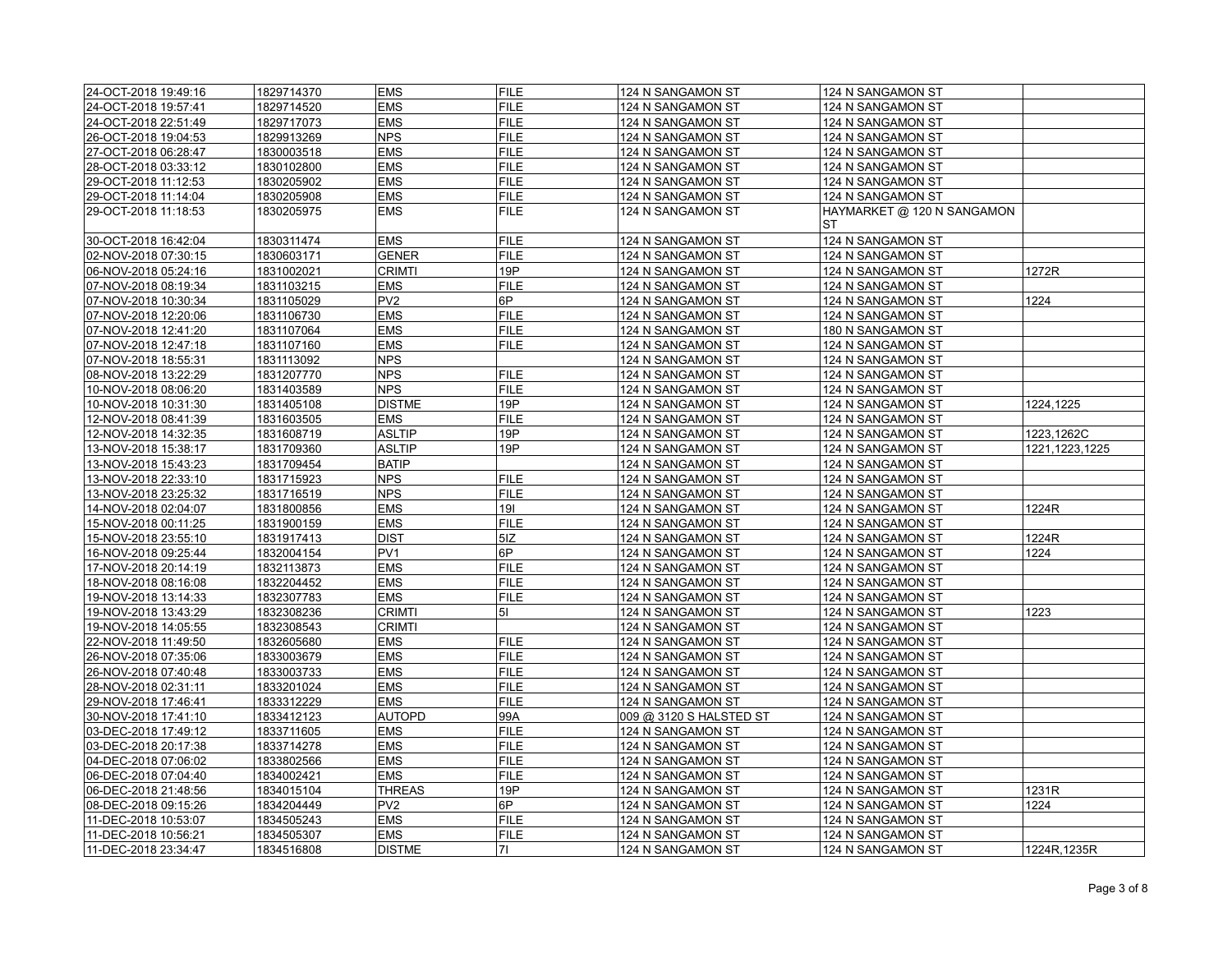| | | | | | | |
|---|---|---|---|---|---|---|
| 24-OCT-2018 19:49:16 | 1829714370 | EMS | FILE | 124 N SANGAMON ST | 124 N SANGAMON ST | |
| 24-OCT-2018 19:57:41 | 1829714520 | EMS | FILE | 124 N SANGAMON ST | 124 N SANGAMON ST | |
| 24-OCT-2018 22:51:49 | 1829717073 | EMS | FILE | 124 N SANGAMON ST | 124 N SANGAMON ST | |
| 26-OCT-2018 19:04:53 | 1829913269 | NPS | FILE | 124 N SANGAMON ST | 124 N SANGAMON ST | |
| 27-OCT-2018 06:28:47 | 1830003518 | EMS | FILE | 124 N SANGAMON ST | 124 N SANGAMON ST | |
| 28-OCT-2018 03:33:12 | 1830102800 | EMS | FILE | 124 N SANGAMON ST | 124 N SANGAMON ST | |
| 29-OCT-2018 11:12:53 | 1830205902 | EMS | FILE | 124 N SANGAMON ST | 124 N SANGAMON ST | |
| 29-OCT-2018 11:14:04 | 1830205908 | EMS | FILE | 124 N SANGAMON ST | 124 N SANGAMON ST | |
| 29-OCT-2018 11:18:53 | 1830205975 | EMS | FILE | 124 N SANGAMON ST | HAYMARKET @ 120 N SANGAMON ST | |
| 30-OCT-2018 16:42:04 | 1830311474 | EMS | FILE | 124 N SANGAMON ST | 124 N SANGAMON ST | |
| 02-NOV-2018 07:30:15 | 1830603171 | GENER | FILE | 124 N SANGAMON ST | 124 N SANGAMON ST | |
| 06-NOV-2018 05:24:16 | 1831002021 | CRIMTI | 19P | 124 N SANGAMON ST | 124 N SANGAMON ST | 1272R |
| 07-NOV-2018 08:19:34 | 1831103215 | EMS | FILE | 124 N SANGAMON ST | 124 N SANGAMON ST | |
| 07-NOV-2018 10:30:34 | 1831105029 | PV2 | 6P | 124 N SANGAMON ST | 124 N SANGAMON ST | 1224 |
| 07-NOV-2018 12:20:06 | 1831106730 | EMS | FILE | 124 N SANGAMON ST | 124 N SANGAMON ST | |
| 07-NOV-2018 12:41:20 | 1831107064 | EMS | FILE | 124 N SANGAMON ST | 180 N SANGAMON ST | |
| 07-NOV-2018 12:47:18 | 1831107160 | EMS | FILE | 124 N SANGAMON ST | 124 N SANGAMON ST | |
| 07-NOV-2018 18:55:31 | 1831113092 | NPS | | 124 N SANGAMON ST | 124 N SANGAMON ST | |
| 08-NOV-2018 13:22:29 | 1831207770 | NPS | FILE | 124 N SANGAMON ST | 124 N SANGAMON ST | |
| 10-NOV-2018 08:06:20 | 1831403589 | NPS | FILE | 124 N SANGAMON ST | 124 N SANGAMON ST | |
| 10-NOV-2018 10:31:30 | 1831405108 | DISTME | 19P | 124 N SANGAMON ST | 124 N SANGAMON ST | 1224,1225 |
| 12-NOV-2018 08:41:39 | 1831603505 | EMS | FILE | 124 N SANGAMON ST | 124 N SANGAMON ST | |
| 12-NOV-2018 14:32:35 | 1831608719 | ASLTIP | 19P | 124 N SANGAMON ST | 124 N SANGAMON ST | 1223,1262C |
| 13-NOV-2018 15:38:17 | 1831709360 | ASLTIP | 19P | 124 N SANGAMON ST | 124 N SANGAMON ST | 1221,1223,1225 |
| 13-NOV-2018 15:43:23 | 1831709454 | BATIP | | 124 N SANGAMON ST | 124 N SANGAMON ST | |
| 13-NOV-2018 22:33:10 | 1831715923 | NPS | FILE | 124 N SANGAMON ST | 124 N SANGAMON ST | |
| 13-NOV-2018 23:25:32 | 1831716519 | NPS | FILE | 124 N SANGAMON ST | 124 N SANGAMON ST | |
| 14-NOV-2018 02:04:07 | 1831800856 | EMS | 19I | 124 N SANGAMON ST | 124 N SANGAMON ST | 1224R |
| 15-NOV-2018 00:11:25 | 1831900159 | EMS | FILE | 124 N SANGAMON ST | 124 N SANGAMON ST | |
| 15-NOV-2018 23:55:10 | 1831917413 | DIST | 5IZ | 124 N SANGAMON ST | 124 N SANGAMON ST | 1224R |
| 16-NOV-2018 09:25:44 | 1832004154 | PV1 | 6P | 124 N SANGAMON ST | 124 N SANGAMON ST | 1224 |
| 17-NOV-2018 20:14:19 | 1832113873 | EMS | FILE | 124 N SANGAMON ST | 124 N SANGAMON ST | |
| 18-NOV-2018 08:16:08 | 1832204452 | EMS | FILE | 124 N SANGAMON ST | 124 N SANGAMON ST | |
| 19-NOV-2018 13:14:33 | 1832307783 | EMS | FILE | 124 N SANGAMON ST | 124 N SANGAMON ST | |
| 19-NOV-2018 13:43:29 | 1832308236 | CRIMTI | 5I | 124 N SANGAMON ST | 124 N SANGAMON ST | 1223 |
| 19-NOV-2018 14:05:55 | 1832308543 | CRIMTI | | 124 N SANGAMON ST | 124 N SANGAMON ST | |
| 22-NOV-2018 11:49:50 | 1832605680 | EMS | FILE | 124 N SANGAMON ST | 124 N SANGAMON ST | |
| 26-NOV-2018 07:35:06 | 1833003679 | EMS | FILE | 124 N SANGAMON ST | 124 N SANGAMON ST | |
| 26-NOV-2018 07:40:48 | 1833003733 | EMS | FILE | 124 N SANGAMON ST | 124 N SANGAMON ST | |
| 28-NOV-2018 02:31:11 | 1833201024 | EMS | FILE | 124 N SANGAMON ST | 124 N SANGAMON ST | |
| 29-NOV-2018 17:46:41 | 1833312229 | EMS | FILE | 124 N SANGAMON ST | 124 N SANGAMON ST | |
| 30-NOV-2018 17:41:10 | 1833412123 | AUTOPD | 99A | 009 @ 3120 S HALSTED ST | 124 N SANGAMON ST | |
| 03-DEC-2018 17:49:12 | 1833711605 | EMS | FILE | 124 N SANGAMON ST | 124 N SANGAMON ST | |
| 03-DEC-2018 20:17:38 | 1833714278 | EMS | FILE | 124 N SANGAMON ST | 124 N SANGAMON ST | |
| 04-DEC-2018 07:06:02 | 1833802566 | EMS | FILE | 124 N SANGAMON ST | 124 N SANGAMON ST | |
| 06-DEC-2018 07:04:40 | 1834002421 | EMS | FILE | 124 N SANGAMON ST | 124 N SANGAMON ST | |
| 06-DEC-2018 21:48:56 | 1834015104 | THREAS | 19P | 124 N SANGAMON ST | 124 N SANGAMON ST | 1231R |
| 08-DEC-2018 09:15:26 | 1834204449 | PV2 | 6P | 124 N SANGAMON ST | 124 N SANGAMON ST | 1224 |
| 11-DEC-2018 10:53:07 | 1834505243 | EMS | FILE | 124 N SANGAMON ST | 124 N SANGAMON ST | |
| 11-DEC-2018 10:56:21 | 1834505307 | EMS | FILE | 124 N SANGAMON ST | 124 N SANGAMON ST | |
| 11-DEC-2018 23:34:47 | 1834516808 | DISTME | 7I | 124 N SANGAMON ST | 124 N SANGAMON ST | 1224R,1235R |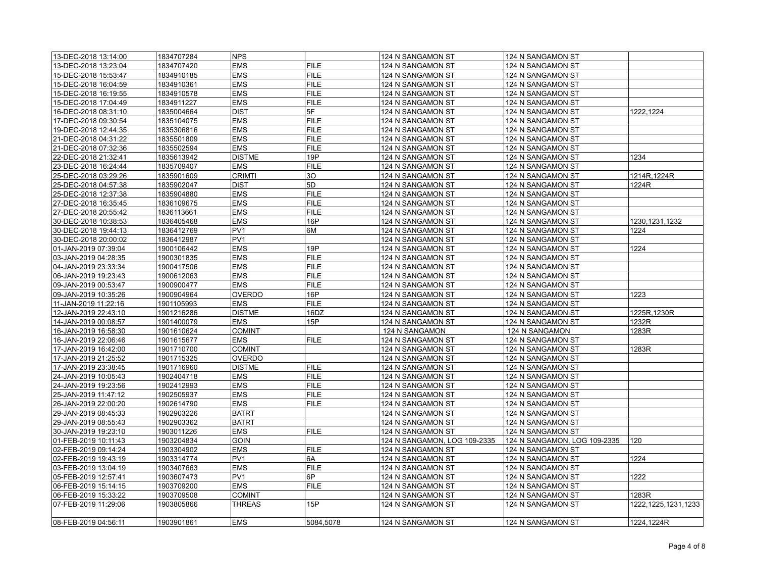| | | | | | | |
|---|---|---|---|---|---|---|
| 13-DEC-2018 13:14:00 | 1834707284 | NPS | | 124 N SANGAMON ST | 124 N SANGAMON ST | |
| 13-DEC-2018 13:23:04 | 1834707420 | EMS | FILE | 124 N SANGAMON ST | 124 N SANGAMON ST | |
| 15-DEC-2018 15:53:47 | 1834910185 | EMS | FILE | 124 N SANGAMON ST | 124 N SANGAMON ST | |
| 15-DEC-2018 16:04:59 | 1834910361 | EMS | FILE | 124 N SANGAMON ST | 124 N SANGAMON ST | |
| 15-DEC-2018 16:19:55 | 1834910578 | EMS | FILE | 124 N SANGAMON ST | 124 N SANGAMON ST | |
| 15-DEC-2018 17:04:49 | 1834911227 | EMS | FILE | 124 N SANGAMON ST | 124 N SANGAMON ST | |
| 16-DEC-2018 08:31:10 | 1835004664 | DIST | 5F | 124 N SANGAMON ST | 124 N SANGAMON ST | 1222,1224 |
| 17-DEC-2018 09:30:54 | 1835104075 | EMS | FILE | 124 N SANGAMON ST | 124 N SANGAMON ST | |
| 19-DEC-2018 12:44:35 | 1835306816 | EMS | FILE | 124 N SANGAMON ST | 124 N SANGAMON ST | |
| 21-DEC-2018 04:31:22 | 1835501809 | EMS | FILE | 124 N SANGAMON ST | 124 N SANGAMON ST | |
| 21-DEC-2018 07:32:36 | 1835502594 | EMS | FILE | 124 N SANGAMON ST | 124 N SANGAMON ST | |
| 22-DEC-2018 21:32:41 | 1835613942 | DISTME | 19P | 124 N SANGAMON ST | 124 N SANGAMON ST | 1234 |
| 23-DEC-2018 16:24:44 | 1835709407 | EMS | FILE | 124 N SANGAMON ST | 124 N SANGAMON ST | |
| 25-DEC-2018 03:29:26 | 1835901609 | CRIMTI | 3O | 124 N SANGAMON ST | 124 N SANGAMON ST | 1214R,1224R |
| 25-DEC-2018 04:57:38 | 1835902047 | DIST | 5D | 124 N SANGAMON ST | 124 N SANGAMON ST | 1224R |
| 25-DEC-2018 12:37:38 | 1835904880 | EMS | FILE | 124 N SANGAMON ST | 124 N SANGAMON ST | |
| 27-DEC-2018 16:35:45 | 1836109675 | EMS | FILE | 124 N SANGAMON ST | 124 N SANGAMON ST | |
| 27-DEC-2018 20:55:42 | 1836113661 | EMS | FILE | 124 N SANGAMON ST | 124 N SANGAMON ST | |
| 30-DEC-2018 10:38:53 | 1836405468 | EMS | 16P | 124 N SANGAMON ST | 124 N SANGAMON ST | 1230,1231,1232 |
| 30-DEC-2018 19:44:13 | 1836412769 | PV1 | 6M | 124 N SANGAMON ST | 124 N SANGAMON ST | 1224 |
| 30-DEC-2018 20:00:02 | 1836412987 | PV1 | | 124 N SANGAMON ST | 124 N SANGAMON ST | |
| 01-JAN-2019 07:39:04 | 1900106442 | EMS | 19P | 124 N SANGAMON ST | 124 N SANGAMON ST | 1224 |
| 03-JAN-2019 04:28:35 | 1900301835 | EMS | FILE | 124 N SANGAMON ST | 124 N SANGAMON ST | |
| 04-JAN-2019 23:33:34 | 1900417506 | EMS | FILE | 124 N SANGAMON ST | 124 N SANGAMON ST | |
| 06-JAN-2019 19:23:43 | 1900612063 | EMS | FILE | 124 N SANGAMON ST | 124 N SANGAMON ST | |
| 09-JAN-2019 00:53:47 | 1900900477 | EMS | FILE | 124 N SANGAMON ST | 124 N SANGAMON ST | |
| 09-JAN-2019 10:35:26 | 1900904964 | OVERDO | 16P | 124 N SANGAMON ST | 124 N SANGAMON ST | 1223 |
| 11-JAN-2019 11:22:16 | 1901105993 | EMS | FILE | 124 N SANGAMON ST | 124 N SANGAMON ST | |
| 12-JAN-2019 22:43:10 | 1901216286 | DISTME | 16DZ | 124 N SANGAMON ST | 124 N SANGAMON ST | 1225R,1230R |
| 14-JAN-2019 00:08:57 | 1901400079 | EMS | 15P | 124 N SANGAMON ST | 124 N SANGAMON ST | 1232R |
| 16-JAN-2019 16:58:30 | 1901610624 | COMINT | | 124 N SANGAMON | 124 N SANGAMON | 1283R |
| 16-JAN-2019 22:06:46 | 1901615677 | EMS | FILE | 124 N SANGAMON ST | 124 N SANGAMON ST | |
| 17-JAN-2019 16:42:00 | 1901710700 | COMINT | | 124 N SANGAMON ST | 124 N SANGAMON ST | 1283R |
| 17-JAN-2019 21:25:52 | 1901715325 | OVERDO | | 124 N SANGAMON ST | 124 N SANGAMON ST | |
| 17-JAN-2019 23:38:45 | 1901716960 | DISTME | FILE | 124 N SANGAMON ST | 124 N SANGAMON ST | |
| 24-JAN-2019 10:05:43 | 1902404718 | EMS | FILE | 124 N SANGAMON ST | 124 N SANGAMON ST | |
| 24-JAN-2019 19:23:56 | 1902412993 | EMS | FILE | 124 N SANGAMON ST | 124 N SANGAMON ST | |
| 25-JAN-2019 11:47:12 | 1902505937 | EMS | FILE | 124 N SANGAMON ST | 124 N SANGAMON ST | |
| 26-JAN-2019 22:00:20 | 1902614790 | EMS | FILE | 124 N SANGAMON ST | 124 N SANGAMON ST | |
| 29-JAN-2019 08:45:33 | 1902903226 | BATRT | | 124 N SANGAMON ST | 124 N SANGAMON ST | |
| 29-JAN-2019 08:55:43 | 1902903362 | BATRT | | 124 N SANGAMON ST | 124 N SANGAMON ST | |
| 30-JAN-2019 19:23:10 | 1903011226 | EMS | FILE | 124 N SANGAMON ST | 124 N SANGAMON ST | |
| 01-FEB-2019 10:11:43 | 1903204834 | GOIN | | 124 N SANGAMON, LOG 109-2335 | 124 N SANGAMON, LOG 109-2335 | 120 |
| 02-FEB-2019 09:14:24 | 1903304902 | EMS | FILE | 124 N SANGAMON ST | 124 N SANGAMON ST | |
| 02-FEB-2019 19:43:19 | 1903314774 | PV1 | 6A | 124 N SANGAMON ST | 124 N SANGAMON ST | 1224 |
| 03-FEB-2019 13:04:19 | 1903407663 | EMS | FILE | 124 N SANGAMON ST | 124 N SANGAMON ST | |
| 05-FEB-2019 12:57:41 | 1903607473 | PV1 | 6P | 124 N SANGAMON ST | 124 N SANGAMON ST | 1222 |
| 06-FEB-2019 15:14:15 | 1903709200 | EMS | FILE | 124 N SANGAMON ST | 124 N SANGAMON ST | |
| 06-FEB-2019 15:33:22 | 1903709508 | COMINT | | 124 N SANGAMON ST | 124 N SANGAMON ST | 1283R |
| 07-FEB-2019 11:29:06 | 1903805866 | THREAS | 15P | 124 N SANGAMON ST | 124 N SANGAMON ST | 1222,1225,1231,1233 |
| 08-FEB-2019 04:56:11 | 1903901861 | EMS | 5084,5078 | 124 N SANGAMON ST | 124 N SANGAMON ST | 1224,1224R |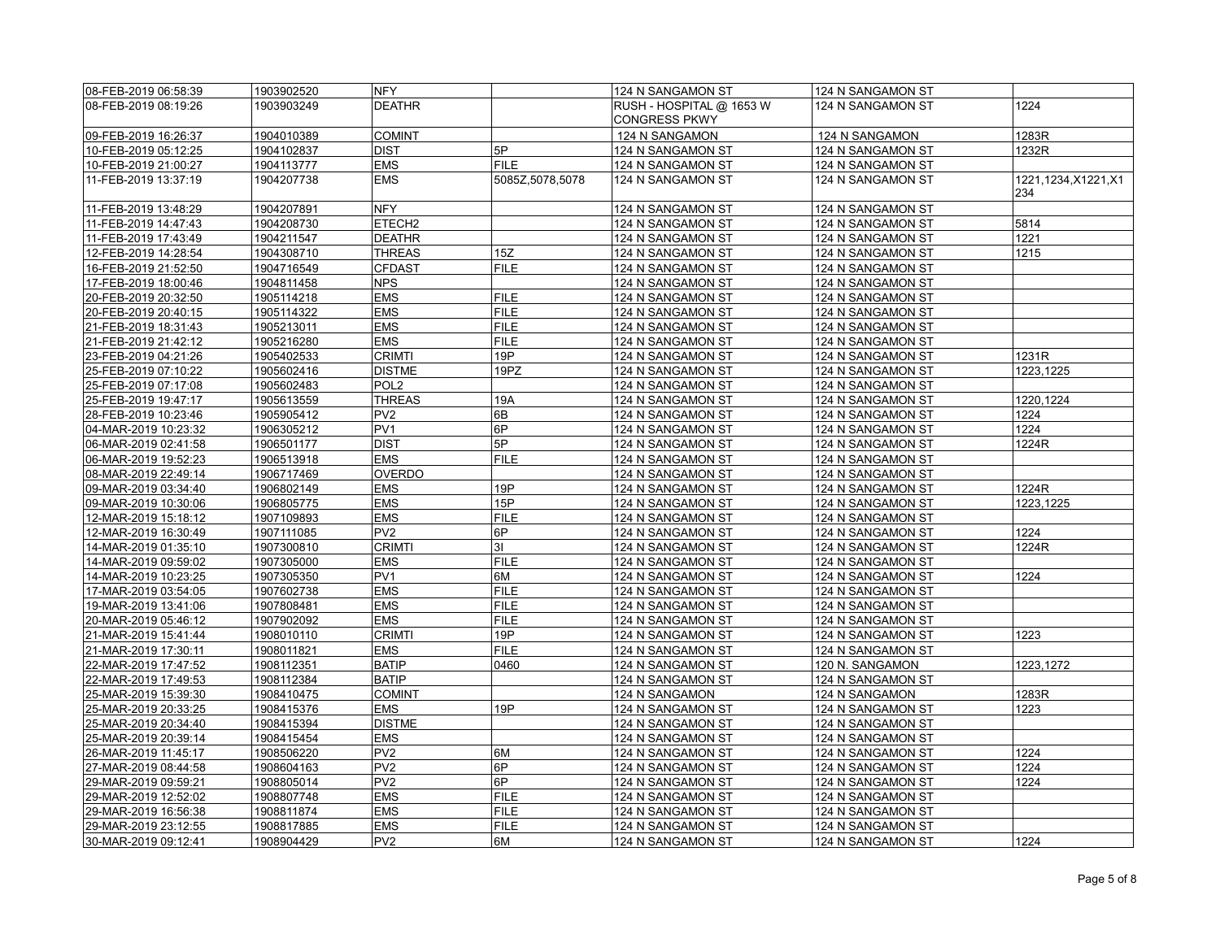| | | | | | | |
|---|---|---|---|---|---|---|
| 08-FEB-2019 06:58:39 | 1903902520 | NFY | | 124 N SANGAMON ST | 124 N SANGAMON ST | |
| 08-FEB-2019 08:19:26 | 1903903249 | DEATHR | | RUSH - HOSPITAL @ 1653 W CONGRESS PKWY | 124 N SANGAMON ST | 1224 |
| 09-FEB-2019 16:26:37 | 1904010389 | COMINT | | 124 N SANGAMON | 124 N SANGAMON | 1283R |
| 10-FEB-2019 05:12:25 | 1904102837 | DIST | 5P | 124 N SANGAMON ST | 124 N SANGAMON ST | 1232R |
| 10-FEB-2019 21:00:27 | 1904113777 | EMS | FILE | 124 N SANGAMON ST | 124 N SANGAMON ST | |
| 11-FEB-2019 13:37:19 | 1904207738 | EMS | 5085Z,5078,5078 | 124 N SANGAMON ST | 124 N SANGAMON ST | 1221,1234,X1221,X1234 |
| 11-FEB-2019 13:48:29 | 1904207891 | NFY | | 124 N SANGAMON ST | 124 N SANGAMON ST | |
| 11-FEB-2019 14:47:43 | 1904208730 | ETECH2 | | 124 N SANGAMON ST | 124 N SANGAMON ST | 5814 |
| 11-FEB-2019 17:43:49 | 1904211547 | DEATHR | | 124 N SANGAMON ST | 124 N SANGAMON ST | 1221 |
| 12-FEB-2019 14:28:54 | 1904308710 | THREAS | 15Z | 124 N SANGAMON ST | 124 N SANGAMON ST | 1215 |
| 16-FEB-2019 21:52:50 | 1904716549 | CFDAST | FILE | 124 N SANGAMON ST | 124 N SANGAMON ST | |
| 17-FEB-2019 18:00:46 | 1904811458 | NPS | | 124 N SANGAMON ST | 124 N SANGAMON ST | |
| 20-FEB-2019 20:32:50 | 1905114218 | EMS | FILE | 124 N SANGAMON ST | 124 N SANGAMON ST | |
| 20-FEB-2019 20:40:15 | 1905114322 | EMS | FILE | 124 N SANGAMON ST | 124 N SANGAMON ST | |
| 21-FEB-2019 18:31:43 | 1905213011 | EMS | FILE | 124 N SANGAMON ST | 124 N SANGAMON ST | |
| 21-FEB-2019 21:42:12 | 1905216280 | EMS | FILE | 124 N SANGAMON ST | 124 N SANGAMON ST | |
| 23-FEB-2019 04:21:26 | 1905402533 | CRIMTI | 19P | 124 N SANGAMON ST | 124 N SANGAMON ST | 1231R |
| 25-FEB-2019 07:10:22 | 1905602416 | DISTME | 19PZ | 124 N SANGAMON ST | 124 N SANGAMON ST | 1223,1225 |
| 25-FEB-2019 07:17:08 | 1905602483 | POL2 | | 124 N SANGAMON ST | 124 N SANGAMON ST | |
| 25-FEB-2019 19:47:17 | 1905613559 | THREAS | 19A | 124 N SANGAMON ST | 124 N SANGAMON ST | 1220,1224 |
| 28-FEB-2019 10:23:46 | 1905905412 | PV2 | 6B | 124 N SANGAMON ST | 124 N SANGAMON ST | 1224 |
| 04-MAR-2019 10:23:32 | 1906305212 | PV1 | 6P | 124 N SANGAMON ST | 124 N SANGAMON ST | 1224 |
| 06-MAR-2019 02:41:58 | 1906501177 | DIST | 5P | 124 N SANGAMON ST | 124 N SANGAMON ST | 1224R |
| 06-MAR-2019 19:52:23 | 1906513918 | EMS | FILE | 124 N SANGAMON ST | 124 N SANGAMON ST | |
| 08-MAR-2019 22:49:14 | 1906717469 | OVERDO | | 124 N SANGAMON ST | 124 N SANGAMON ST | |
| 09-MAR-2019 03:34:40 | 1906802149 | EMS | 19P | 124 N SANGAMON ST | 124 N SANGAMON ST | 1224R |
| 09-MAR-2019 10:30:06 | 1906805775 | EMS | 15P | 124 N SANGAMON ST | 124 N SANGAMON ST | 1223,1225 |
| 12-MAR-2019 15:18:12 | 1907109893 | EMS | FILE | 124 N SANGAMON ST | 124 N SANGAMON ST | |
| 12-MAR-2019 16:30:49 | 1907111085 | PV2 | 6P | 124 N SANGAMON ST | 124 N SANGAMON ST | 1224 |
| 14-MAR-2019 01:35:10 | 1907300810 | CRIMTI | 3I | 124 N SANGAMON ST | 124 N SANGAMON ST | 1224R |
| 14-MAR-2019 09:59:02 | 1907305000 | EMS | FILE | 124 N SANGAMON ST | 124 N SANGAMON ST | |
| 14-MAR-2019 10:23:25 | 1907305350 | PV1 | 6M | 124 N SANGAMON ST | 124 N SANGAMON ST | 1224 |
| 17-MAR-2019 03:54:05 | 1907602738 | EMS | FILE | 124 N SANGAMON ST | 124 N SANGAMON ST | |
| 19-MAR-2019 13:41:06 | 1907808481 | EMS | FILE | 124 N SANGAMON ST | 124 N SANGAMON ST | |
| 20-MAR-2019 05:46:12 | 1907902092 | EMS | FILE | 124 N SANGAMON ST | 124 N SANGAMON ST | |
| 21-MAR-2019 15:41:44 | 1908010110 | CRIMTI | 19P | 124 N SANGAMON ST | 124 N SANGAMON ST | 1223 |
| 21-MAR-2019 17:30:11 | 1908011821 | EMS | FILE | 124 N SANGAMON ST | 124 N SANGAMON ST | |
| 22-MAR-2019 17:47:52 | 1908112351 | BATIP | 0460 | 124 N SANGAMON ST | 120 N. SANGAMON | 1223,1272 |
| 22-MAR-2019 17:49:53 | 1908112384 | BATIP | | 124 N SANGAMON ST | 124 N SANGAMON ST | |
| 25-MAR-2019 15:39:30 | 1908410475 | COMINT | | 124 N SANGAMON | 124 N SANGAMON | 1283R |
| 25-MAR-2019 20:33:25 | 1908415376 | EMS | 19P | 124 N SANGAMON ST | 124 N SANGAMON ST | 1223 |
| 25-MAR-2019 20:34:40 | 1908415394 | DISTME | | 124 N SANGAMON ST | 124 N SANGAMON ST | |
| 25-MAR-2019 20:39:14 | 1908415454 | EMS | | 124 N SANGAMON ST | 124 N SANGAMON ST | |
| 26-MAR-2019 11:45:17 | 1908506220 | PV2 | 6M | 124 N SANGAMON ST | 124 N SANGAMON ST | 1224 |
| 27-MAR-2019 08:44:58 | 1908604163 | PV2 | 6P | 124 N SANGAMON ST | 124 N SANGAMON ST | 1224 |
| 29-MAR-2019 09:59:21 | 1908805014 | PV2 | 6P | 124 N SANGAMON ST | 124 N SANGAMON ST | 1224 |
| 29-MAR-2019 12:52:02 | 1908807748 | EMS | FILE | 124 N SANGAMON ST | 124 N SANGAMON ST | |
| 29-MAR-2019 16:56:38 | 1908811874 | EMS | FILE | 124 N SANGAMON ST | 124 N SANGAMON ST | |
| 29-MAR-2019 23:12:55 | 1908817885 | EMS | FILE | 124 N SANGAMON ST | 124 N SANGAMON ST | |
| 30-MAR-2019 09:12:41 | 1908904429 | PV2 | 6M | 124 N SANGAMON ST | 124 N SANGAMON ST | 1224 |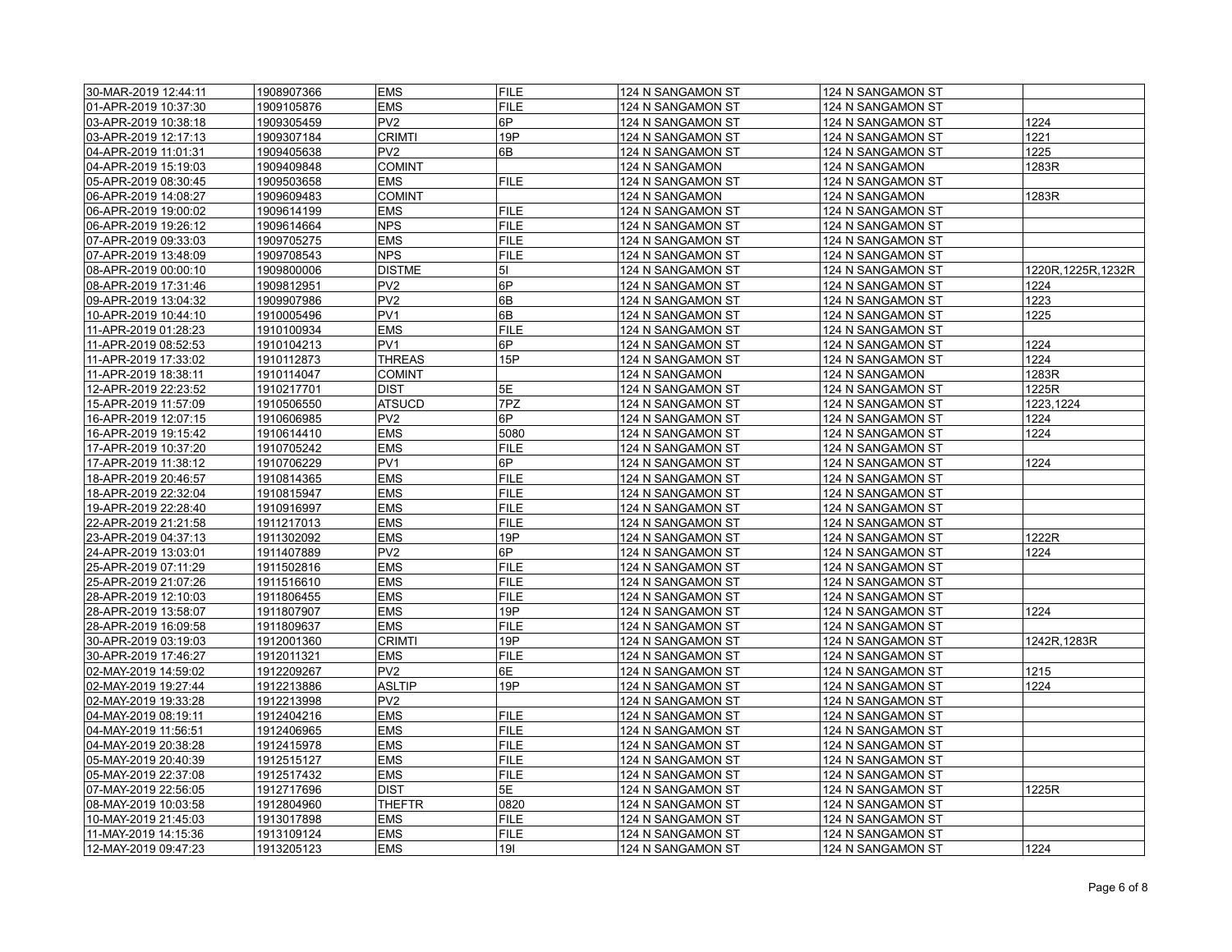|  |  |  |  |  |  |  |
|---|---|---|---|---|---|---|
| 30-MAR-2019 12:44:11 | 1908907366 | EMS | FILE | 124 N SANGAMON ST | 124 N SANGAMON ST |  |
| 01-APR-2019 10:37:30 | 1909105876 | EMS | FILE | 124 N SANGAMON ST | 124 N SANGAMON ST |  |
| 03-APR-2019 10:38:18 | 1909305459 | PV2 | 6P | 124 N SANGAMON ST | 124 N SANGAMON ST | 1224 |
| 03-APR-2019 12:17:13 | 1909307184 | CRIMTI | 19P | 124 N SANGAMON ST | 124 N SANGAMON ST | 1221 |
| 04-APR-2019 11:01:31 | 1909405638 | PV2 | 6B | 124 N SANGAMON ST | 124 N SANGAMON ST | 1225 |
| 04-APR-2019 15:19:03 | 1909409848 | COMINT |  | 124 N SANGAMON | 124 N SANGAMON | 1283R |
| 05-APR-2019 08:30:45 | 1909503658 | EMS | FILE | 124 N SANGAMON ST | 124 N SANGAMON ST |  |
| 06-APR-2019 14:08:27 | 1909609483 | COMINT |  | 124 N SANGAMON | 124 N SANGAMON | 1283R |
| 06-APR-2019 19:00:02 | 1909614199 | EMS | FILE | 124 N SANGAMON ST | 124 N SANGAMON ST |  |
| 06-APR-2019 19:26:12 | 1909614664 | NPS | FILE | 124 N SANGAMON ST | 124 N SANGAMON ST |  |
| 07-APR-2019 09:33:03 | 1909705275 | EMS | FILE | 124 N SANGAMON ST | 124 N SANGAMON ST |  |
| 07-APR-2019 13:48:09 | 1909708543 | NPS | FILE | 124 N SANGAMON ST | 124 N SANGAMON ST |  |
| 08-APR-2019 00:00:10 | 1909800006 | DISTME | 5I | 124 N SANGAMON ST | 124 N SANGAMON ST | 1220R,1225R,1232R |
| 08-APR-2019 17:31:46 | 1909812951 | PV2 | 6P | 124 N SANGAMON ST | 124 N SANGAMON ST | 1224 |
| 09-APR-2019 13:04:32 | 1909907986 | PV2 | 6B | 124 N SANGAMON ST | 124 N SANGAMON ST | 1223 |
| 10-APR-2019 10:44:10 | 1910005496 | PV1 | 6B | 124 N SANGAMON ST | 124 N SANGAMON ST | 1225 |
| 11-APR-2019 01:28:23 | 1910100934 | EMS | FILE | 124 N SANGAMON ST | 124 N SANGAMON ST |  |
| 11-APR-2019 08:52:53 | 1910104213 | PV1 | 6P | 124 N SANGAMON ST | 124 N SANGAMON ST | 1224 |
| 11-APR-2019 17:33:02 | 1910112873 | THREAS | 15P | 124 N SANGAMON ST | 124 N SANGAMON ST | 1224 |
| 11-APR-2019 18:38:11 | 1910114047 | COMINT |  | 124 N SANGAMON | 124 N SANGAMON | 1283R |
| 12-APR-2019 22:23:52 | 1910217701 | DIST | 5E | 124 N SANGAMON ST | 124 N SANGAMON ST | 1225R |
| 15-APR-2019 11:57:09 | 1910506550 | ATSUCD | 7PZ | 124 N SANGAMON ST | 124 N SANGAMON ST | 1223,1224 |
| 16-APR-2019 12:07:15 | 1910606985 | PV2 | 6P | 124 N SANGAMON ST | 124 N SANGAMON ST | 1224 |
| 16-APR-2019 19:15:42 | 1910614410 | EMS | 5080 | 124 N SANGAMON ST | 124 N SANGAMON ST | 1224 |
| 17-APR-2019 10:37:20 | 1910705242 | EMS | FILE | 124 N SANGAMON ST | 124 N SANGAMON ST |  |
| 17-APR-2019 11:38:12 | 1910706229 | PV1 | 6P | 124 N SANGAMON ST | 124 N SANGAMON ST | 1224 |
| 18-APR-2019 20:46:57 | 1910814365 | EMS | FILE | 124 N SANGAMON ST | 124 N SANGAMON ST |  |
| 18-APR-2019 22:32:04 | 1910815947 | EMS | FILE | 124 N SANGAMON ST | 124 N SANGAMON ST |  |
| 19-APR-2019 22:28:40 | 1910916997 | EMS | FILE | 124 N SANGAMON ST | 124 N SANGAMON ST |  |
| 22-APR-2019 21:21:58 | 1911217013 | EMS | FILE | 124 N SANGAMON ST | 124 N SANGAMON ST |  |
| 23-APR-2019 04:37:13 | 1911302092 | EMS | 19P | 124 N SANGAMON ST | 124 N SANGAMON ST | 1222R |
| 24-APR-2019 13:03:01 | 1911407889 | PV2 | 6P | 124 N SANGAMON ST | 124 N SANGAMON ST | 1224 |
| 25-APR-2019 07:11:29 | 1911502816 | EMS | FILE | 124 N SANGAMON ST | 124 N SANGAMON ST |  |
| 25-APR-2019 21:07:26 | 1911516610 | EMS | FILE | 124 N SANGAMON ST | 124 N SANGAMON ST |  |
| 28-APR-2019 12:10:03 | 1911806455 | EMS | FILE | 124 N SANGAMON ST | 124 N SANGAMON ST |  |
| 28-APR-2019 13:58:07 | 1911807907 | EMS | 19P | 124 N SANGAMON ST | 124 N SANGAMON ST | 1224 |
| 28-APR-2019 16:09:58 | 1911809637 | EMS | FILE | 124 N SANGAMON ST | 124 N SANGAMON ST |  |
| 30-APR-2019 03:19:03 | 1912001360 | CRIMTI | 19P | 124 N SANGAMON ST | 124 N SANGAMON ST | 1242R,1283R |
| 30-APR-2019 17:46:27 | 1912011321 | EMS | FILE | 124 N SANGAMON ST | 124 N SANGAMON ST |  |
| 02-MAY-2019 14:59:02 | 1912209267 | PV2 | 6E | 124 N SANGAMON ST | 124 N SANGAMON ST | 1215 |
| 02-MAY-2019 19:27:44 | 1912213886 | ASLTIP | 19P | 124 N SANGAMON ST | 124 N SANGAMON ST | 1224 |
| 02-MAY-2019 19:33:28 | 1912213998 | PV2 |  | 124 N SANGAMON ST | 124 N SANGAMON ST |  |
| 04-MAY-2019 08:19:11 | 1912404216 | EMS | FILE | 124 N SANGAMON ST | 124 N SANGAMON ST |  |
| 04-MAY-2019 11:56:51 | 1912406965 | EMS | FILE | 124 N SANGAMON ST | 124 N SANGAMON ST |  |
| 04-MAY-2019 20:38:28 | 1912415978 | EMS | FILE | 124 N SANGAMON ST | 124 N SANGAMON ST |  |
| 05-MAY-2019 20:40:39 | 1912515127 | EMS | FILE | 124 N SANGAMON ST | 124 N SANGAMON ST |  |
| 05-MAY-2019 22:37:08 | 1912517432 | EMS | FILE | 124 N SANGAMON ST | 124 N SANGAMON ST |  |
| 07-MAY-2019 22:56:05 | 1912717696 | DIST | 5E | 124 N SANGAMON ST | 124 N SANGAMON ST | 1225R |
| 08-MAY-2019 10:03:58 | 1912804960 | THEFTR | 0820 | 124 N SANGAMON ST | 124 N SANGAMON ST |  |
| 10-MAY-2019 21:45:03 | 1913017898 | EMS | FILE | 124 N SANGAMON ST | 124 N SANGAMON ST |  |
| 11-MAY-2019 14:15:36 | 1913109124 | EMS | FILE | 124 N SANGAMON ST | 124 N SANGAMON ST |  |
| 12-MAY-2019 09:47:23 | 1913205123 | EMS | 19I | 124 N SANGAMON ST | 124 N SANGAMON ST | 1224 |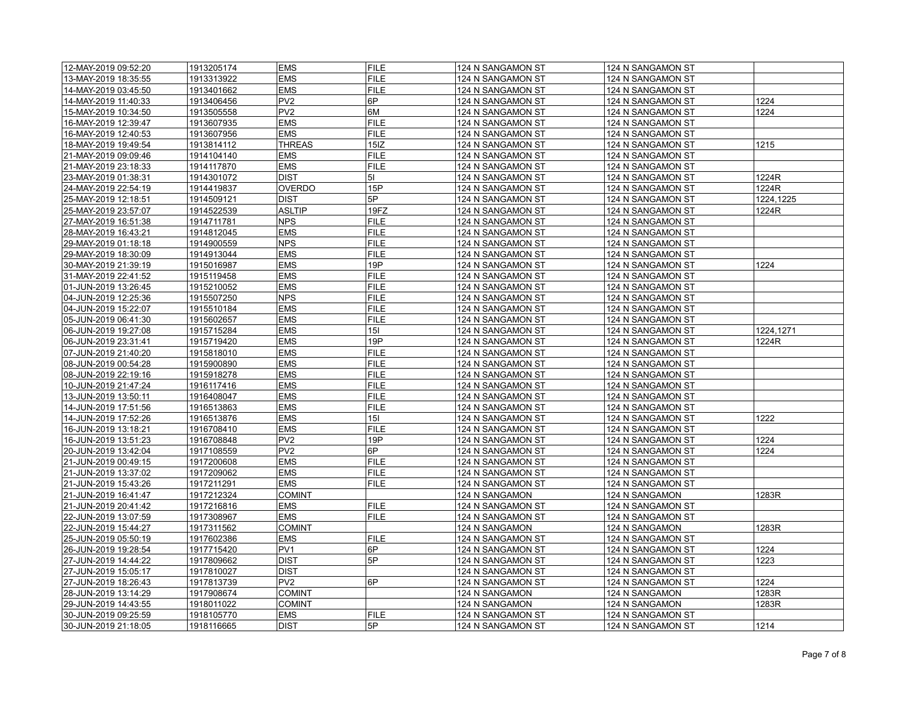| | | | | | | |
|---|---|---|---|---|---|---|
| 12-MAY-2019 09:52:20 | 1913205174 | EMS | FILE | 124 N SANGAMON ST | 124 N SANGAMON ST | |
| 13-MAY-2019 18:35:55 | 1913313922 | EMS | FILE | 124 N SANGAMON ST | 124 N SANGAMON ST | |
| 14-MAY-2019 03:45:50 | 1913401662 | EMS | FILE | 124 N SANGAMON ST | 124 N SANGAMON ST | |
| 14-MAY-2019 11:40:33 | 1913406456 | PV2 | 6P | 124 N SANGAMON ST | 124 N SANGAMON ST | 1224 |
| 15-MAY-2019 10:34:50 | 1913505558 | PV2 | 6M | 124 N SANGAMON ST | 124 N SANGAMON ST | 1224 |
| 16-MAY-2019 12:39:47 | 1913607935 | EMS | FILE | 124 N SANGAMON ST | 124 N SANGAMON ST | |
| 16-MAY-2019 12:40:53 | 1913607956 | EMS | FILE | 124 N SANGAMON ST | 124 N SANGAMON ST | |
| 18-MAY-2019 19:49:54 | 1913814112 | THREAS | 15IZ | 124 N SANGAMON ST | 124 N SANGAMON ST | 1215 |
| 21-MAY-2019 09:09:46 | 1914104140 | EMS | FILE | 124 N SANGAMON ST | 124 N SANGAMON ST | |
| 21-MAY-2019 23:18:33 | 1914117870 | EMS | FILE | 124 N SANGAMON ST | 124 N SANGAMON ST | |
| 23-MAY-2019 01:38:31 | 1914301072 | DIST | 5I | 124 N SANGAMON ST | 124 N SANGAMON ST | 1224R |
| 24-MAY-2019 22:54:19 | 1914419837 | OVERDO | 15P | 124 N SANGAMON ST | 124 N SANGAMON ST | 1224R |
| 25-MAY-2019 12:18:51 | 1914509121 | DIST | 5P | 124 N SANGAMON ST | 124 N SANGAMON ST | 1224,1225 |
| 25-MAY-2019 23:57:07 | 1914522539 | ASLTIP | 19FZ | 124 N SANGAMON ST | 124 N SANGAMON ST | 1224R |
| 27-MAY-2019 16:51:38 | 1914711781 | NPS | FILE | 124 N SANGAMON ST | 124 N SANGAMON ST | |
| 28-MAY-2019 16:43:21 | 1914812045 | EMS | FILE | 124 N SANGAMON ST | 124 N SANGAMON ST | |
| 29-MAY-2019 01:18:18 | 1914900559 | NPS | FILE | 124 N SANGAMON ST | 124 N SANGAMON ST | |
| 29-MAY-2019 18:30:09 | 1914913044 | EMS | FILE | 124 N SANGAMON ST | 124 N SANGAMON ST | |
| 30-MAY-2019 21:39:19 | 1915016987 | EMS | 19P | 124 N SANGAMON ST | 124 N SANGAMON ST | 1224 |
| 31-MAY-2019 22:41:52 | 1915119458 | EMS | FILE | 124 N SANGAMON ST | 124 N SANGAMON ST | |
| 01-JUN-2019 13:26:45 | 1915210052 | EMS | FILE | 124 N SANGAMON ST | 124 N SANGAMON ST | |
| 04-JUN-2019 12:25:36 | 1915507250 | NPS | FILE | 124 N SANGAMON ST | 124 N SANGAMON ST | |
| 04-JUN-2019 15:22:07 | 1915510184 | EMS | FILE | 124 N SANGAMON ST | 124 N SANGAMON ST | |
| 05-JUN-2019 06:41:30 | 1915602657 | EMS | FILE | 124 N SANGAMON ST | 124 N SANGAMON ST | |
| 06-JUN-2019 19:27:08 | 1915715284 | EMS | 15I | 124 N SANGAMON ST | 124 N SANGAMON ST | 1224,1271 |
| 06-JUN-2019 23:31:41 | 1915719420 | EMS | 19P | 124 N SANGAMON ST | 124 N SANGAMON ST | 1224R |
| 07-JUN-2019 21:40:20 | 1915818010 | EMS | FILE | 124 N SANGAMON ST | 124 N SANGAMON ST | |
| 08-JUN-2019 00:54:28 | 1915900890 | EMS | FILE | 124 N SANGAMON ST | 124 N SANGAMON ST | |
| 08-JUN-2019 22:19:16 | 1915918278 | EMS | FILE | 124 N SANGAMON ST | 124 N SANGAMON ST | |
| 10-JUN-2019 21:47:24 | 1916117416 | EMS | FILE | 124 N SANGAMON ST | 124 N SANGAMON ST | |
| 13-JUN-2019 13:50:11 | 1916408047 | EMS | FILE | 124 N SANGAMON ST | 124 N SANGAMON ST | |
| 14-JUN-2019 17:51:56 | 1916513863 | EMS | FILE | 124 N SANGAMON ST | 124 N SANGAMON ST | |
| 14-JUN-2019 17:52:26 | 1916513876 | EMS | 15I | 124 N SANGAMON ST | 124 N SANGAMON ST | 1222 |
| 16-JUN-2019 13:18:21 | 1916708410 | EMS | FILE | 124 N SANGAMON ST | 124 N SANGAMON ST | |
| 16-JUN-2019 13:51:23 | 1916708848 | PV2 | 19P | 124 N SANGAMON ST | 124 N SANGAMON ST | 1224 |
| 20-JUN-2019 13:42:04 | 1917108559 | PV2 | 6P | 124 N SANGAMON ST | 124 N SANGAMON ST | 1224 |
| 21-JUN-2019 00:49:15 | 1917200608 | EMS | FILE | 124 N SANGAMON ST | 124 N SANGAMON ST | |
| 21-JUN-2019 13:37:02 | 1917209062 | EMS | FILE | 124 N SANGAMON ST | 124 N SANGAMON ST | |
| 21-JUN-2019 15:43:26 | 1917211291 | EMS | FILE | 124 N SANGAMON ST | 124 N SANGAMON ST | |
| 21-JUN-2019 16:41:47 | 1917212324 | COMINT | | 124 N SANGAMON | 124 N SANGAMON | 1283R |
| 21-JUN-2019 20:41:42 | 1917216816 | EMS | FILE | 124 N SANGAMON ST | 124 N SANGAMON ST | |
| 22-JUN-2019 13:07:59 | 1917308967 | EMS | FILE | 124 N SANGAMON ST | 124 N SANGAMON ST | |
| 22-JUN-2019 15:44:27 | 1917311562 | COMINT | | 124 N SANGAMON | 124 N SANGAMON | 1283R |
| 25-JUN-2019 05:50:19 | 1917602386 | EMS | FILE | 124 N SANGAMON ST | 124 N SANGAMON ST | |
| 26-JUN-2019 19:28:54 | 1917715420 | PV1 | 6P | 124 N SANGAMON ST | 124 N SANGAMON ST | 1224 |
| 27-JUN-2019 14:44:22 | 1917809662 | DIST | 5P | 124 N SANGAMON ST | 124 N SANGAMON ST | 1223 |
| 27-JUN-2019 15:05:17 | 1917810027 | DIST | | 124 N SANGAMON ST | 124 N SANGAMON ST | |
| 27-JUN-2019 18:26:43 | 1917813739 | PV2 | 6P | 124 N SANGAMON ST | 124 N SANGAMON ST | 1224 |
| 28-JUN-2019 13:14:29 | 1917908674 | COMINT | | 124 N SANGAMON | 124 N SANGAMON | 1283R |
| 29-JUN-2019 14:43:55 | 1918011022 | COMINT | | 124 N SANGAMON | 124 N SANGAMON | 1283R |
| 30-JUN-2019 09:25:59 | 1918105770 | EMS | FILE | 124 N SANGAMON ST | 124 N SANGAMON ST | |
| 30-JUN-2019 21:18:05 | 1918116665 | DIST | 5P | 124 N SANGAMON ST | 124 N SANGAMON ST | 1214 |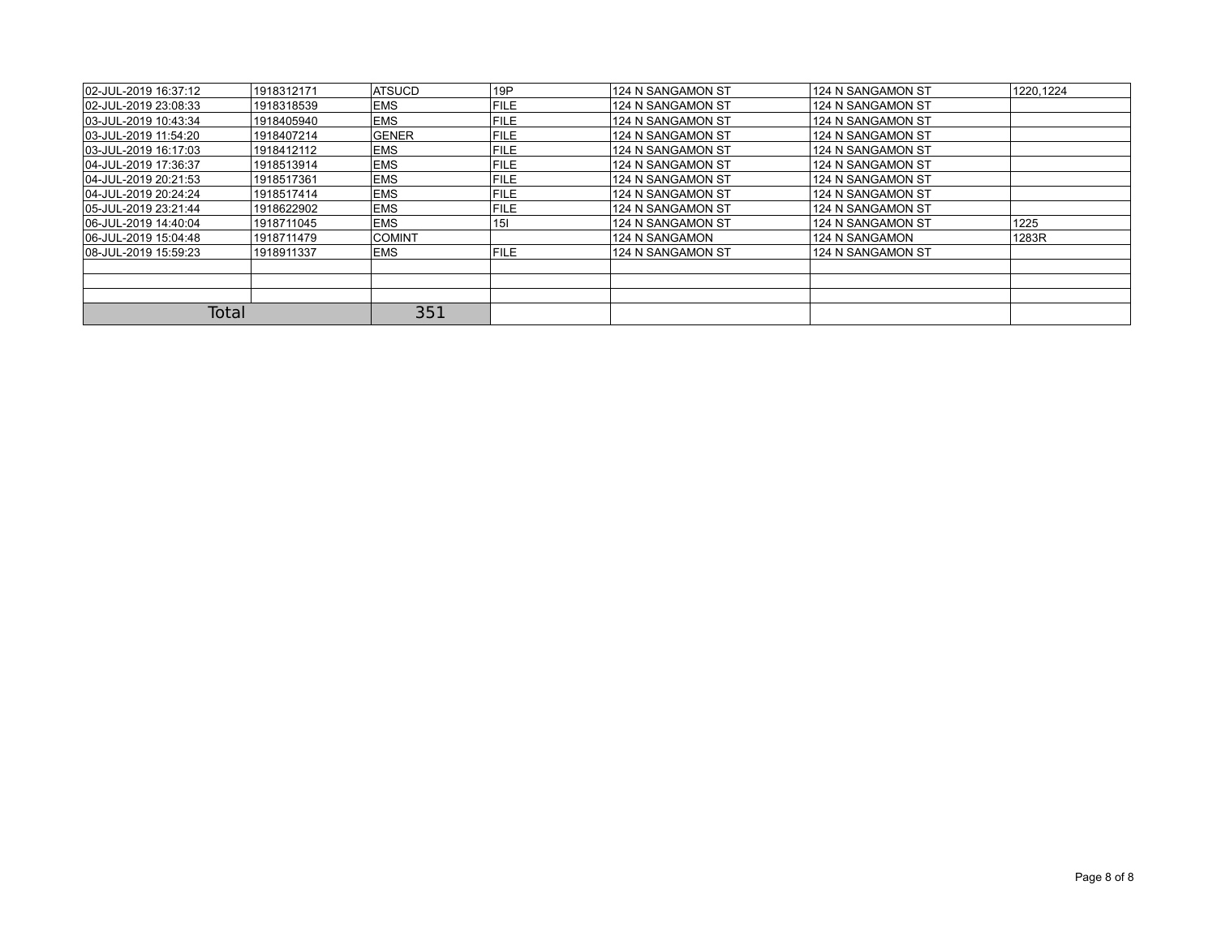| | | | | | | |
|---|---|---|---|---|---|---|
| 02-JUL-2019 16:37:12 | 1918312171 | ATSUCD | 19P | 124 N SANGAMON ST | 124 N SANGAMON ST | 1220,1224 |
| 02-JUL-2019 23:08:33 | 1918318539 | EMS | FILE | 124 N SANGAMON ST | 124 N SANGAMON ST | |
| 03-JUL-2019 10:43:34 | 1918405940 | EMS | FILE | 124 N SANGAMON ST | 124 N SANGAMON ST | |
| 03-JUL-2019 11:54:20 | 1918407214 | GENER | FILE | 124 N SANGAMON ST | 124 N SANGAMON ST | |
| 03-JUL-2019 16:17:03 | 1918412112 | EMS | FILE | 124 N SANGAMON ST | 124 N SANGAMON ST | |
| 04-JUL-2019 17:36:37 | 1918513914 | EMS | FILE | 124 N SANGAMON ST | 124 N SANGAMON ST | |
| 04-JUL-2019 20:21:53 | 1918517361 | EMS | FILE | 124 N SANGAMON ST | 124 N SANGAMON ST | |
| 04-JUL-2019 20:24:24 | 1918517414 | EMS | FILE | 124 N SANGAMON ST | 124 N SANGAMON ST | |
| 05-JUL-2019 23:21:44 | 1918622902 | EMS | FILE | 124 N SANGAMON ST | 124 N SANGAMON ST | |
| 06-JUL-2019 14:40:04 | 1918711045 | EMS | 15I | 124 N SANGAMON ST | 124 N SANGAMON ST | 1225 |
| 06-JUL-2019 15:04:48 | 1918711479 | COMINT | | 124 N SANGAMON | 124 N SANGAMON | 1283R |
| 08-JUL-2019 15:59:23 | 1918911337 | EMS | FILE | 124 N SANGAMON ST | 124 N SANGAMON ST | |
| | | | | | | |
| | | | | | | |
| Total | | 351 | | | | |